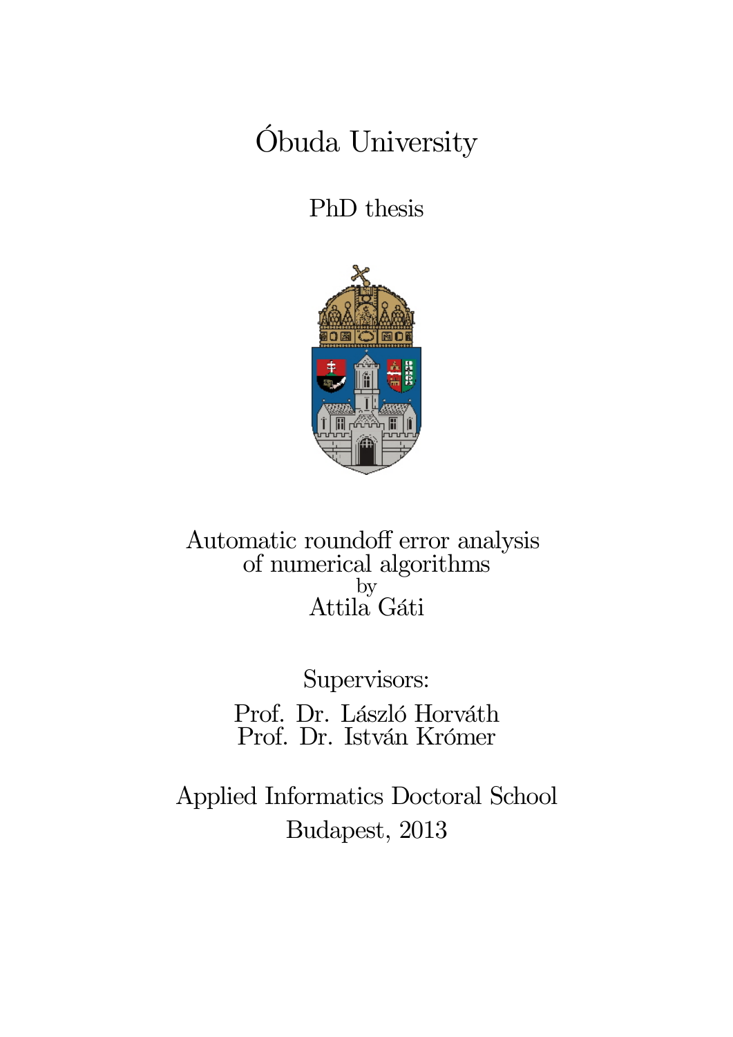# Óbuda University

## PhD thesis

## Automatic roundoff error analysis of numerical algorithms

by

Attila Gáti

Supervisors:

Prof. Dr. László Horváth

Prof. Dr. István Krómer

Applied Informatics Doctoral School

Budapest, 2013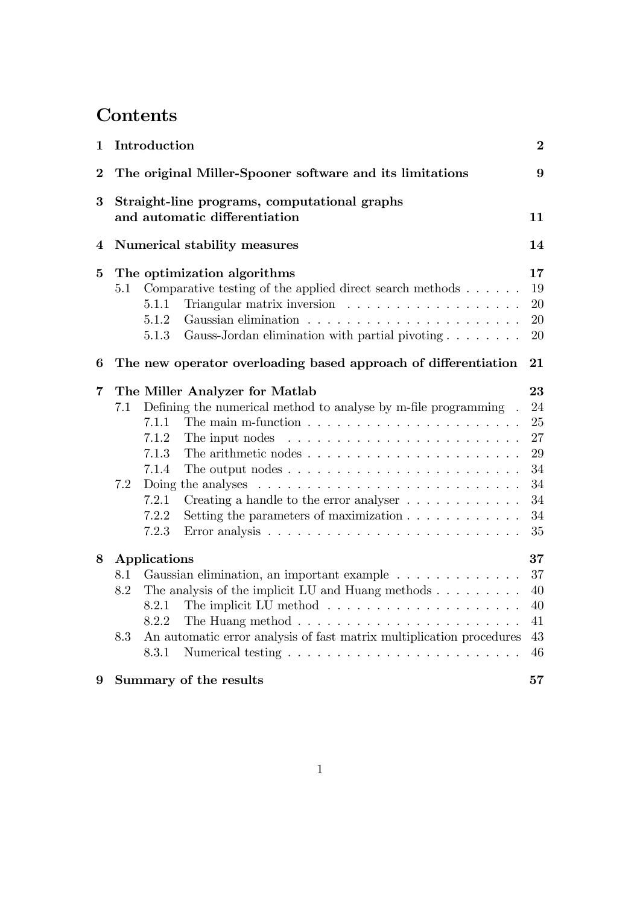# Contents

| | | |
|---|---|---|
| **1** | **Introduction** | **2** |
| **2** | **The original Miller-Spooner software and its limitations** | **9** |
| **3** | **Straight-line programs, computational graphs and automatic differentiation** | **11** |
| **4** | **Numerical stability measures** | **14** |
| **5** | **The optimization algorithms** | **17** |
| 5.1 | Comparative testing of the applied direct search methods | 19 |
| 5.1.1 | Triangular matrix inversion | 20 |
| 5.1.2 | Gaussian elimination | 20 |
| 5.1.3 | Gauss-Jordan elimination with partial pivoting | 20 |
| **6** | **The new operator overloading based approach of differentiation** | **21** |
| **7** | **The Miller Analyzer for Matlab** | **23** |
| 7.1 | Defining the numerical method to analyse by m-file programming | 24 |
| 7.1.1 | The main m-function | 25 |
| 7.1.2 | The input nodes | 27 |
| 7.1.3 | The arithmetic nodes | 29 |
| 7.1.4 | The output nodes | 34 |
| 7.2 | Doing the analyses | 34 |
| 7.2.1 | Creating a handle to the error analyser | 34 |
| 7.2.2 | Setting the parameters of maximization | 34 |
| 7.2.3 | Error analysis | 35 |
| **8** | **Applications** | **37** |
| 8.1 | Gaussian elimination, an important example | 37 |
| 8.2 | The analysis of the implicit LU and Huang methods | 40 |
| 8.2.1 | The implicit LU method | 40 |
| 8.2.2 | The Huang method | 41 |
| 8.3 | An automatic error analysis of fast matrix multiplication procedures | 43 |
| 8.3.1 | Numerical testing | 46 |
| **9** | **Summary of the results** | **57** |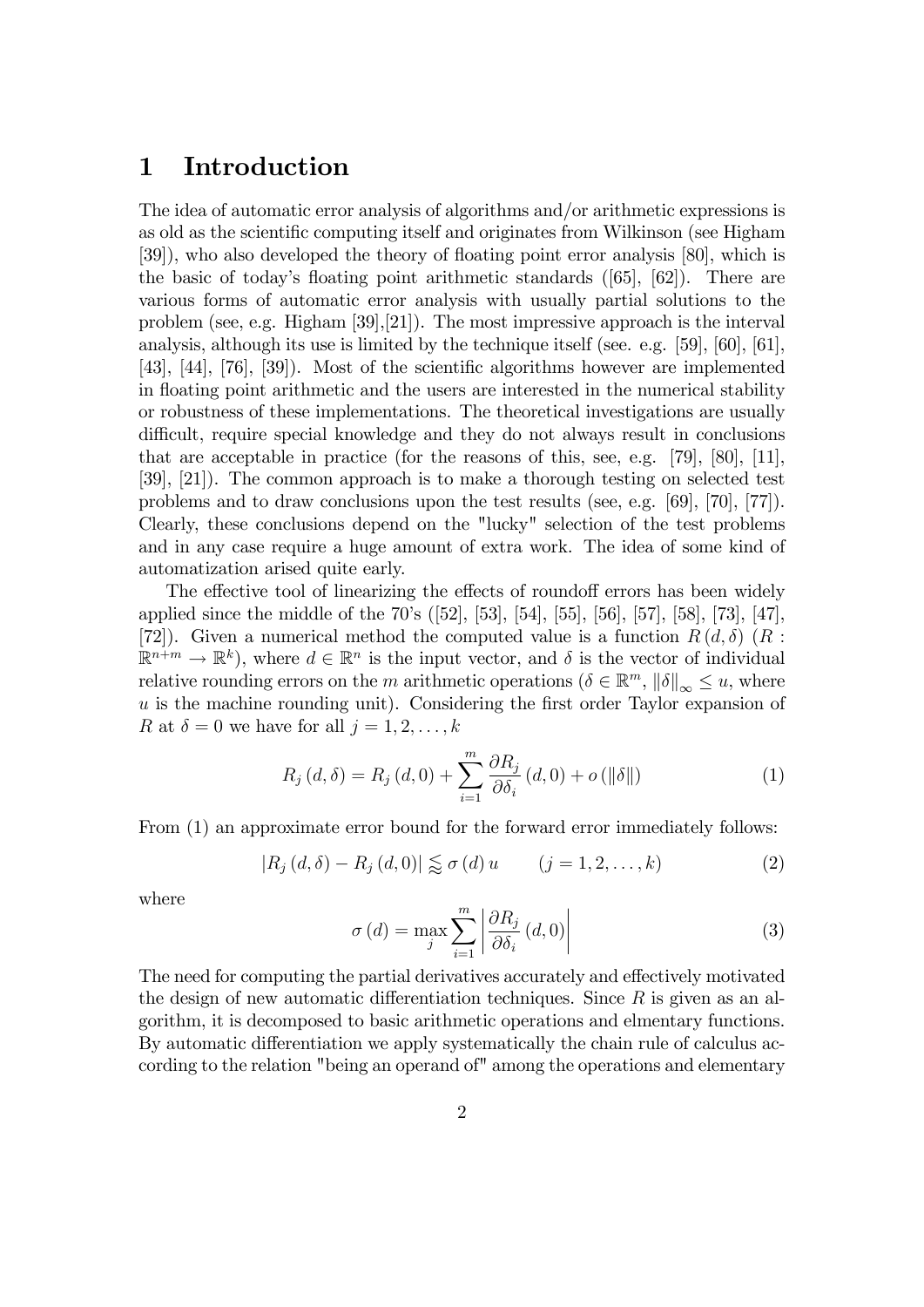# 1 Introduction

The idea of automatic error analysis of algorithms and/or arithmetic expressions is as old as the scientific computing itself and originates from Wilkinson (see Higham [39]), who also developed the theory of floating point error analysis [80], which is the basic of today's floating point arithmetic standards ([65], [62]). There are various forms of automatic error analysis with usually partial solutions to the problem (see, e.g. Higham [39],[21]). The most impressive approach is the interval analysis, although its use is limited by the technique itself (see. e.g. [59], [60], [61], [43], [44], [76], [39]). Most of the scientific algorithms however are implemented in floating point arithmetic and the users are interested in the numerical stability or robustness of these implementations. The theoretical investigations are usually difficult, require special knowledge and they do not always result in conclusions that are acceptable in practice (for the reasons of this, see, e.g. [79], [80], [11], [39], [21]). The common approach is to make a thorough testing on selected test problems and to draw conclusions upon the test results (see, e.g. [69], [70], [77]). Clearly, these conclusions depend on the "lucky" selection of the test problems and in any case require a huge amount of extra work. The idea of some kind of automatization arised quite early.

The effective tool of linearizing the effects of roundoff errors has been widely applied since the middle of the 70's ([52], [53], [54], [55], [56], [57], [58], [73], [47], [72]). Given a numerical method the computed value is a function $R(d,\delta)$ ($R : \mathbb{R}^{n+m} \to \mathbb{R}^k$), where $d \in \mathbb{R}^n$ is the input vector, and $\delta$ is the vector of individual relative rounding errors on the $m$ arithmetic operations ($\delta \in \mathbb{R}^m$, $\|\delta\|_\infty \leq u$, where $u$ is the machine rounding unit). Considering the first order Taylor expansion of $R$ at $\delta = 0$ we have for all $j = 1, 2, \ldots, k$

$$R_j(d,\delta) = R_j(d,0) + \sum_{i=1}^{m} \frac{\partial R_j}{\partial \delta_i}(d,0) + o(\|\delta\|) \tag{1}$$

From (1) an approximate error bound for the forward error immediately follows:

$$|R_j(d,\delta) - R_j(d,0)| \lessapprox \sigma(d)\, u \qquad (j = 1, 2, \ldots, k) \tag{2}$$

where

$$\sigma(d) = \max_j \sum_{i=1}^{m} \left| \frac{\partial R_j}{\partial \delta_i}(d,0) \right| \tag{3}$$

The need for computing the partial derivatives accurately and effectively motivated the design of new automatic differentiation techniques. Since $R$ is given as an algorithm, it is decomposed to basic arithmetic operations and elmentary functions. By automatic differentiation we apply systematically the chain rule of calculus according to the relation "being an operand of" among the operations and elementary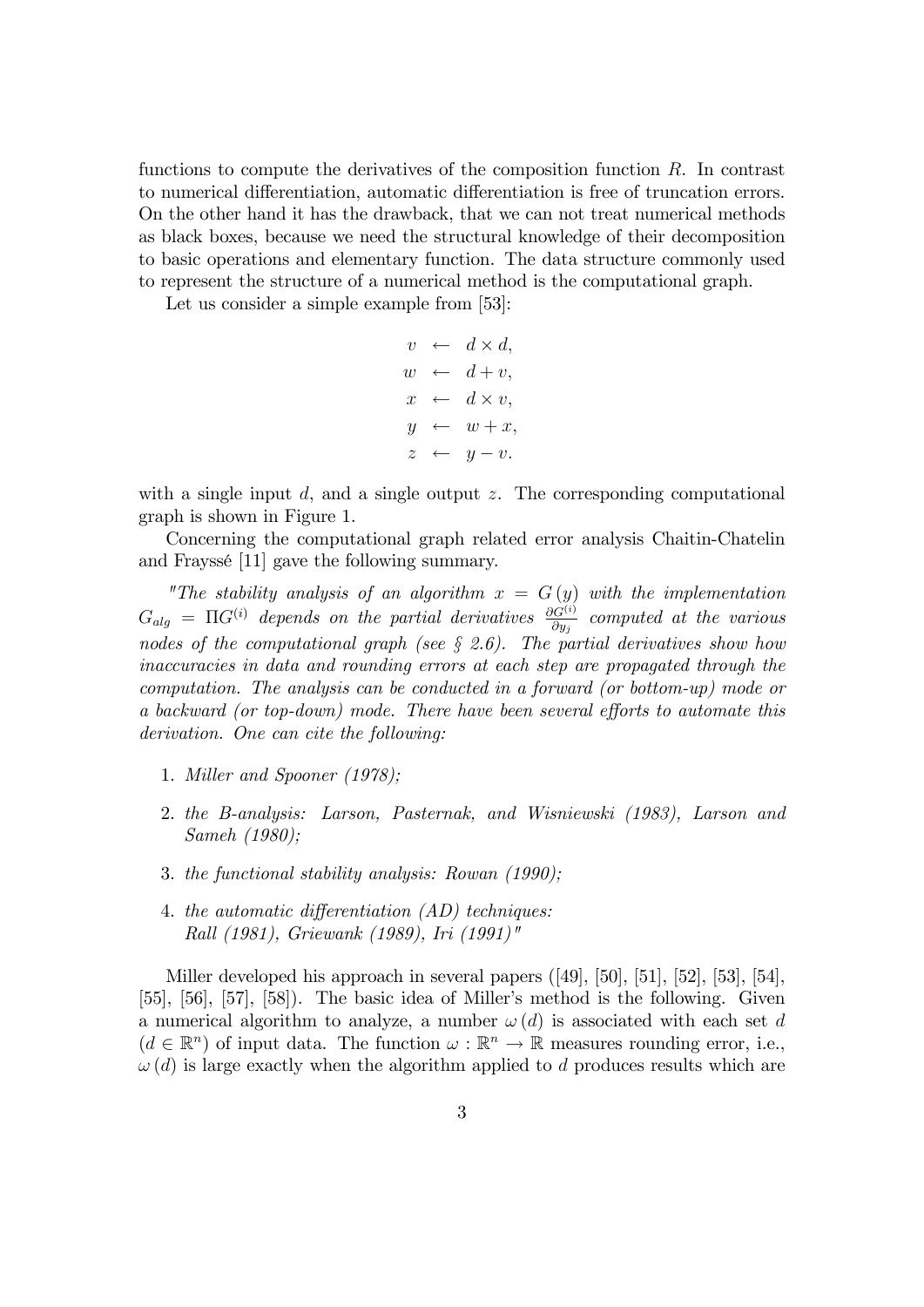functions to compute the derivatives of the composition function $R$. In contrast to numerical differentiation, automatic differentiation is free of truncation errors. On the other hand it has the drawback, that we can not treat numerical methods as black boxes, because we need the structural knowledge of their decomposition to basic operations and elementary function. The data structure commonly used to represent the structure of a numerical method is the computational graph.

Let us consider a simple example from [53]:

$$
\begin{aligned}
v &\leftarrow d \times d, \\
w &\leftarrow d + v, \\
x &\leftarrow d \times v, \\
y &\leftarrow w + x, \\
z &\leftarrow y - v.
\end{aligned}
$$

with a single input $d$, and a single output $z$. The corresponding computational graph is shown in Figure 1.

Concerning the computational graph related error analysis Chaitin-Chatelin and Frayssé [11] gave the following summary.

*"The stability analysis of an algorithm $x = G(y)$ with the implementation $G_{alg} = \Pi G^{(i)}$ depends on the partial derivatives $\frac{\partial G^{(i)}}{\partial y_j}$ computed at the various nodes of the computational graph (see § 2.6). The partial derivatives show how inaccuracies in data and rounding errors at each step are propagated through the computation. The analysis can be conducted in a forward (or bottom-up) mode or a backward (or top-down) mode. There have been several efforts to automate this derivation. One can cite the following:*

1. *Miller and Spooner (1978);*
2. *the B-analysis: Larson, Pasternak, and Wisniewski (1983), Larson and Sameh (1980);*
3. *the functional stability analysis: Rowan (1990);*
4. *the automatic differentiation (AD) techniques: Rall (1981), Griewank (1989), Iri (1991)"*

Miller developed his approach in several papers ([49], [50], [51], [52], [53], [54], [55], [56], [57], [58]). The basic idea of Miller's method is the following. Given a numerical algorithm to analyze, a number $\omega(d)$ is associated with each set $d$ ($d \in \mathbb{R}^n$) of input data. The function $\omega : \mathbb{R}^n \to \mathbb{R}$ measures rounding error, i.e., $\omega(d)$ is large exactly when the algorithm applied to $d$ produces results which are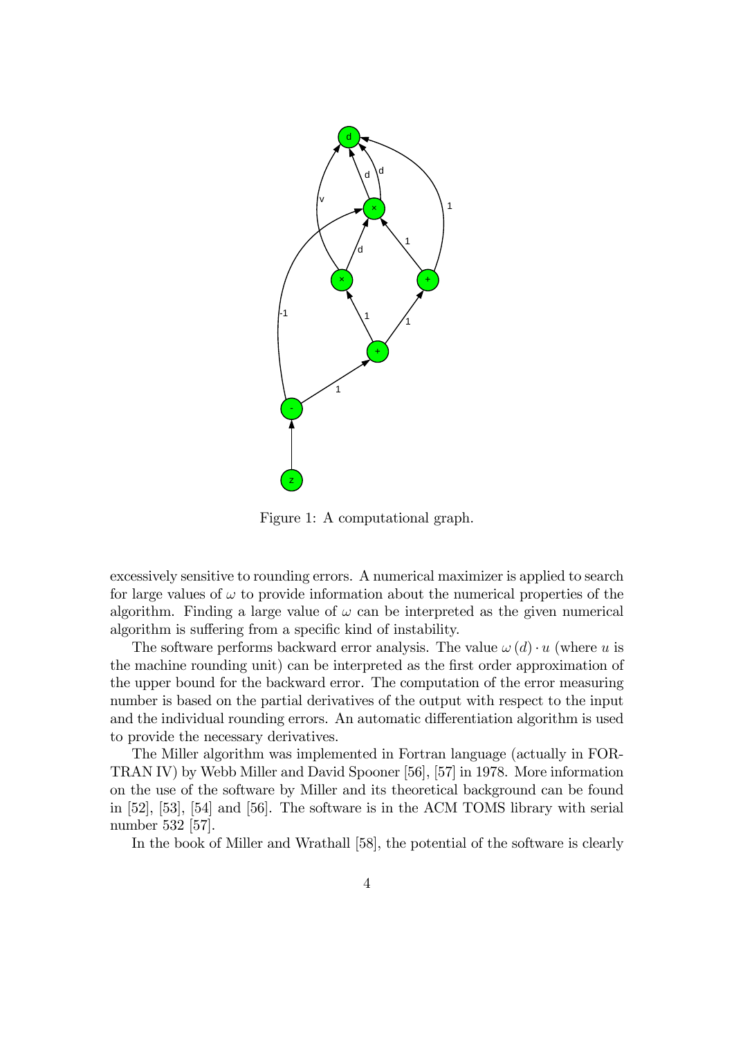Figure 1: A computational graph.

excessively sensitive to rounding errors. A numerical maximizer is applied to search for large values of $\omega$ to provide information about the numerical properties of the algorithm. Finding a large value of $\omega$ can be interpreted as the given numerical algorithm is suffering from a specific kind of instability.

The software performs backward error analysis. The value $\omega(d) \cdot u$ (where $u$ is the machine rounding unit) can be interpreted as the first order approximation of the upper bound for the backward error. The computation of the error measuring number is based on the partial derivatives of the output with respect to the input and the individual rounding errors. An automatic differentiation algorithm is used to provide the necessary derivatives.

The Miller algorithm was implemented in Fortran language (actually in FORTRAN IV) by Webb Miller and David Spooner [56], [57] in 1978. More information on the use of the software by Miller and its theoretical background can be found in [52], [53], [54] and [56]. The software is in the ACM TOMS library with serial number 532 [57].

In the book of Miller and Wrathall [58], the potential of the software is clearly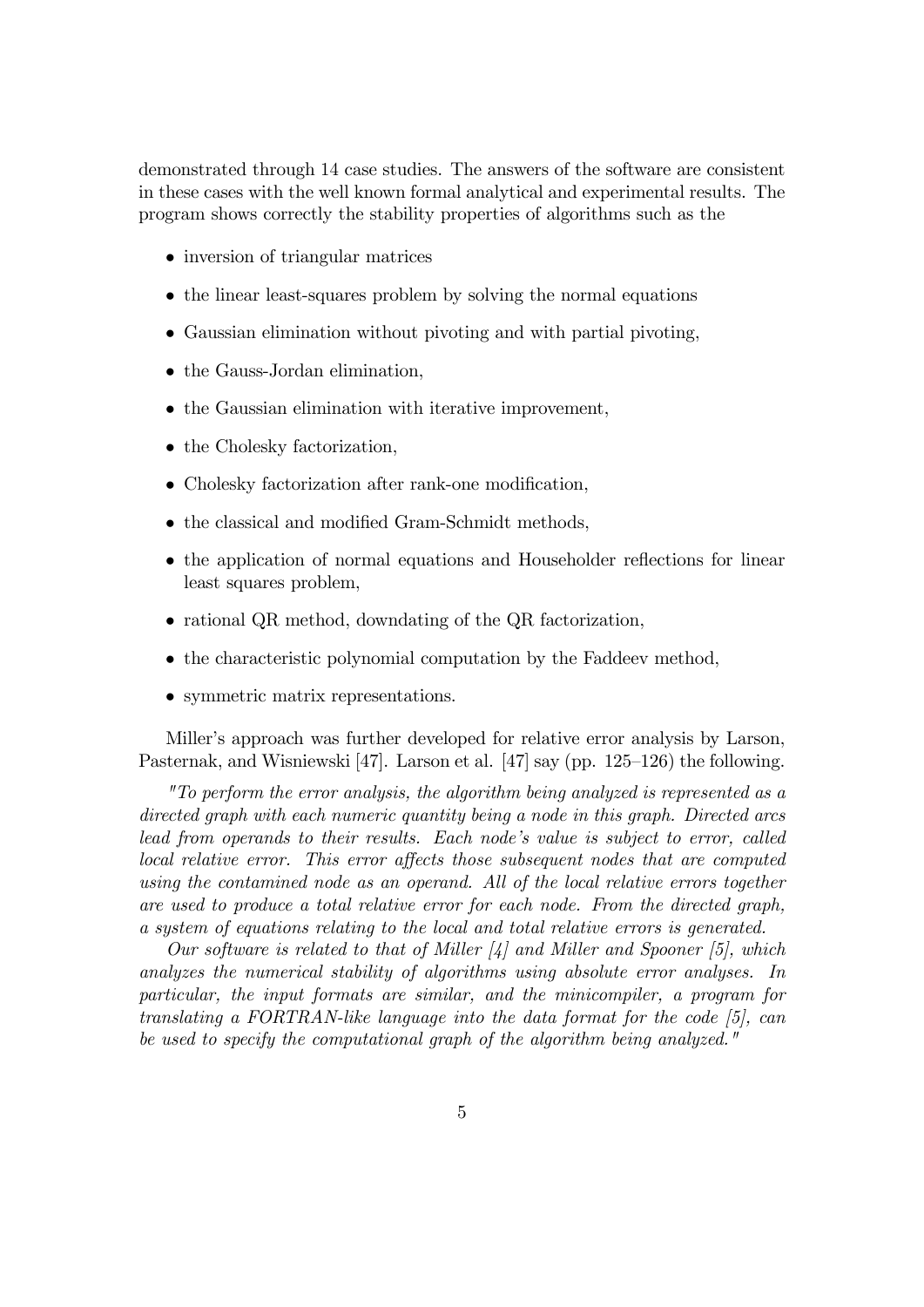demonstrated through 14 case studies. The answers of the software are consistent in these cases with the well known formal analytical and experimental results. The program shows correctly the stability properties of algorithms such as the

- inversion of triangular matrices
- the linear least-squares problem by solving the normal equations
- Gaussian elimination without pivoting and with partial pivoting,
- the Gauss-Jordan elimination,
- the Gaussian elimination with iterative improvement,
- the Cholesky factorization,
- Cholesky factorization after rank-one modification,
- the classical and modified Gram-Schmidt methods,
- the application of normal equations and Householder reflections for linear least squares problem,
- rational QR method, downdating of the QR factorization,
- the characteristic polynomial computation by the Faddeev method,
- symmetric matrix representations.

Miller's approach was further developed for relative error analysis by Larson, Pasternak, and Wisniewski [47]. Larson et al. [47] say (pp. 125–126) the following.

*"To perform the error analysis, the algorithm being analyzed is represented as a directed graph with each numeric quantity being a node in this graph. Directed arcs lead from operands to their results. Each node's value is subject to error, called local relative error. This error affects those subsequent nodes that are computed using the contamined node as an operand. All of the local relative errors together are used to produce a total relative error for each node. From the directed graph, a system of equations relating to the local and total relative errors is generated.*

*Our software is related to that of Miller [4] and Miller and Spooner [5], which analyzes the numerical stability of algorithms using absolute error analyses. In particular, the input formats are similar, and the minicompiler, a program for translating a FORTRAN-like language into the data format for the code [5], can be used to specify the computational graph of the algorithm being analyzed."*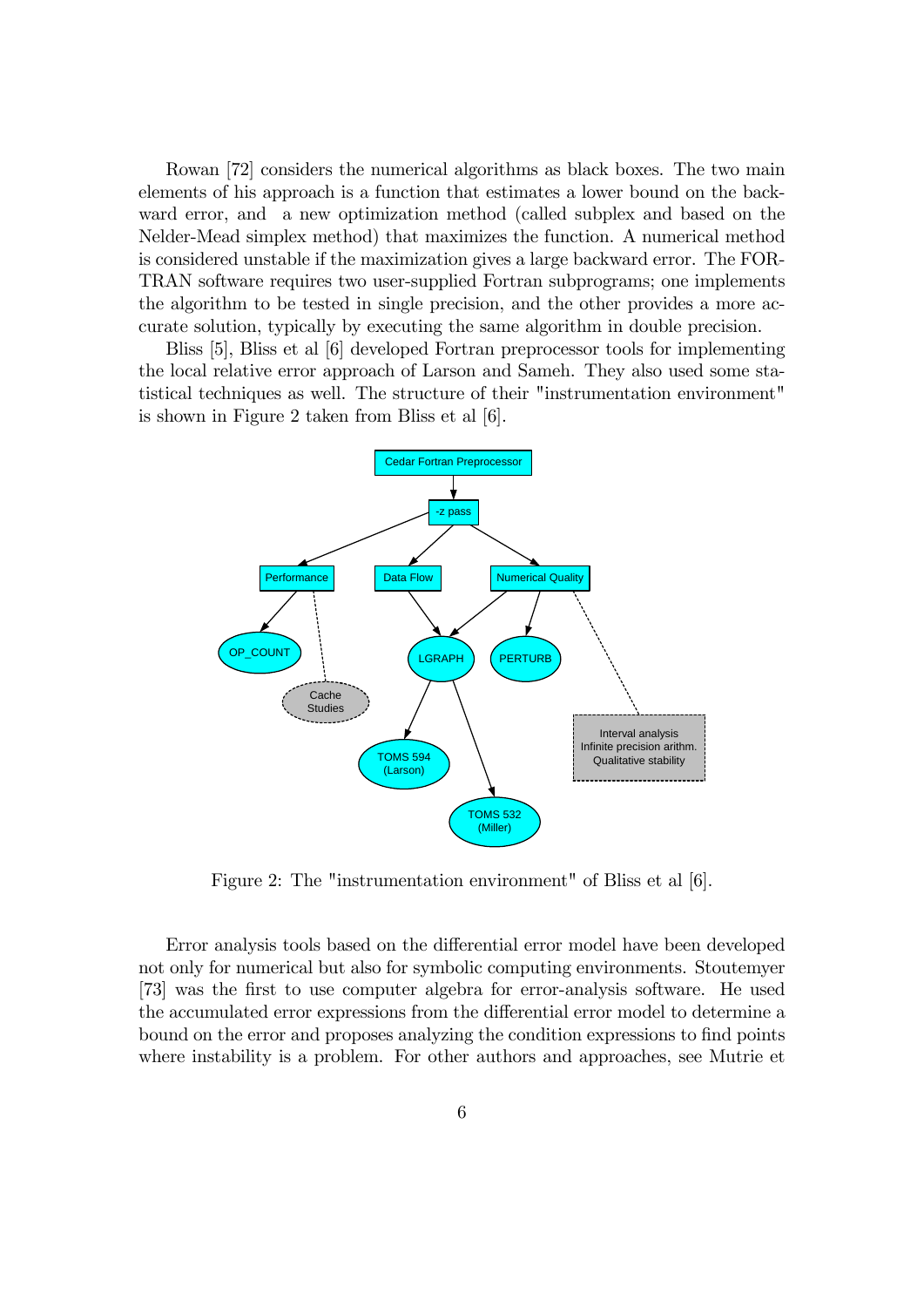Rowan [72] considers the numerical algorithms as black boxes. The two main elements of his approach is a function that estimates a lower bound on the backward error, and a new optimization method (called subplex and based on the Nelder-Mead simplex method) that maximizes the function. A numerical method is considered unstable if the maximization gives a large backward error. The FORTRAN software requires two user-supplied Fortran subprograms; one implements the algorithm to be tested in single precision, and the other provides a more accurate solution, typically by executing the same algorithm in double precision.

Bliss [5], Bliss et al [6] developed Fortran preprocessor tools for implementing the local relative error approach of Larson and Sameh. They also used some statistical techniques as well. The structure of their "instrumentation environment" is shown in Figure 2 taken from Bliss et al [6].

Figure 2: The "instrumentation environment" of Bliss et al [6].

Error analysis tools based on the differential error model have been developed not only for numerical but also for symbolic computing environments. Stoutemyer [73] was the first to use computer algebra for error-analysis software. He used the accumulated error expressions from the differential error model to determine a bound on the error and proposes analyzing the condition expressions to find points where instability is a problem. For other authors and approaches, see Mutrie et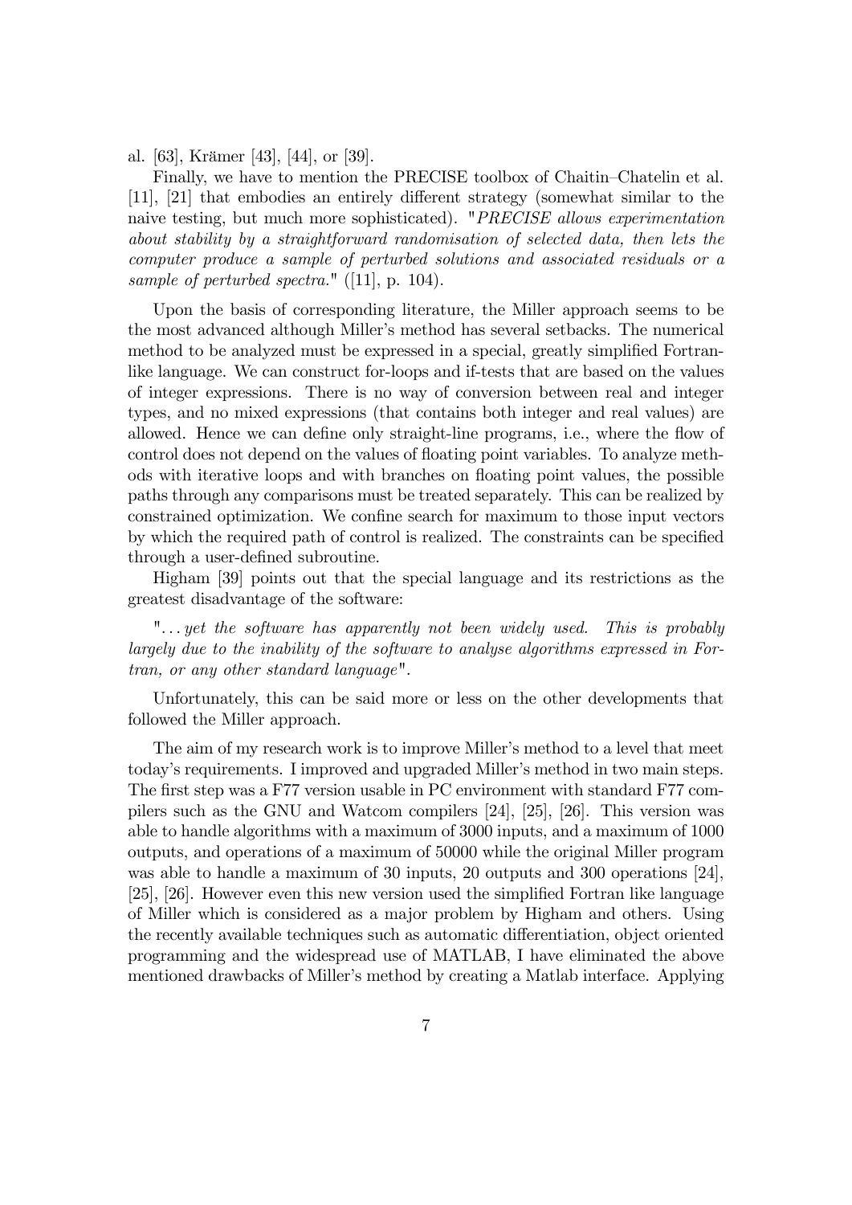al. [63], Krämer [43], [44], or [39].

Finally, we have to mention the PRECISE toolbox of Chaitin–Chatelin et al. [11], [21] that embodies an entirely different strategy (somewhat similar to the naive testing, but much more sophisticated). "*PRECISE allows experimentation about stability by a straightforward randomisation of selected data, then lets the computer produce a sample of perturbed solutions and associated residuals or a sample of perturbed spectra.*" ([11], p. 104).

Upon the basis of corresponding literature, the Miller approach seems to be the most advanced although Miller's method has several setbacks. The numerical method to be analyzed must be expressed in a special, greatly simplified Fortran-like language. We can construct for-loops and if-tests that are based on the values of integer expressions. There is no way of conversion between real and integer types, and no mixed expressions (that contains both integer and real values) are allowed. Hence we can define only straight-line programs, i.e., where the flow of control does not depend on the values of floating point variables. To analyze methods with iterative loops and with branches on floating point values, the possible paths through any comparisons must be treated separately. This can be realized by constrained optimization. We confine search for maximum to those input vectors by which the required path of control is realized. The constraints can be specified through a user-defined subroutine.

Higham [39] points out that the special language and its restrictions as the greatest disadvantage of the software:

"*... yet the software has apparently not been widely used. This is probably largely due to the inability of the software to analyse algorithms expressed in Fortran, or any other standard language*".

Unfortunately, this can be said more or less on the other developments that followed the Miller approach.

The aim of my research work is to improve Miller's method to a level that meet today's requirements. I improved and upgraded Miller's method in two main steps. The first step was a F77 version usable in PC environment with standard F77 compilers such as the GNU and Watcom compilers [24], [25], [26]. This version was able to handle algorithms with a maximum of 3000 inputs, and a maximum of 1000 outputs, and operations of a maximum of 50000 while the original Miller program was able to handle a maximum of 30 inputs, 20 outputs and 300 operations [24], [25], [26]. However even this new version used the simplified Fortran like language of Miller which is considered as a major problem by Higham and others. Using the recently available techniques such as automatic differentiation, object oriented programming and the widespread use of MATLAB, I have eliminated the above mentioned drawbacks of Miller's method by creating a Matlab interface. Applying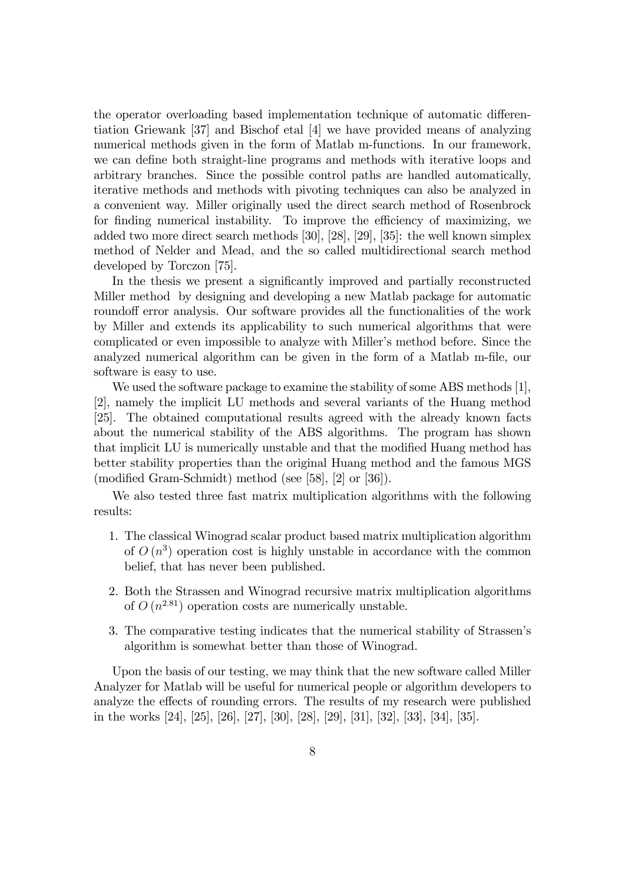the operator overloading based implementation technique of automatic differentiation Griewank [37] and Bischof etal [4] we have provided means of analyzing numerical methods given in the form of Matlab m-functions. In our framework, we can define both straight-line programs and methods with iterative loops and arbitrary branches. Since the possible control paths are handled automatically, iterative methods and methods with pivoting techniques can also be analyzed in a convenient way. Miller originally used the direct search method of Rosenbrock for finding numerical instability. To improve the efficiency of maximizing, we added two more direct search methods [30], [28], [29], [35]: the well known simplex method of Nelder and Mead, and the so called multidirectional search method developed by Torczon [75].

In the thesis we present a significantly improved and partially reconstructed Miller method by designing and developing a new Matlab package for automatic roundoff error analysis. Our software provides all the functionalities of the work by Miller and extends its applicability to such numerical algorithms that were complicated or even impossible to analyze with Miller's method before. Since the analyzed numerical algorithm can be given in the form of a Matlab m-file, our software is easy to use.

We used the software package to examine the stability of some ABS methods [1], [2], namely the implicit LU methods and several variants of the Huang method [25]. The obtained computational results agreed with the already known facts about the numerical stability of the ABS algorithms. The program has shown that implicit LU is numerically unstable and that the modified Huang method has better stability properties than the original Huang method and the famous MGS (modified Gram-Schmidt) method (see [58], [2] or [36]).

We also tested three fast matrix multiplication algorithms with the following results:

1. The classical Winograd scalar product based matrix multiplication algorithm of $O(n^3)$ operation cost is highly unstable in accordance with the common belief, that has never been published.
2. Both the Strassen and Winograd recursive matrix multiplication algorithms of $O(n^{2.81})$ operation costs are numerically unstable.
3. The comparative testing indicates that the numerical stability of Strassen's algorithm is somewhat better than those of Winograd.

Upon the basis of our testing, we may think that the new software called Miller Analyzer for Matlab will be useful for numerical people or algorithm developers to analyze the effects of rounding errors. The results of my research were published in the works [24], [25], [26], [27], [30], [28], [29], [31], [32], [33], [34], [35].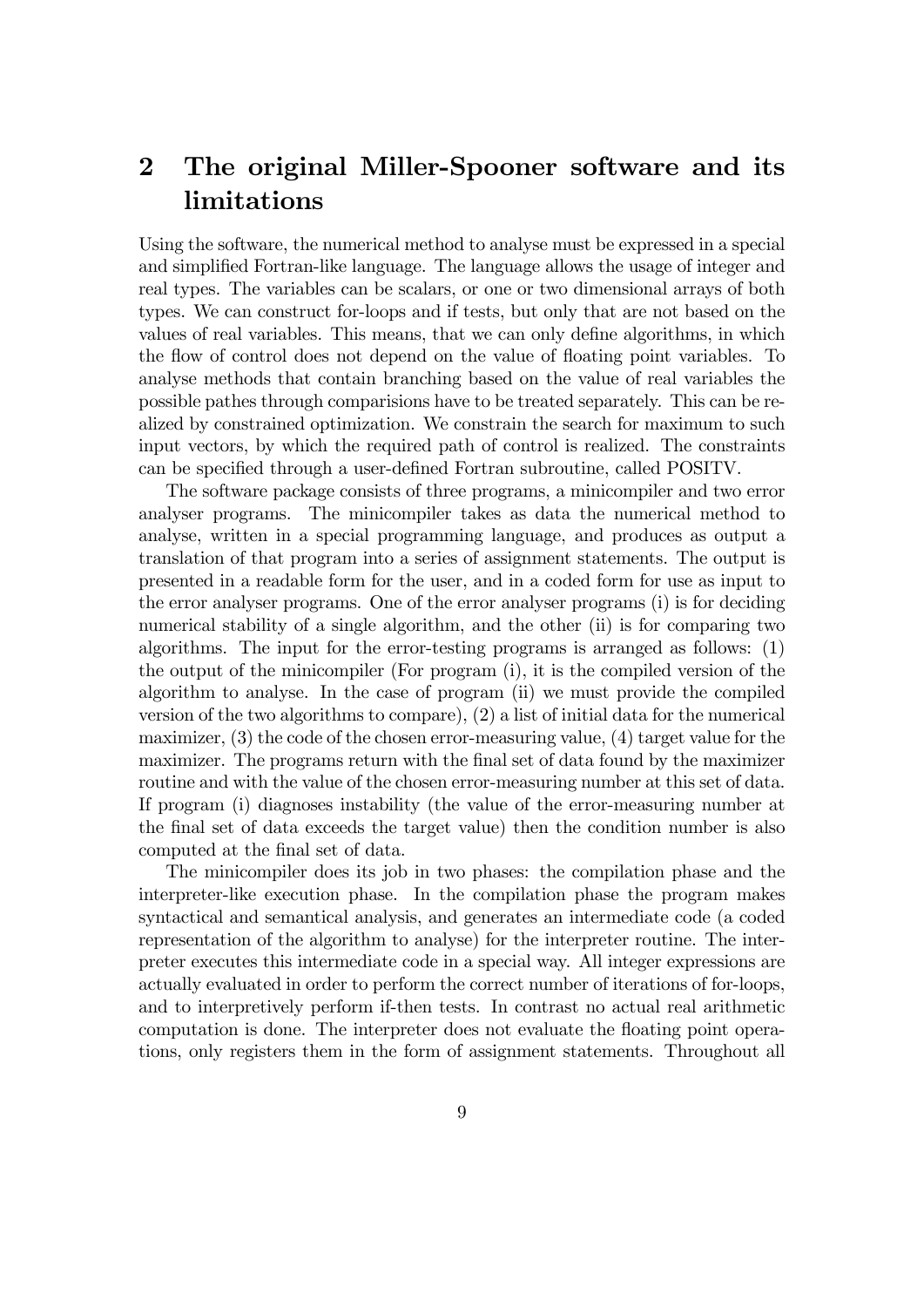## 2 The original Miller-Spooner software and its limitations

Using the software, the numerical method to analyse must be expressed in a special and simplified Fortran-like language. The language allows the usage of integer and real types. The variables can be scalars, or one or two dimensional arrays of both types. We can construct for-loops and if tests, but only that are not based on the values of real variables. This means, that we can only define algorithms, in which the flow of control does not depend on the value of floating point variables. To analyse methods that contain branching based on the value of real variables the possible pathes through comparisions have to be treated separately. This can be realized by constrained optimization. We constrain the search for maximum to such input vectors, by which the required path of control is realized. The constraints can be specified through a user-defined Fortran subroutine, called POSITV.

The software package consists of three programs, a minicompiler and two error analyser programs. The minicompiler takes as data the numerical method to analyse, written in a special programming language, and produces as output a translation of that program into a series of assignment statements. The output is presented in a readable form for the user, and in a coded form for use as input to the error analyser programs. One of the error analyser programs (i) is for deciding numerical stability of a single algorithm, and the other (ii) is for comparing two algorithms. The input for the error-testing programs is arranged as follows: (1) the output of the minicompiler (For program (i), it is the compiled version of the algorithm to analyse. In the case of program (ii) we must provide the compiled version of the two algorithms to compare), (2) a list of initial data for the numerical maximizer, (3) the code of the chosen error-measuring value, (4) target value for the maximizer. The programs return with the final set of data found by the maximizer routine and with the value of the chosen error-measuring number at this set of data. If program (i) diagnoses instability (the value of the error-measuring number at the final set of data exceeds the target value) then the condition number is also computed at the final set of data.

The minicompiler does its job in two phases: the compilation phase and the interpreter-like execution phase. In the compilation phase the program makes syntactical and semantical analysis, and generates an intermediate code (a coded representation of the algorithm to analyse) for the interpreter routine. The interpreter executes this intermediate code in a special way. All integer expressions are actually evaluated in order to perform the correct number of iterations of for-loops, and to interpretively perform if-then tests. In contrast no actual real arithmetic computation is done. The interpreter does not evaluate the floating point operations, only registers them in the form of assignment statements. Throughout all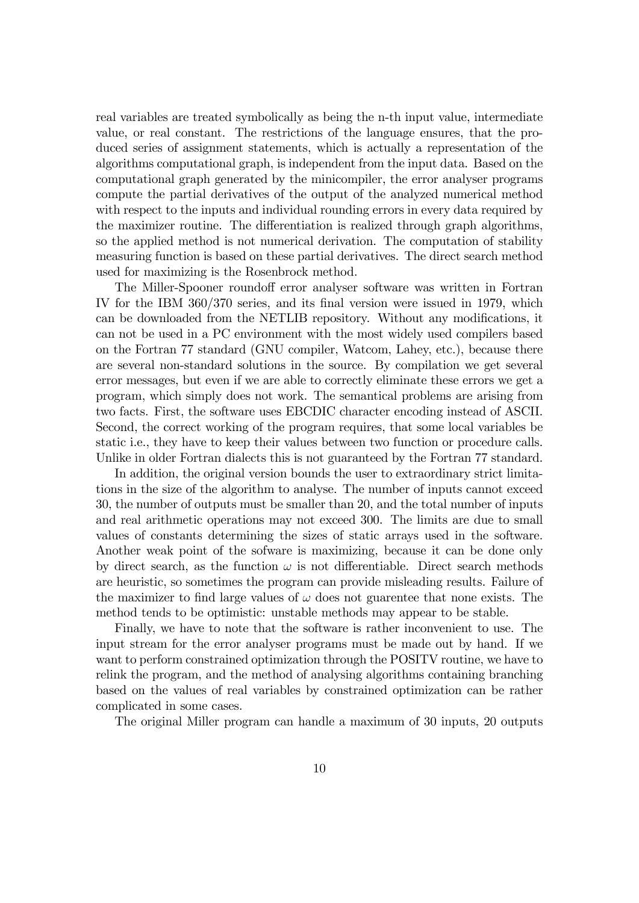real variables are treated symbolically as being the n-th input value, intermediate value, or real constant. The restrictions of the language ensures, that the produced series of assignment statements, which is actually a representation of the algorithms computational graph, is independent from the input data. Based on the computational graph generated by the minicompiler, the error analyser programs compute the partial derivatives of the output of the analyzed numerical method with respect to the inputs and individual rounding errors in every data required by the maximizer routine. The differentiation is realized through graph algorithms, so the applied method is not numerical derivation. The computation of stability measuring function is based on these partial derivatives. The direct search method used for maximizing is the Rosenbrock method.

The Miller-Spooner roundoff error analyser software was written in Fortran IV for the IBM 360/370 series, and its final version were issued in 1979, which can be downloaded from the NETLIB repository. Without any modifications, it can not be used in a PC environment with the most widely used compilers based on the Fortran 77 standard (GNU compiler, Watcom, Lahey, etc.), because there are several non-standard solutions in the source. By compilation we get several error messages, but even if we are able to correctly eliminate these errors we get a program, which simply does not work. The semantical problems are arising from two facts. First, the software uses EBCDIC character encoding instead of ASCII. Second, the correct working of the program requires, that some local variables be static i.e., they have to keep their values between two function or procedure calls. Unlike in older Fortran dialects this is not guaranteed by the Fortran 77 standard.

In addition, the original version bounds the user to extraordinary strict limitations in the size of the algorithm to analyse. The number of inputs cannot exceed 30, the number of outputs must be smaller than 20, and the total number of inputs and real arithmetic operations may not exceed 300. The limits are due to small values of constants determining the sizes of static arrays used in the software. Another weak point of the sofware is maximizing, because it can be done only by direct search, as the function $\omega$ is not differentiable. Direct search methods are heuristic, so sometimes the program can provide misleading results. Failure of the maximizer to find large values of $\omega$ does not guarentee that none exists. The method tends to be optimistic: unstable methods may appear to be stable.

Finally, we have to note that the software is rather inconvenient to use. The input stream for the error analyser programs must be made out by hand. If we want to perform constrained optimization through the POSITV routine, we have to relink the program, and the method of analysing algorithms containing branching based on the values of real variables by constrained optimization can be rather complicated in some cases.

The original Miller program can handle a maximum of 30 inputs, 20 outputs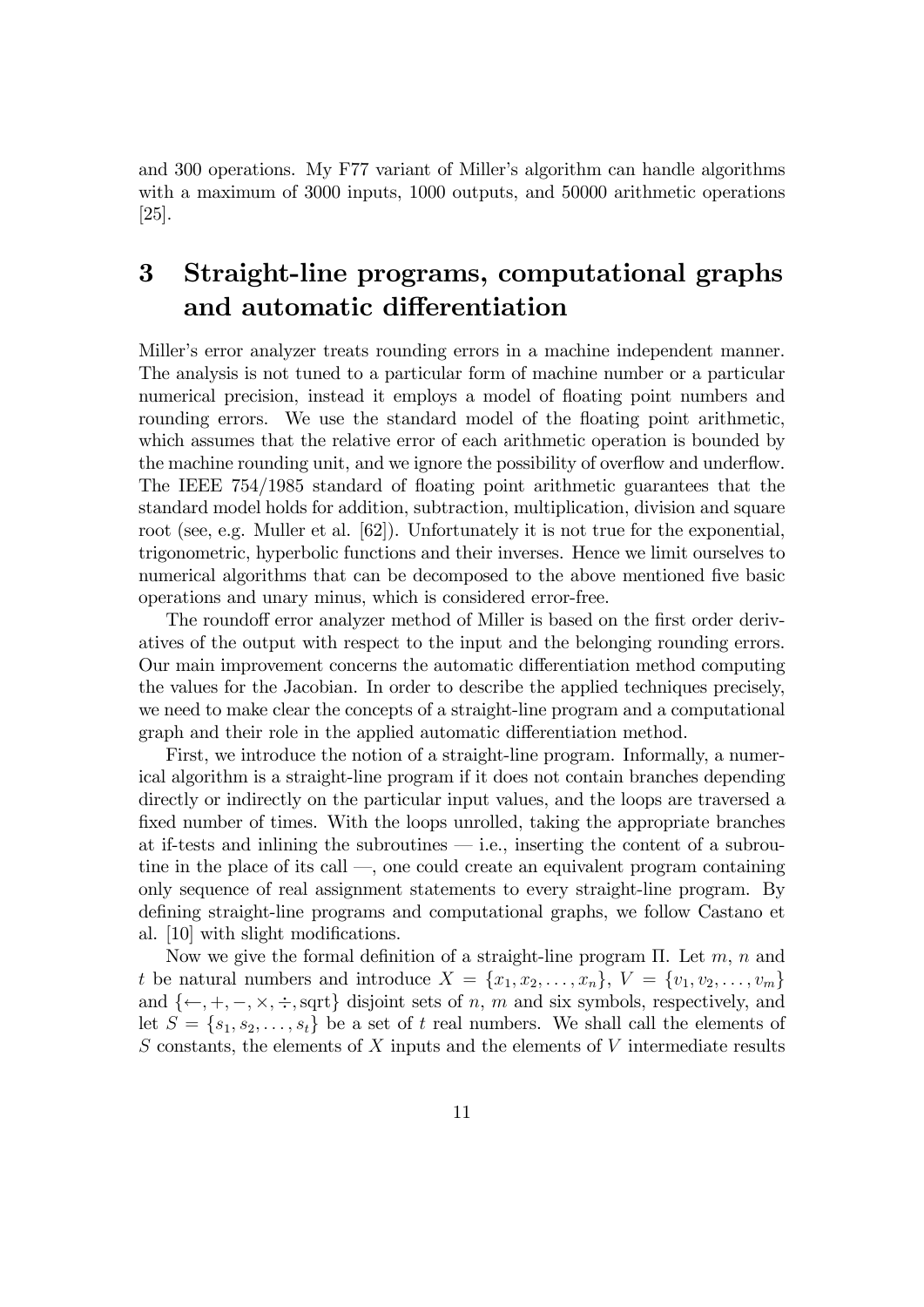and 300 operations. My F77 variant of Miller's algorithm can handle algorithms with a maximum of 3000 inputs, 1000 outputs, and 50000 arithmetic operations [25].

# 3 Straight-line programs, computational graphs and automatic differentiation

Miller's error analyzer treats rounding errors in a machine independent manner. The analysis is not tuned to a particular form of machine number or a particular numerical precision, instead it employs a model of floating point numbers and rounding errors. We use the standard model of the floating point arithmetic, which assumes that the relative error of each arithmetic operation is bounded by the machine rounding unit, and we ignore the possibility of overflow and underflow. The IEEE 754/1985 standard of floating point arithmetic guarantees that the standard model holds for addition, subtraction, multiplication, division and square root (see, e.g. Muller et al. [62]). Unfortunately it is not true for the exponential, trigonometric, hyperbolic functions and their inverses. Hence we limit ourselves to numerical algorithms that can be decomposed to the above mentioned five basic operations and unary minus, which is considered error-free.

The roundoff error analyzer method of Miller is based on the first order derivatives of the output with respect to the input and the belonging rounding errors. Our main improvement concerns the automatic differentiation method computing the values for the Jacobian. In order to describe the applied techniques precisely, we need to make clear the concepts of a straight-line program and a computational graph and their role in the applied automatic differentiation method.

First, we introduce the notion of a straight-line program. Informally, a numerical algorithm is a straight-line program if it does not contain branches depending directly or indirectly on the particular input values, and the loops are traversed a fixed number of times. With the loops unrolled, taking the appropriate branches at if-tests and inlining the subroutines — i.e., inserting the content of a subroutine in the place of its call —, one could create an equivalent program containing only sequence of real assignment statements to every straight-line program. By defining straight-line programs and computational graphs, we follow Castano et al. [10] with slight modifications.

Now we give the formal definition of a straight-line program $\Pi$. Let $m$, $n$ and $t$ be natural numbers and introduce $X = \{x_1, x_2, \ldots, x_n\}$, $V = \{v_1, v_2, \ldots, v_m\}$ and $\{\leftarrow, +, -, \times, \div, \mathrm{sqrt}\}$ disjoint sets of $n$, $m$ and six symbols, respectively, and let $S = \{s_1, s_2, \ldots, s_t\}$ be a set of $t$ real numbers. We shall call the elements of $S$ constants, the elements of $X$ inputs and the elements of $V$ intermediate results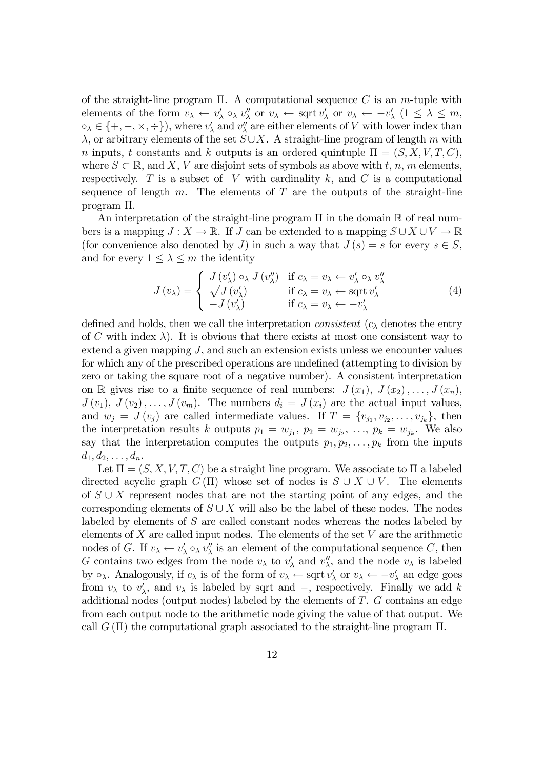of the straight-line program $\Pi$. A computational sequence $C$ is an $m$-tuple with elements of the form $v_\lambda \leftarrow v'_\lambda \circ_\lambda v''_\lambda$ or $v_\lambda \leftarrow \operatorname{sqrt} v'_\lambda$ or $v_\lambda \leftarrow -v'_\lambda$ ($1 \leq \lambda \leq m$, $\circ_\lambda \in \{+, -, \times, \div\}$), where $v'_\lambda$ and $v''_\lambda$ are either elements of $V$ with lower index than $\lambda$, or arbitrary elements of the set $S \cup X$. A straight-line program of length $m$ with $n$ inputs, $t$ constants and $k$ outputs is an ordered quintuple $\Pi = (S, X, V, T, C)$, where $S \subset \mathbb{R}$, and $X$, $V$ are disjoint sets of symbols as above with $t$, $n$, $m$ elements, respectively. $T$ is a subset of $V$ with cardinality $k$, and $C$ is a computational sequence of length $m$. The elements of $T$ are the outputs of the straight-line program $\Pi$.

An interpretation of the straight-line program $\Pi$ in the domain $\mathbb{R}$ of real numbers is a mapping $J : X \to \mathbb{R}$. If $J$ can be extended to a mapping $S \cup X \cup V \to \mathbb{R}$ (for convenience also denoted by $J$) in such a way that $J(s) = s$ for every $s \in S$, and for every $1 \leq \lambda \leq m$ the identity

$$J(v_\lambda) = \begin{cases} J(v'_\lambda) \circ_\lambda J(v''_\lambda) & \text{if } c_\lambda = v_\lambda \leftarrow v'_\lambda \circ_\lambda v''_\lambda \\ \sqrt{J(v'_\lambda)} & \text{if } c_\lambda = v_\lambda \leftarrow \operatorname{sqrt} v'_\lambda \\ -J(v'_\lambda) & \text{if } c_\lambda = v_\lambda \leftarrow -v'_\lambda \end{cases} \tag{4}$$

defined and holds, then we call the interpretation *consistent* ($c_\lambda$ denotes the entry of $C$ with index $\lambda$). It is obvious that there exists at most one consistent way to extend a given mapping $J$, and such an extension exists unless we encounter values for which any of the prescribed operations are undefined (attempting to division by zero or taking the square root of a negative number). A consistent interpretation on $\mathbb{R}$ gives rise to a finite sequence of real numbers: $J(x_1)$, $J(x_2), \ldots, J(x_n)$, $J(v_1)$, $J(v_2), \ldots, J(v_m)$. The numbers $d_i = J(x_i)$ are the actual input values, and $w_j = J(v_j)$ are called intermediate values. If $T = \{v_{j_1}, v_{j_2}, \ldots, v_{j_k}\}$, then the interpretation results $k$ outputs $p_1 = w_{j_1}$, $p_2 = w_{j_2}$, $\ldots$, $p_k = w_{j_k}$. We also say that the interpretation computes the outputs $p_1, p_2, \ldots, p_k$ from the inputs $d_1, d_2, \ldots, d_n$.

Let $\Pi = (S, X, V, T, C)$ be a straight line program. We associate to $\Pi$ a labeled directed acyclic graph $G(\Pi)$ whose set of nodes is $S \cup X \cup V$. The elements of $S \cup X$ represent nodes that are not the starting point of any edges, and the corresponding elements of $S \cup X$ will also be the label of these nodes. The nodes labeled by elements of $S$ are called constant nodes whereas the nodes labeled by elements of $X$ are called input nodes. The elements of the set $V$ are the arithmetic nodes of $G$. If $v_\lambda \leftarrow v'_\lambda \circ_\lambda v''_\lambda$ is an element of the computational sequence $C$, then $G$ contains two edges from the node $v_\lambda$ to $v'_\lambda$ and $v''_\lambda$, and the node $v_\lambda$ is labeled by $\circ_\lambda$. Analogously, if $c_\lambda$ is of the form of $v_\lambda \leftarrow \operatorname{sqrt} v'_\lambda$ or $v_\lambda \leftarrow -v'_\lambda$ an edge goes from $v_\lambda$ to $v'_\lambda$, and $v_\lambda$ is labeled by sqrt and $-$, respectively. Finally we add $k$ additional nodes (output nodes) labeled by the elements of $T$. $G$ contains an edge from each output node to the arithmetic node giving the value of that output. We call $G(\Pi)$ the computational graph associated to the straight-line program $\Pi$.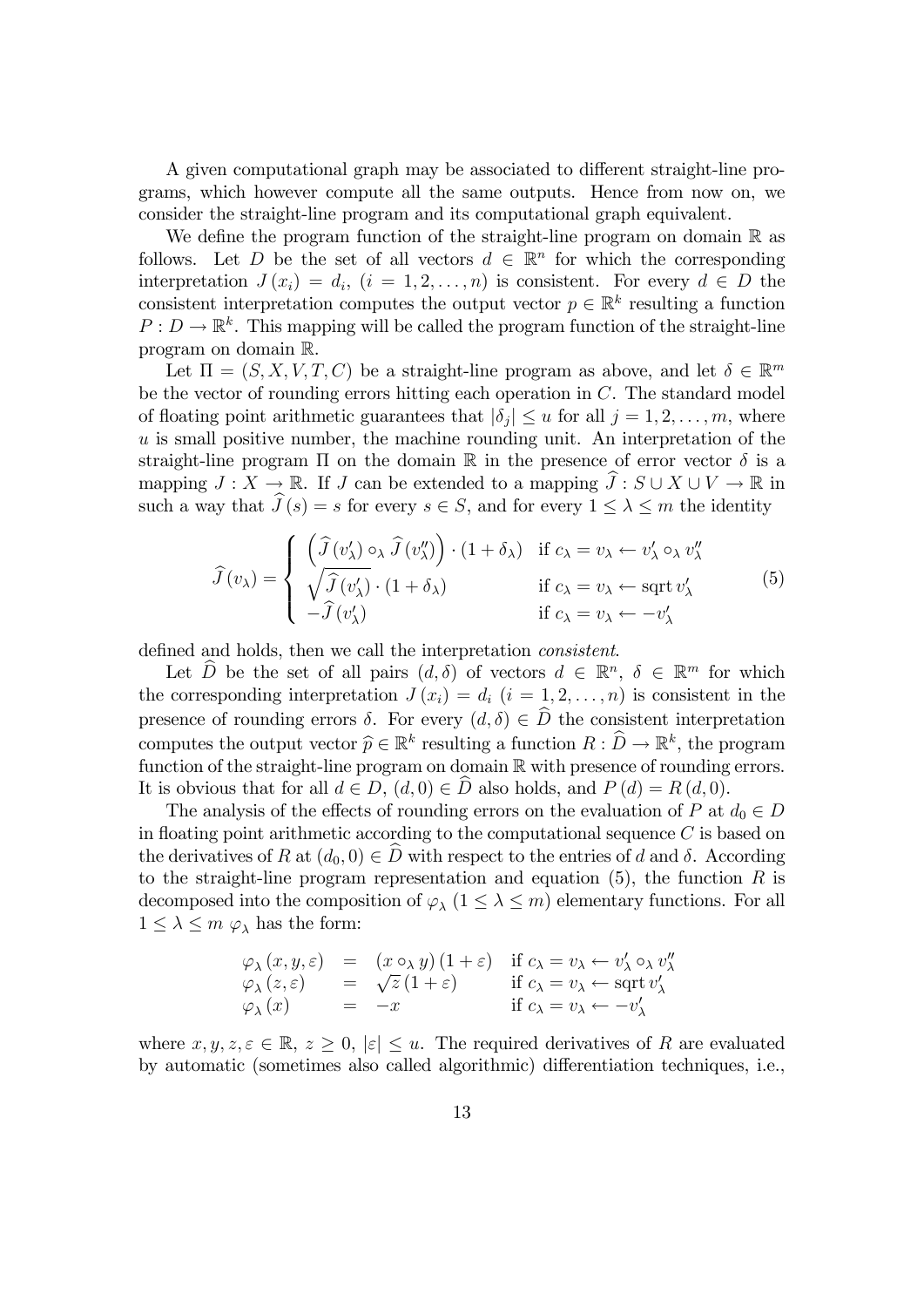A given computational graph may be associated to different straight-line programs, which however compute all the same outputs. Hence from now on, we consider the straight-line program and its computational graph equivalent.

We define the program function of the straight-line program on domain $\mathbb{R}$ as follows. Let $D$ be the set of all vectors $d \in \mathbb{R}^n$ for which the corresponding interpretation $J(x_i) = d_i$, $(i = 1, 2, \ldots, n)$ is consistent. For every $d \in D$ the consistent interpretation computes the output vector $p \in \mathbb{R}^k$ resulting a function $P : D \to \mathbb{R}^k$. This mapping will be called the program function of the straight-line program on domain $\mathbb{R}$.

Let $\Pi = (S, X, V, T, C)$ be a straight-line program as above, and let $\delta \in \mathbb{R}^m$ be the vector of rounding errors hitting each operation in $C$. The standard model of floating point arithmetic guarantees that $|\delta_j| \le u$ for all $j = 1, 2, \ldots, m$, where $u$ is small positive number, the machine rounding unit. An interpretation of the straight-line program $\Pi$ on the domain $\mathbb{R}$ in the presence of error vector $\delta$ is a mapping $J : X \to \mathbb{R}$. If $J$ can be extended to a mapping $\widehat{J} : S \cup X \cup V \to \mathbb{R}$ in such a way that $\widehat{J}(s) = s$ for every $s \in S$, and for every $1 \le \lambda \le m$ the identity

$$
\widehat{J}(v_\lambda) = \begin{cases} \left(\widehat{J}(v'_\lambda) \circ_\lambda \widehat{J}(v''_\lambda)\right) \cdot (1 + \delta_\lambda) & \text{if } c_\lambda = v_\lambda \leftarrow v'_\lambda \circ_\lambda v''_\lambda \\ \sqrt{\widehat{J}(v'_\lambda)} \cdot (1 + \delta_\lambda) & \text{if } c_\lambda = v_\lambda \leftarrow \operatorname{sqrt} v'_\lambda \\ -\widehat{J}(v'_\lambda) & \text{if } c_\lambda = v_\lambda \leftarrow -v'_\lambda \end{cases} \tag{5}
$$

defined and holds, then we call the interpretation *consistent*.

Let $\widehat{D}$ be the set of all pairs $(d, \delta)$ of vectors $d \in \mathbb{R}^n$, $\delta \in \mathbb{R}^m$ for which the corresponding interpretation $J(x_i) = d_i$ $(i = 1, 2, \ldots, n)$ is consistent in the presence of rounding errors $\delta$. For every $(d, \delta) \in \widehat{D}$ the consistent interpretation computes the output vector $\widehat{p} \in \mathbb{R}^k$ resulting a function $R : \widehat{D} \to \mathbb{R}^k$, the program function of the straight-line program on domain $\mathbb{R}$ with presence of rounding errors. It is obvious that for all $d \in D$, $(d, 0) \in \widehat{D}$ also holds, and $P(d) = R(d, 0)$.

The analysis of the effects of rounding errors on the evaluation of $P$ at $d_0 \in D$ in floating point arithmetic according to the computational sequence $C$ is based on the derivatives of $R$ at $(d_0, 0) \in \widehat{D}$ with respect to the entries of $d$ and $\delta$. According to the straight-line program representation and equation (5), the function $R$ is decomposed into the composition of $\varphi_\lambda$ $(1 \le \lambda \le m)$ elementary functions. For all $1 \le \lambda \le m$ $\varphi_\lambda$ has the form:

$$
\begin{array}{lcll}
\varphi_\lambda(x, y, \varepsilon) & = & (x \circ_\lambda y)(1 + \varepsilon) & \text{if } c_\lambda = v_\lambda \leftarrow v'_\lambda \circ_\lambda v''_\lambda \\
\varphi_\lambda(z, \varepsilon) & = & \sqrt{z}\,(1 + \varepsilon) & \text{if } c_\lambda = v_\lambda \leftarrow \operatorname{sqrt} v'_\lambda \\
\varphi_\lambda(x) & = & -x & \text{if } c_\lambda = v_\lambda \leftarrow -v'_\lambda
\end{array}
$$

where $x, y, z, \varepsilon \in \mathbb{R}$, $z \ge 0$, $|\varepsilon| \le u$. The required derivatives of $R$ are evaluated by automatic (sometimes also called algorithmic) differentiation techniques, i.e.,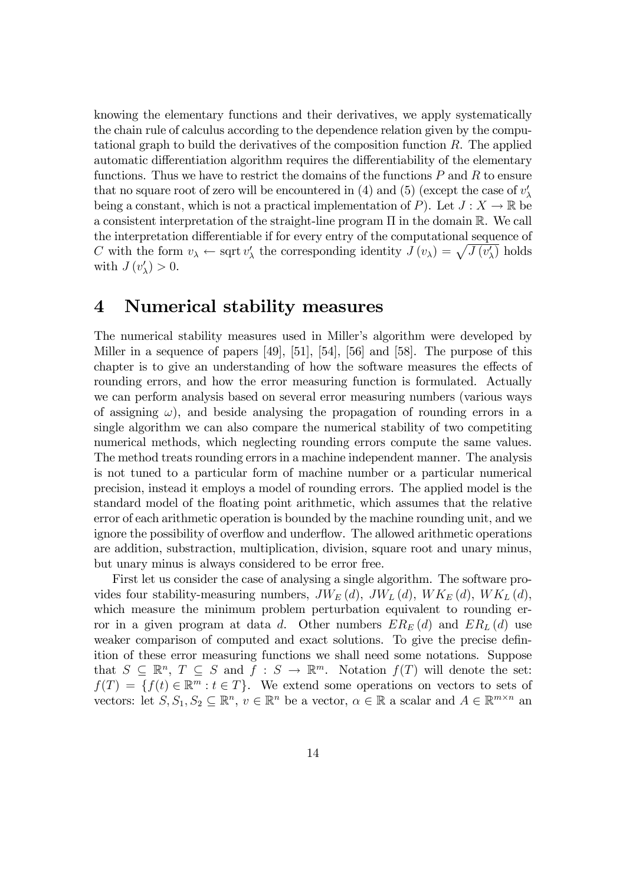knowing the elementary functions and their derivatives, we apply systematically the chain rule of calculus according to the dependence relation given by the computational graph to build the derivatives of the composition function $R$. The applied automatic differentiation algorithm requires the differentiability of the elementary functions. Thus we have to restrict the domains of the functions $P$ and $R$ to ensure that no square root of zero will be encountered in (4) and (5) (except the case of $v'_\lambda$ being a constant, which is not a practical implementation of $P$). Let $J : X \to \mathbb{R}$ be a consistent interpretation of the straight-line program $\Pi$ in the domain $\mathbb{R}$. We call the interpretation differentiable if for every entry of the computational sequence of $C$ with the form $v_\lambda \leftarrow \operatorname{sqrt} v'_\lambda$ the corresponding identity $J(v_\lambda) = \sqrt{J(v'_\lambda)}$ holds with $J(v'_\lambda) > 0$.

# 4 Numerical stability measures

The numerical stability measures used in Miller's algorithm were developed by Miller in a sequence of papers [49], [51], [54], [56] and [58]. The purpose of this chapter is to give an understanding of how the software measures the effects of rounding errors, and how the error measuring function is formulated. Actually we can perform analysis based on several error measuring numbers (various ways of assigning $\omega$), and beside analysing the propagation of rounding errors in a single algorithm we can also compare the numerical stability of two competiting numerical methods, which neglecting rounding errors compute the same values. The method treats rounding errors in a machine independent manner. The analysis is not tuned to a particular form of machine number or a particular numerical precision, instead it employs a model of rounding errors. The applied model is the standard model of the floating point arithmetic, which assumes that the relative error of each arithmetic operation is bounded by the machine rounding unit, and we ignore the possibility of overflow and underflow. The allowed arithmetic operations are addition, substraction, multiplication, division, square root and unary minus, but unary minus is always considered to be error free.

First let us consider the case of analysing a single algorithm. The software provides four stability-measuring numbers, $JW_E(d)$, $JW_L(d)$, $WK_E(d)$, $WK_L(d)$, which measure the minimum problem perturbation equivalent to rounding error in a given program at data $d$. Other numbers $ER_E(d)$ and $ER_L(d)$ use weaker comparison of computed and exact solutions. To give the precise definition of these error measuring functions we shall need some notations. Suppose that $S \subseteq \mathbb{R}^n$, $T \subseteq S$ and $f : S \to \mathbb{R}^m$. Notation $f(T)$ will denote the set: $f(T) = \{f(t) \in \mathbb{R}^m : t \in T\}$. We extend some operations on vectors to sets of vectors: let $S, S_1, S_2 \subseteq \mathbb{R}^n$, $v \in \mathbb{R}^n$ be a vector, $\alpha \in \mathbb{R}$ a scalar and $A \in \mathbb{R}^{m\times n}$ an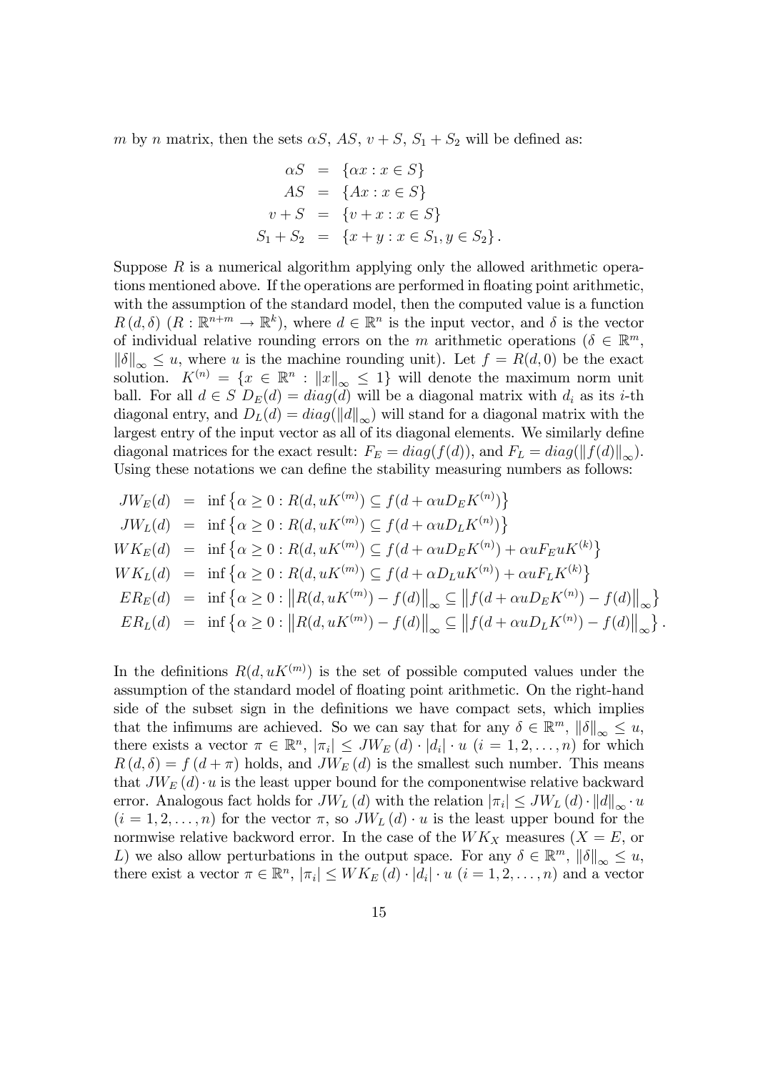$m$ by $n$ matrix, then the sets $\alpha S$, $AS$, $v+S$, $S_1+S_2$ will be defined as:

$$
\begin{aligned}
\alpha S &= \{\alpha x : x \in S\} \\
AS &= \{Ax : x \in S\} \\
v + S &= \{v + x : x \in S\} \\
S_1 + S_2 &= \{x + y : x \in S_1, y \in S_2\}.
\end{aligned}
$$

Suppose $R$ is a numerical algorithm applying only the allowed arithmetic operations mentioned above. If the operations are performed in floating point arithmetic, with the assumption of the standard model, then the computed value is a function $R(d,\delta)$ ($R : \mathbb{R}^{n+m} \to \mathbb{R}^k$), where $d \in \mathbb{R}^n$ is the input vector, and $\delta$ is the vector of individual relative rounding errors on the $m$ arithmetic operations ($\delta \in \mathbb{R}^m$, $\|\delta\|_\infty \le u$, where $u$ is the machine rounding unit). Let $f = R(d,0)$ be the exact solution. $K^{(n)} = \{x \in \mathbb{R}^n : \|x\|_\infty \le 1\}$ will denote the maximum norm unit ball. For all $d \in S$ $D_E(d) = diag(d)$ will be a diagonal matrix with $d_i$ as its $i$-th diagonal entry, and $D_L(d) = diag(\|d\|_\infty)$ will stand for a diagonal matrix with the largest entry of the input vector as all of its diagonal elements. We similarly define diagonal matrices for the exact result: $F_E = diag(f(d))$, and $F_L = diag(\|f(d)\|_\infty)$. Using these notations we can define the stability measuring numbers as follows:

$$
\begin{aligned}
JW_E(d) &= \inf\left\{\alpha \ge 0 : R(d, uK^{(m)}) \subseteq f(d + \alpha u D_E K^{(n)})\right\} \\
JW_L(d) &= \inf\left\{\alpha \ge 0 : R(d, uK^{(m)}) \subseteq f(d + \alpha u D_L K^{(n)})\right\} \\
WK_E(d) &= \inf\left\{\alpha \ge 0 : R(d, uK^{(m)}) \subseteq f(d + \alpha u D_E K^{(n)}) + \alpha u F_E u K^{(k)}\right\} \\
WK_L(d) &= \inf\left\{\alpha \ge 0 : R(d, uK^{(m)}) \subseteq f(d + \alpha D_L u K^{(n)}) + \alpha u F_L K^{(k)}\right\} \\
ER_E(d) &= \inf\left\{\alpha \ge 0 : \left\|R(d, uK^{(m)}) - f(d)\right\|_\infty \subseteq \left\|f(d + \alpha u D_E K^{(n)}) - f(d)\right\|_\infty\right\} \\
ER_L(d) &= \inf\left\{\alpha \ge 0 : \left\|R(d, uK^{(m)}) - f(d)\right\|_\infty \subseteq \left\|f(d + \alpha u D_L K^{(n)}) - f(d)\right\|_\infty\right\}.
\end{aligned}
$$

In the definitions $R(d, uK^{(m)})$ is the set of possible computed values under the assumption of the standard model of floating point arithmetic. On the right-hand side of the subset sign in the definitions we have compact sets, which implies that the infimums are achieved. So we can say that for any $\delta \in \mathbb{R}^m$, $\|\delta\|_\infty \le u$, there exists a vector $\pi \in \mathbb{R}^n$, $|\pi_i| \le JW_E(d) \cdot |d_i| \cdot u$ ($i = 1, 2, \ldots, n$) for which $R(d,\delta) = f(d+\pi)$ holds, and $JW_E(d)$ is the smallest such number. This means that $JW_E(d) \cdot u$ is the least upper bound for the componentwise relative backward error. Analogous fact holds for $JW_L(d)$ with the relation $|\pi_i| \le JW_L(d) \cdot \|d\|_\infty \cdot u$ ($i = 1, 2, \ldots, n$) for the vector $\pi$, so $JW_L(d) \cdot u$ is the least upper bound for the normwise relative backword error. In the case of the $WK_X$ measures ($X = E$, or $L$) we also allow perturbations in the output space. For any $\delta \in \mathbb{R}^m$, $\|\delta\|_\infty \le u$, there exist a vector $\pi \in \mathbb{R}^n$, $|\pi_i| \le WK_E(d) \cdot |d_i| \cdot u$ ($i = 1, 2, \ldots, n$) and a vector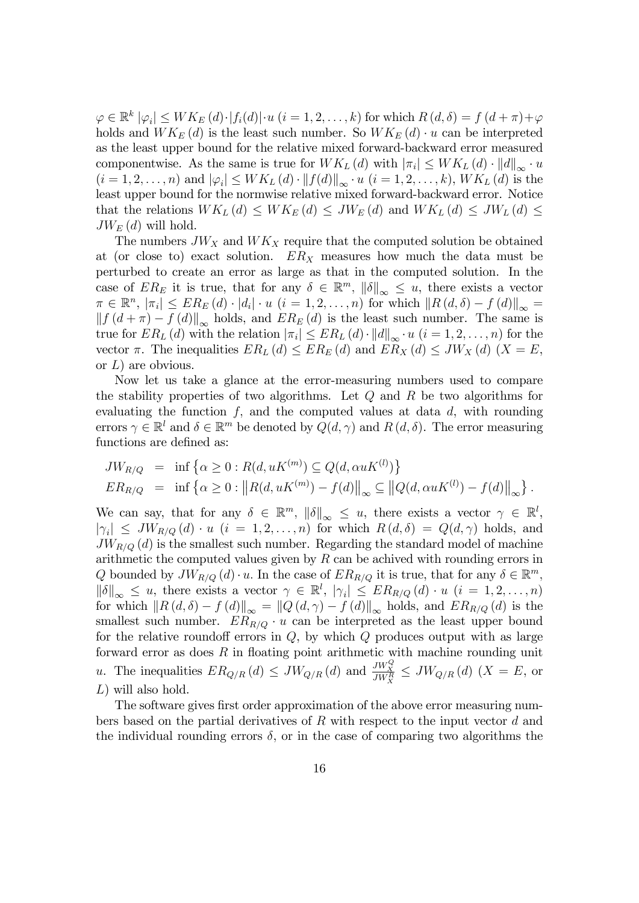$\varphi \in \mathbb{R}^k$ $|\varphi_i| \leq WK_E(d) \cdot |f_i(d)| \cdot u$ $(i = 1, 2, \ldots, k)$ for which $R(d, \delta) = f(d + \pi) + \varphi$ holds and $WK_E(d)$ is the least such number. So $WK_E(d) \cdot u$ can be interpreted as the least upper bound for the relative mixed forward-backward error measured componentwise. As the same is true for $WK_L(d)$ with $|\pi_i| \leq WK_L(d) \cdot \|d\|_\infty \cdot u$ $(i = 1, 2, \ldots, n)$ and $|\varphi_i| \leq WK_L(d) \cdot \|f(d)\|_\infty \cdot u$ $(i = 1, 2, \ldots, k)$, $WK_L(d)$ is the least upper bound for the normwise relative mixed forward-backward error. Notice that the relations $WK_L(d) \leq WK_E(d) \leq JW_E(d)$ and $WK_L(d) \leq JW_L(d) \leq JW_E(d)$ will hold.

The numbers $JW_X$ and $WK_X$ require that the computed solution be obtained at (or close to) exact solution. $ER_X$ measures how much the data must be perturbed to create an error as large as that in the computed solution. In the case of $ER_E$ it is true, that for any $\delta \in \mathbb{R}^m$, $\|\delta\|_\infty \leq u$, there exists a vector $\pi \in \mathbb{R}^n$, $|\pi_i| \leq ER_E(d) \cdot |d_i| \cdot u$ $(i = 1, 2, \ldots, n)$ for which $\|R(d, \delta) - f(d)\|_\infty = \|f(d + \pi) - f(d)\|_\infty$ holds, and $ER_E(d)$ is the least such number. The same is true for $ER_L(d)$ with the relation $|\pi_i| \leq ER_L(d) \cdot \|d\|_\infty \cdot u$ $(i = 1, 2, \ldots, n)$ for the vector $\pi$. The inequalities $ER_L(d) \leq ER_E(d)$ and $ER_X(d) \leq JW_X(d)$ ($X = E$, or $L$) are obvious.

Now let us take a glance at the error-measuring numbers used to compare the stability properties of two algorithms. Let $Q$ and $R$ be two algorithms for evaluating the function $f$, and the computed values at data $d$, with rounding errors $\gamma \in \mathbb{R}^l$ and $\delta \in \mathbb{R}^m$ be denoted by $Q(d, \gamma)$ and $R(d, \delta)$. The error measuring functions are defined as:

$$
\begin{aligned}
JW_{R/Q} &= \inf \left\{ \alpha \geq 0 : R(d, uK^{(m)}) \subseteq Q(d, \alpha u K^{(l)}) \right\} \\
ER_{R/Q} &= \inf \left\{ \alpha \geq 0 : \left\| R(d, uK^{(m)}) - f(d) \right\|_\infty \subseteq \left\| Q(d, \alpha u K^{(l)}) - f(d) \right\|_\infty \right\}.
\end{aligned}
$$

We can say, that for any $\delta \in \mathbb{R}^m$, $\|\delta\|_\infty \leq u$, there exists a vector $\gamma \in \mathbb{R}^l$, $|\gamma_i| \leq JW_{R/Q}(d) \cdot u$ $(i = 1, 2, \ldots, n)$ for which $R(d, \delta) = Q(d, \gamma)$ holds, and $JW_{R/Q}(d)$ is the smallest such number. Regarding the standard model of machine arithmetic the computed values given by $R$ can be achived with rounding errors in $Q$ bounded by $JW_{R/Q}(d) \cdot u$. In the case of $ER_{R/Q}$ it is true, that for any $\delta \in \mathbb{R}^m$, $\|\delta\|_\infty \leq u$, there exists a vector $\gamma \in \mathbb{R}^l$, $|\gamma_i| \leq ER_{R/Q}(d) \cdot u$ $(i = 1, 2, \ldots, n)$ for which $\|R(d, \delta) - f(d)\|_\infty = \|Q(d, \gamma) - f(d)\|_\infty$ holds, and $ER_{R/Q}(d)$ is the smallest such number. $ER_{R/Q} \cdot u$ can be interpreted as the least upper bound for the relative roundoff errors in $Q$, by which $Q$ produces output with as large forward error as does $R$ in floating point arithmetic with machine rounding unit $u$. The inequalities $ER_{Q/R}(d) \leq JW_{Q/R}(d)$ and $\frac{JW_X^Q}{JW_X^R} \leq JW_{Q/R}(d)$ ($X = E$, or $L$) will also hold.

The software gives first order approximation of the above error measuring numbers based on the partial derivatives of $R$ with respect to the input vector $d$ and the individual rounding errors $\delta$, or in the case of comparing two algorithms the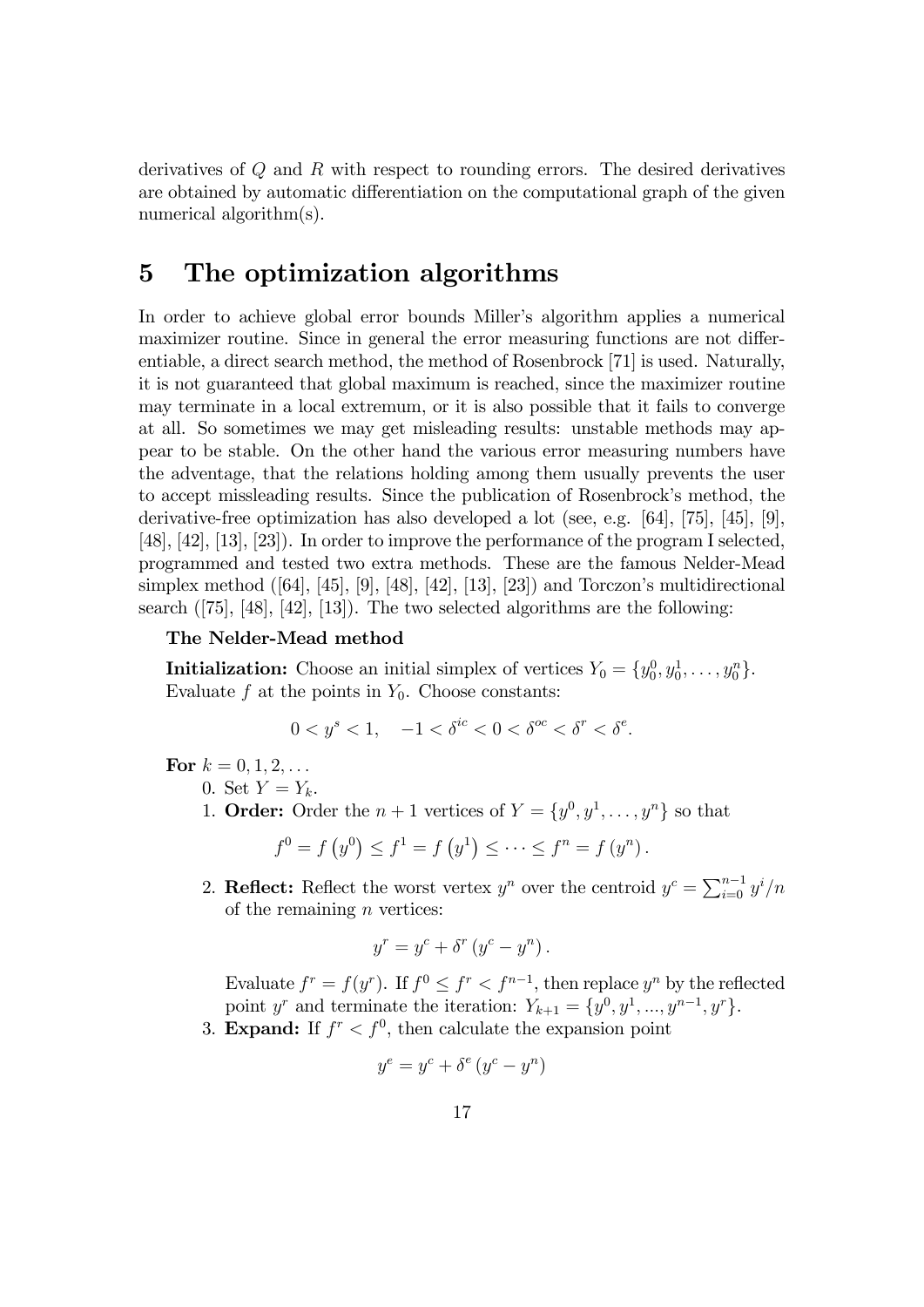derivatives of $Q$ and $R$ with respect to rounding errors. The desired derivatives are obtained by automatic differentiation on the computational graph of the given numerical algorithm(s).

# 5 The optimization algorithms

In order to achieve global error bounds Miller's algorithm applies a numerical maximizer routine. Since in general the error measuring functions are not differentiable, a direct search method, the method of Rosenbrock [71] is used. Naturally, it is not guaranteed that global maximum is reached, since the maximizer routine may terminate in a local extremum, or it is also possible that it fails to converge at all. So sometimes we may get misleading results: unstable methods may appear to be stable. On the other hand the various error measuring numbers have the adventage, that the relations holding among them usually prevents the user to accept missleading results. Since the publication of Rosenbrock's method, the derivative-free optimization has also developed a lot (see, e.g. [64], [75], [45], [9], [48], [42], [13], [23]). In order to improve the performance of the program I selected, programmed and tested two extra methods. These are the famous Nelder-Mead simplex method ([64], [45], [9], [48], [42], [13], [23]) and Torczon's multidirectional search ([75], [48], [42], [13]). The two selected algorithms are the following:

**The Nelder-Mead method**

**Initialization:** Choose an initial simplex of vertices $Y_0 = \{y_0^0, y_0^1, \ldots, y_0^n\}$. Evaluate $f$ at the points in $Y_0$. Choose constants:

$$0 < \gamma^s < 1, \quad -1 < \delta^{ic} < 0 < \delta^{oc} < \delta^r < \delta^e.$$

**For** $k = 0, 1, 2, \ldots$

0. Set $Y = Y_k$.
1. **Order:** Order the $n+1$ vertices of $Y = \{y^0, y^1, \ldots, y^n\}$ so that

$$f^0 = f\left(y^0\right) \leq f^1 = f\left(y^1\right) \leq \cdots \leq f^n = f\left(y^n\right).$$

2. **Reflect:** Reflect the worst vertex $y^n$ over the centroid $y^c = \sum_{i=0}^{n-1} y^i / n$ of the remaining $n$ vertices:

$$y^r = y^c + \delta^r \left(y^c - y^n\right).$$

   Evaluate $f^r = f(y^r)$. If $f^0 \leq f^r < f^{n-1}$, then replace $y^n$ by the reflected point $y^r$ and terminate the iteration: $Y_{k+1} = \{y^0, y^1, ..., y^{n-1}, y^r\}$.

3. **Expand:** If $f^r < f^0$, then calculate the expansion point

$$y^e = y^c + \delta^e \left(y^c - y^n\right)$$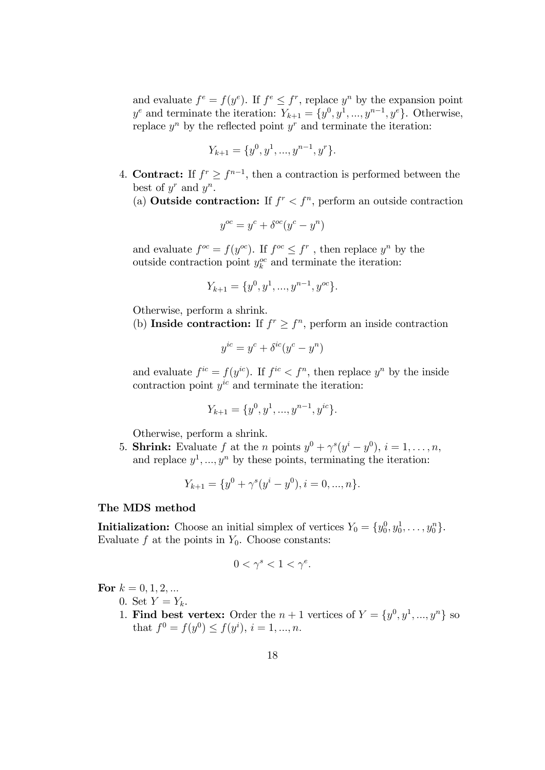and evaluate $f^e = f(y^e)$. If $f^e \leq f^r$, replace $y^n$ by the expansion point $y^e$ and terminate the iteration: $Y_{k+1} = \{y^0, y^1, ..., y^{n-1}, y^e\}$. Otherwise, replace $y^n$ by the reflected point $y^r$ and terminate the iteration:

$$Y_{k+1} = \{y^0, y^1, ..., y^{n-1}, y^r\}.$$

4. **Contract:** If $f^r \geq f^{n-1}$, then a contraction is performed between the best of $y^r$ and $y^n$.

   (a) **Outside contraction:** If $f^r < f^n$, perform an outside contraction

   $$y^{oc} = y^c + \delta^{oc}(y^c - y^n)$$

   and evaluate $f^{oc} = f(y^{oc})$. If $f^{oc} \leq f^r$ , then replace $y^n$ by the outside contraction point $y_k^{oc}$ and terminate the iteration:

   $$Y_{k+1} = \{y^0, y^1, ..., y^{n-1}, y^{oc}\}.$$

   Otherwise, perform a shrink.

   (b) **Inside contraction:** If $f^r \geq f^n$, perform an inside contraction

   $$y^{ic} = y^c + \delta^{ic}(y^c - y^n)$$

   and evaluate $f^{ic} = f(y^{ic})$. If $f^{ic} < f^n$, then replace $y^n$ by the inside contraction point $y^{ic}$ and terminate the iteration:

   $$Y_{k+1} = \{y^0, y^1, ..., y^{n-1}, y^{ic}\}.$$

   Otherwise, perform a shrink.

5. **Shrink:** Evaluate $f$ at the $n$ points $y^0 + \gamma^s(y^i - y^0)$, $i = 1, \ldots, n$, and replace $y^1, ..., y^n$ by these points, terminating the iteration:

   $$Y_{k+1} = \{y^0 + \gamma^s(y^i - y^0), i = 0, ..., n\}.$$

**The MDS method**

**Initialization:** Choose an initial simplex of vertices $Y_0 = \{y_0^0, y_0^1, \ldots, y_0^n\}$. Evaluate $f$ at the points in $Y_0$. Choose constants:

$$0 < \gamma^s < 1 < \gamma^e.$$

**For** $k = 0, 1, 2, ...$

0. Set $Y = Y_k$.
1. **Find best vertex:** Order the $n+1$ vertices of $Y = \{y^0, y^1, ..., y^n\}$ so that $f^0 = f(y^0) \leq f(y^i)$, $i = 1, ..., n$.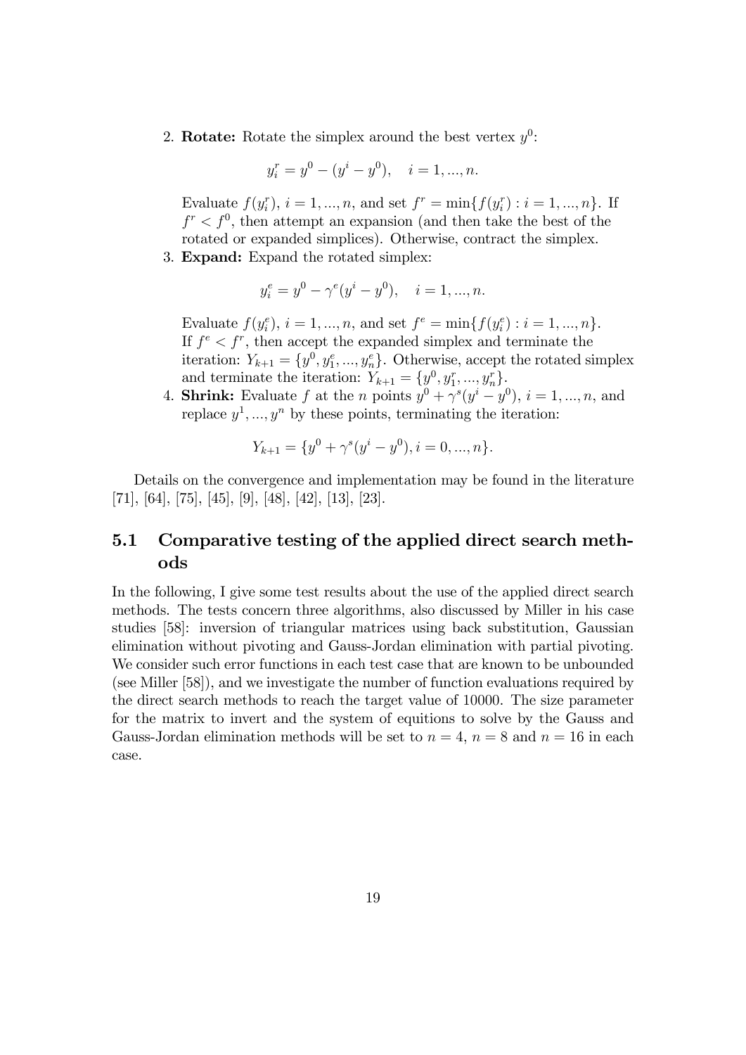2. **Rotate:** Rotate the simplex around the best vertex $y^0$:

$$y_i^r = y^0 - (y^i - y^0), \quad i = 1, ..., n.$$

Evaluate $f(y_i^r)$, $i = 1, ..., n$, and set $f^r = \min\{f(y_i^r) : i = 1, ..., n\}$. If $f^r < f^0$, then attempt an expansion (and then take the best of the rotated or expanded simplices). Otherwise, contract the simplex.

3. **Expand:** Expand the rotated simplex:

$$y_i^e = y^0 - \gamma^e(y^i - y^0), \quad i = 1, ..., n.$$

Evaluate $f(y_i^e)$, $i = 1, ..., n$, and set $f^e = \min\{f(y_i^e) : i = 1, ..., n\}$. If $f^e < f^r$, then accept the expanded simplex and terminate the iteration: $Y_{k+1} = \{y^0, y_1^e, ..., y_n^e\}$. Otherwise, accept the rotated simplex and terminate the iteration: $Y_{k+1} = \{y^0, y_1^r, ..., y_n^r\}$.

4. **Shrink:** Evaluate $f$ at the $n$ points $y^0 + \gamma^s(y^i - y^0)$, $i = 1, ..., n$, and replace $y^1, ..., y^n$ by these points, terminating the iteration:

$$Y_{k+1} = \{y^0 + \gamma^s(y^i - y^0), i = 0, ..., n\}.$$

Details on the convergence and implementation may be found in the literature [71], [64], [75], [45], [9], [48], [42], [13], [23].

## 5.1 Comparative testing of the applied direct search methods

In the following, I give some test results about the use of the applied direct search methods. The tests concern three algorithms, also discussed by Miller in his case studies [58]: inversion of triangular matrices using back substitution, Gaussian elimination without pivoting and Gauss-Jordan elimination with partial pivoting. We consider such error functions in each test case that are known to be unbounded (see Miller [58]), and we investigate the number of function evaluations required by the direct search methods to reach the target value of 10000. The size parameter for the matrix to invert and the system of equitions to solve by the Gauss and Gauss-Jordan elimination methods will be set to $n = 4$, $n = 8$ and $n = 16$ in each case.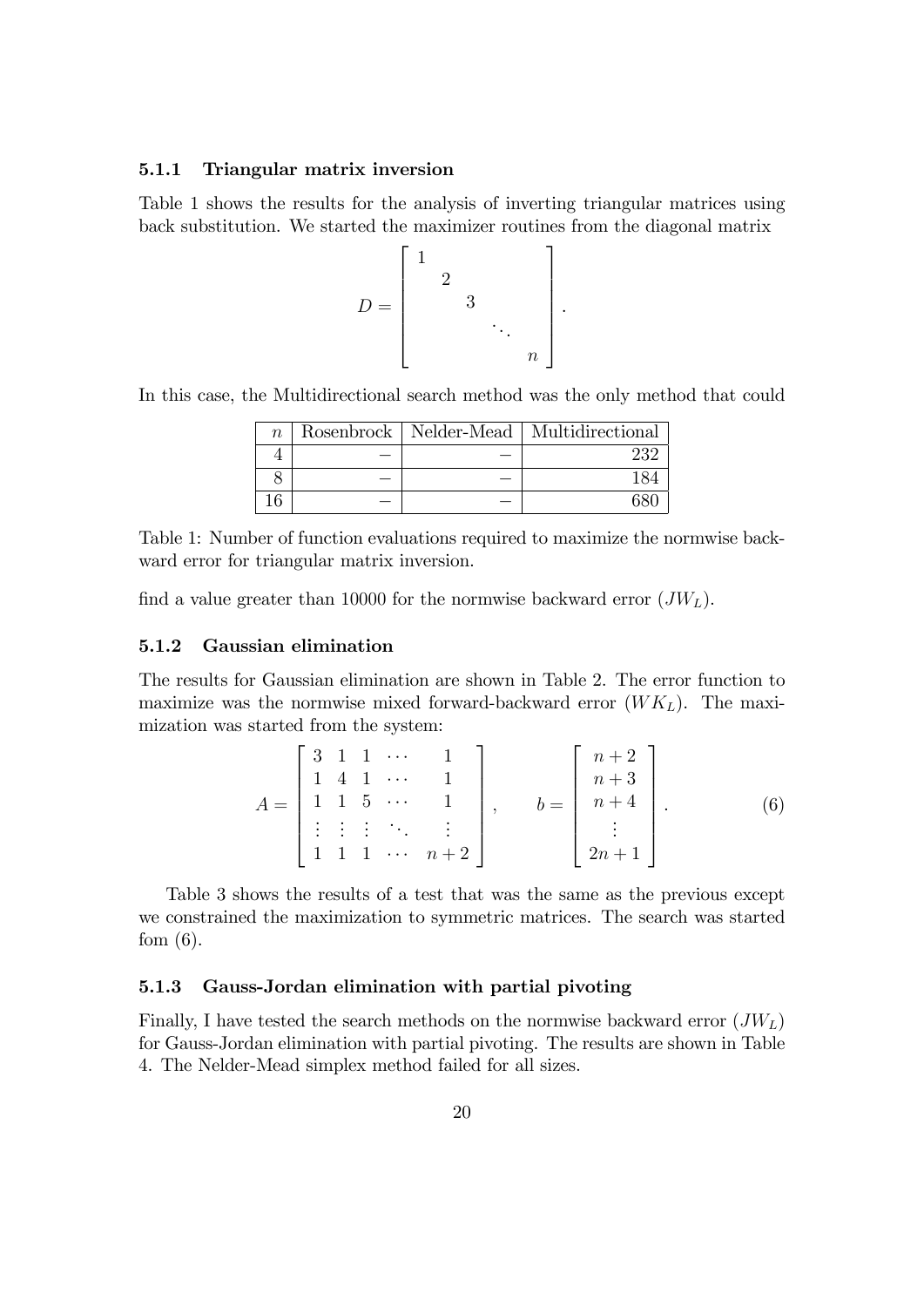### 5.1.1 Triangular matrix inversion

Table 1 shows the results for the analysis of inverting triangular matrices using back substitution. We started the maximizer routines from the diagonal matrix

$$D = \begin{bmatrix} 1 & & & & \\ & 2 & & & \\ & & 3 & & \\ & & & \ddots & \\ & & & & n \end{bmatrix}.$$

In this case, the Multidirectional search method was the only method that could find a value greater than 10000 for the normwise backward error ($JW_L$).

| $n$ | Rosenbrock | Nelder-Mead | Multidirectional |
|---|---|---|---|
| 4 | − | − | 232 |
| 8 | − | − | 184 |
| 16 | − | − | 680 |

Table 1: Number of function evaluations required to maximize the normwise backward error for triangular matrix inversion.

### 5.1.2 Gaussian elimination

The results for Gaussian elimination are shown in Table 2. The error function to maximize was the normwise mixed forward-backward error ($WK_L$). The maximization was started from the system:

$$A = \begin{bmatrix} 3 & 1 & 1 & \cdots & 1 \\ 1 & 4 & 1 & \cdots & 1 \\ 1 & 1 & 5 & \cdots & 1 \\ \vdots & \vdots & \vdots & \ddots & \vdots \\ 1 & 1 & 1 & \cdots & n+2 \end{bmatrix}, \qquad b = \begin{bmatrix} n+2 \\ n+3 \\ n+4 \\ \vdots \\ 2n+1 \end{bmatrix}. \tag{6}$$

Table 3 shows the results of a test that was the same as the previous except we constrained the maximization to symmetric matrices. The search was started fom (6).

### 5.1.3 Gauss-Jordan elimination with partial pivoting

Finally, I have tested the search methods on the normwise backward error ($JW_L$) for Gauss-Jordan elimination with partial pivoting. The results are shown in Table 4. The Nelder-Mead simplex method failed for all sizes.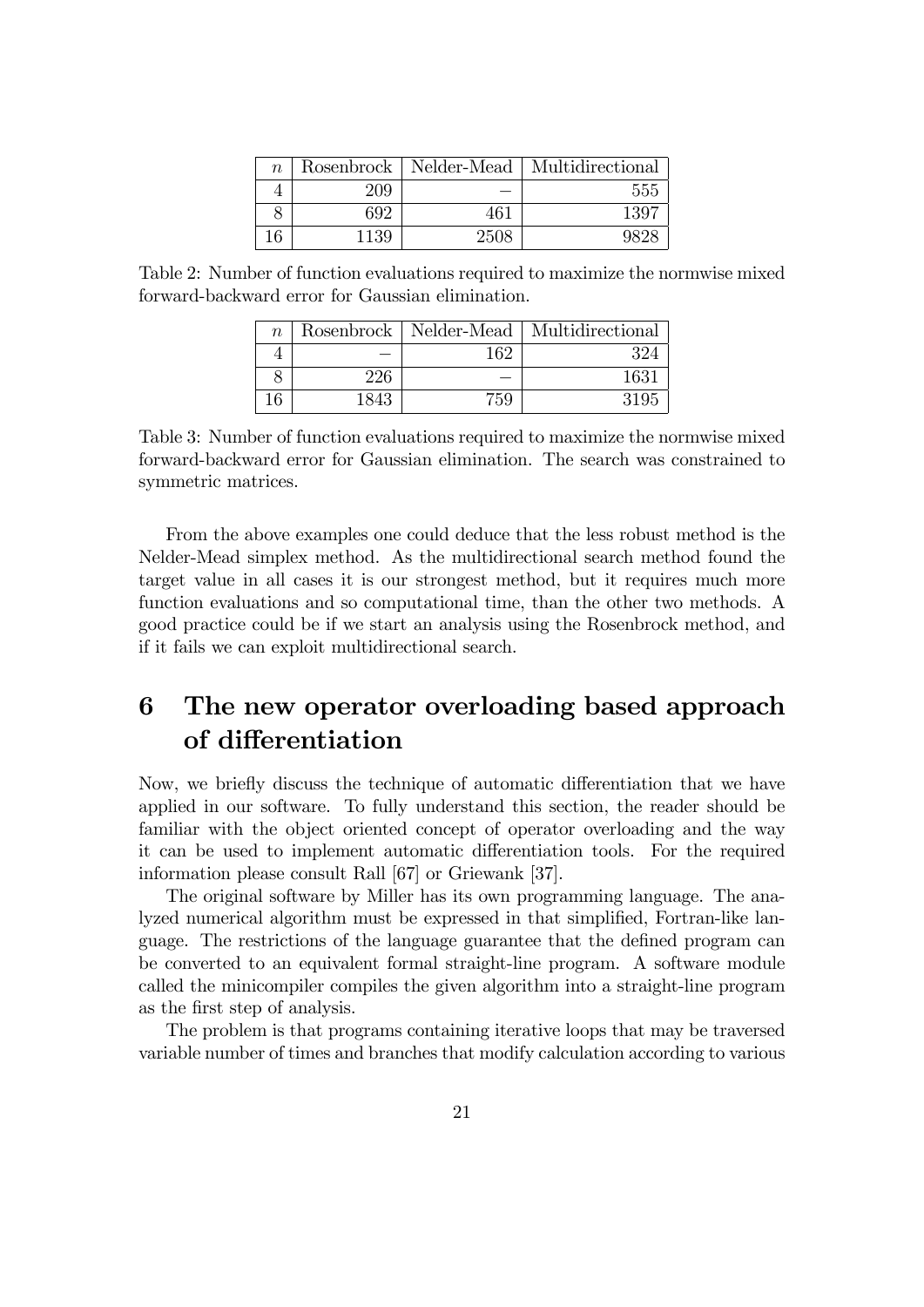| $n$ | Rosenbrock | Nelder-Mead | Multidirectional |
|---|---|---|---|
| 4 | 209 | – | 555 |
| 8 | 692 | 461 | 1397 |
| 16 | 1139 | 2508 | 9828 |

Table 2: Number of function evaluations required to maximize the normwise mixed forward-backward error for Gaussian elimination.

| $n$ | Rosenbrock | Nelder-Mead | Multidirectional |
|---|---|---|---|
| 4 | – | 162 | 324 |
| 8 | 226 | – | 1631 |
| 16 | 1843 | 759 | 3195 |

Table 3: Number of function evaluations required to maximize the normwise mixed forward-backward error for Gaussian elimination. The search was constrained to symmetric matrices.

From the above examples one could deduce that the less robust method is the Nelder-Mead simplex method. As the multidirectional search method found the target value in all cases it is our strongest method, but it requires much more function evaluations and so computational time, than the other two methods. A good practice could be if we start an analysis using the Rosenbrock method, and if it fails we can exploit multidirectional search.

# 6 The new operator overloading based approach of differentiation

Now, we briefly discuss the technique of automatic differentiation that we have applied in our software. To fully understand this section, the reader should be familiar with the object oriented concept of operator overloading and the way it can be used to implement automatic differentiation tools. For the required information please consult Rall [67] or Griewank [37].

The original software by Miller has its own programming language. The analyzed numerical algorithm must be expressed in that simplified, Fortran-like language. The restrictions of the language guarantee that the defined program can be converted to an equivalent formal straight-line program. A software module called the minicompiler compiles the given algorithm into a straight-line program as the first step of analysis.

The problem is that programs containing iterative loops that may be traversed variable number of times and branches that modify calculation according to various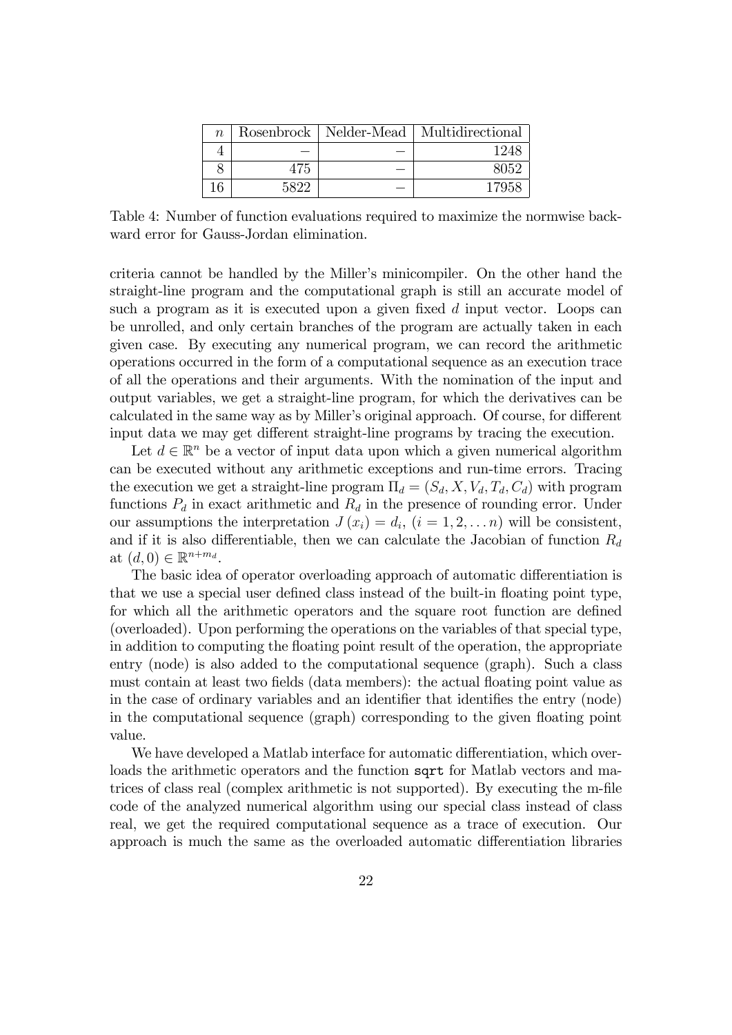| $n$ | Rosenbrock | Nelder-Mead | Multidirectional |
|---|---|---|---|
| 4 | – | – | 1248 |
| 8 | 475 | – | 8052 |
| 16 | 5822 | – | 17958 |

Table 4: Number of function evaluations required to maximize the normwise backward error for Gauss-Jordan elimination.

criteria cannot be handled by the Miller's minicompiler. On the other hand the straight-line program and the computational graph is still an accurate model of such a program as it is executed upon a given fixed $d$ input vector. Loops can be unrolled, and only certain branches of the program are actually taken in each given case. By executing any numerical program, we can record the arithmetic operations occurred in the form of a computational sequence as an execution trace of all the operations and their arguments. With the nomination of the input and output variables, we get a straight-line program, for which the derivatives can be calculated in the same way as by Miller's original approach. Of course, for different input data we may get different straight-line programs by tracing the execution.

Let $d \in \mathbb{R}^n$ be a vector of input data upon which a given numerical algorithm can be executed without any arithmetic exceptions and run-time errors. Tracing the execution we get a straight-line program $\Pi_d = (S_d, X, V_d, T_d, C_d)$ with program functions $P_d$ in exact arithmetic and $R_d$ in the presence of rounding error. Under our assumptions the interpretation $J(x_i) = d_i$, $(i = 1, 2, \ldots n)$ will be consistent, and if it is also differentiable, then we can calculate the Jacobian of function $R_d$ at $(d, 0) \in \mathbb{R}^{n+m_d}$.

The basic idea of operator overloading approach of automatic differentiation is that we use a special user defined class instead of the built-in floating point type, for which all the arithmetic operators and the square root function are defined (overloaded). Upon performing the operations on the variables of that special type, in addition to computing the floating point result of the operation, the appropriate entry (node) is also added to the computational sequence (graph). Such a class must contain at least two fields (data members): the actual floating point value as in the case of ordinary variables and an identifier that identifies the entry (node) in the computational sequence (graph) corresponding to the given floating point value.

We have developed a Matlab interface for automatic differentiation, which overloads the arithmetic operators and the function `sqrt` for Matlab vectors and matrices of class real (complex arithmetic is not supported). By executing the m-file code of the analyzed numerical algorithm using our special class instead of class real, we get the required computational sequence as a trace of execution. Our approach is much the same as the overloaded automatic differentiation libraries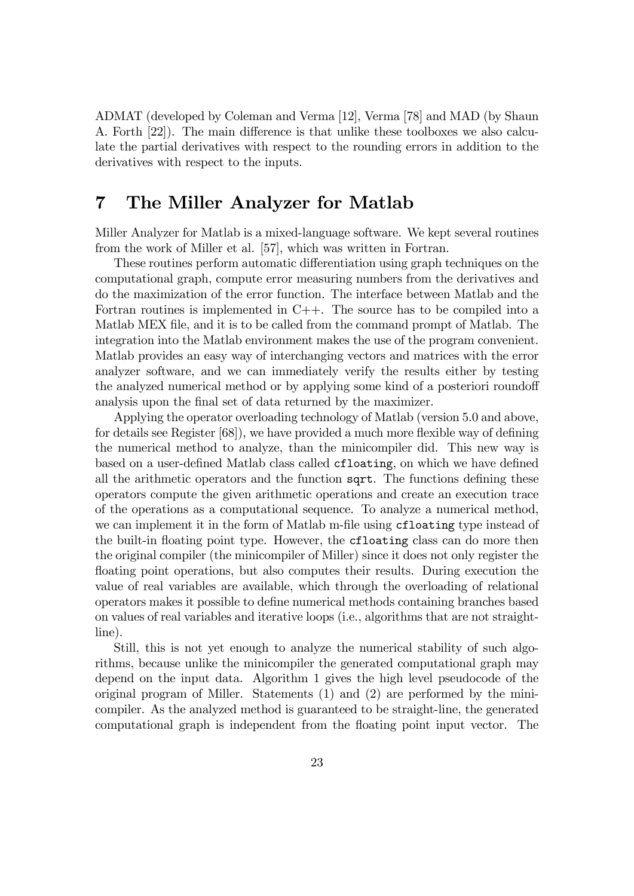ADMAT (developed by Coleman and Verma [12], Verma [78] and MAD (by Shaun A. Forth [22]). The main difference is that unlike these toolboxes we also calculate the partial derivatives with respect to the rounding errors in addition to the derivatives with respect to the inputs.

# 7 The Miller Analyzer for Matlab

Miller Analyzer for Matlab is a mixed-language software. We kept several routines from the work of Miller et al. [57], which was written in Fortran.

These routines perform automatic differentiation using graph techniques on the computational graph, compute error measuring numbers from the derivatives and do the maximization of the error function. The interface between Matlab and the Fortran routines is implemented in C++. The source has to be compiled into a Matlab MEX file, and it is to be called from the command prompt of Matlab. The integration into the Matlab environment makes the use of the program convenient. Matlab provides an easy way of interchanging vectors and matrices with the error analyzer software, and we can immediately verify the results either by testing the analyzed numerical method or by applying some kind of a posteriori roundoff analysis upon the final set of data returned by the maximizer.

Applying the operator overloading technology of Matlab (version 5.0 and above, for details see Register [68]), we have provided a much more flexible way of defining the numerical method to analyze, than the minicompiler did. This new way is based on a user-defined Matlab class called `cfloating`, on which we have defined all the arithmetic operators and the function `sqrt`. The functions defining these operators compute the given arithmetic operations and create an execution trace of the operations as a computational sequence. To analyze a numerical method, we can implement it in the form of Matlab m-file using `cfloating` type instead of the built-in floating point type. However, the `cfloating` class can do more then the original compiler (the minicompiler of Miller) since it does not only register the floating point operations, but also computes their results. During execution the value of real variables are available, which through the overloading of relational operators makes it possible to define numerical methods containing branches based on values of real variables and iterative loops (i.e., algorithms that are not straight-line).

Still, this is not yet enough to analyze the numerical stability of such algorithms, because unlike the minicompiler the generated computational graph may depend on the input data. Algorithm 1 gives the high level pseudocode of the original program of Miller. Statements (1) and (2) are performed by the minicompiler. As the analyzed method is guaranteed to be straight-line, the generated computational graph is independent from the floating point input vector. The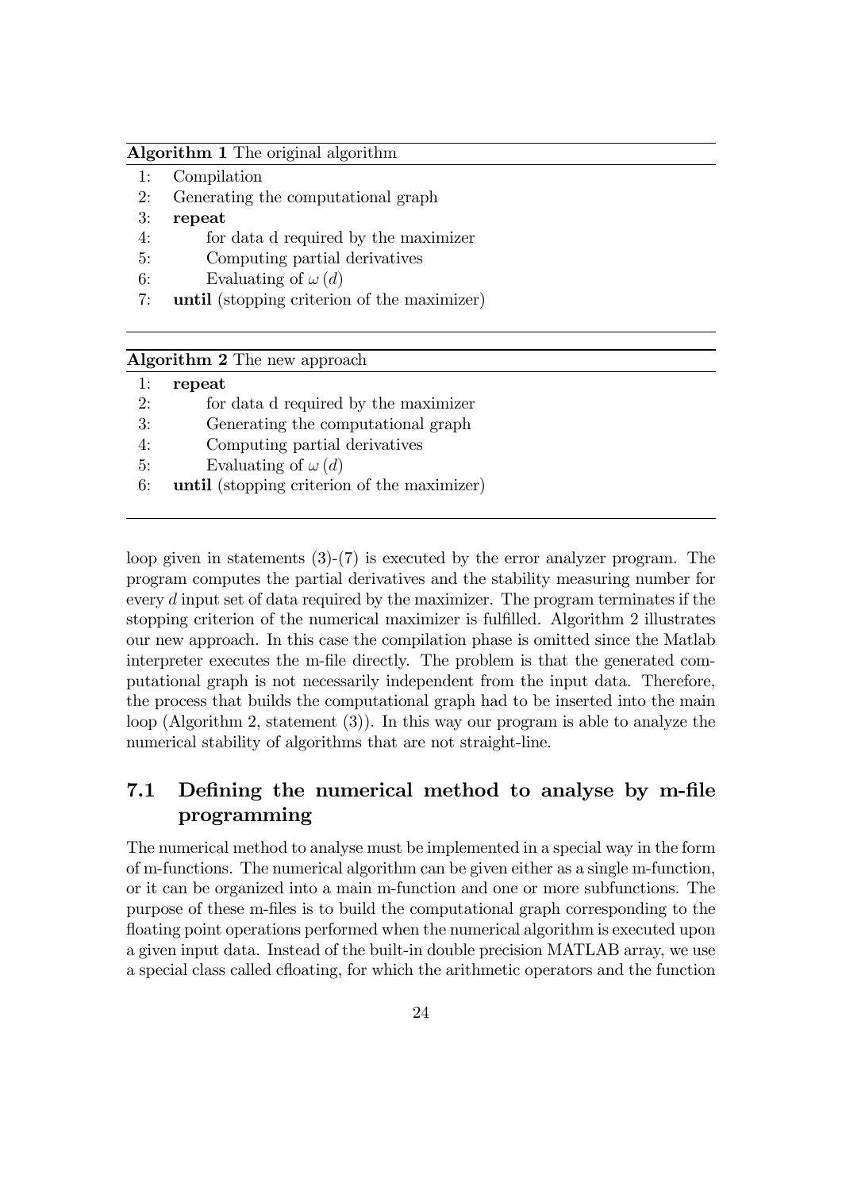**Algorithm 1** The original algorithm

```
1: Compilation
2: Generating the computational graph
3: repeat
4:     for data d required by the maximizer
5:     Computing partial derivatives
6:     Evaluating of ω(d)
7: until (stopping criterion of the maximizer)
```

**Algorithm 2** The new approach

```
1: repeat
2:     for data d required by the maximizer
3:     Generating the computational graph
4:     Computing partial derivatives
5:     Evaluating of ω(d)
6: until (stopping criterion of the maximizer)
```

loop given in statements (3)-(7) is executed by the error analyzer program. The program computes the partial derivatives and the stability measuring number for every $d$ input set of data required by the maximizer. The program terminates if the stopping criterion of the numerical maximizer is fulfilled. Algorithm 2 illustrates our new approach. In this case the compilation phase is omitted since the Matlab interpreter executes the m-file directly. The problem is that the generated computational graph is not necessarily independent from the input data. Therefore, the process that builds the computational graph had to be inserted into the main loop (Algorithm 2, statement (3)). In this way our program is able to analyze the numerical stability of algorithms that are not straight-line.

## 7.1 Defining the numerical method to analyse by m-file programming

The numerical method to analyse must be implemented in a special way in the form of m-functions. The numerical algorithm can be given either as a single m-function, or it can be organized into a main m-function and one or more subfunctions. The purpose of these m-files is to build the computational graph corresponding to the floating point operations performed when the numerical algorithm is executed upon a given input data. Instead of the built-in double precision MATLAB array, we use a special class called cfloating, for which the arithmetic operators and the function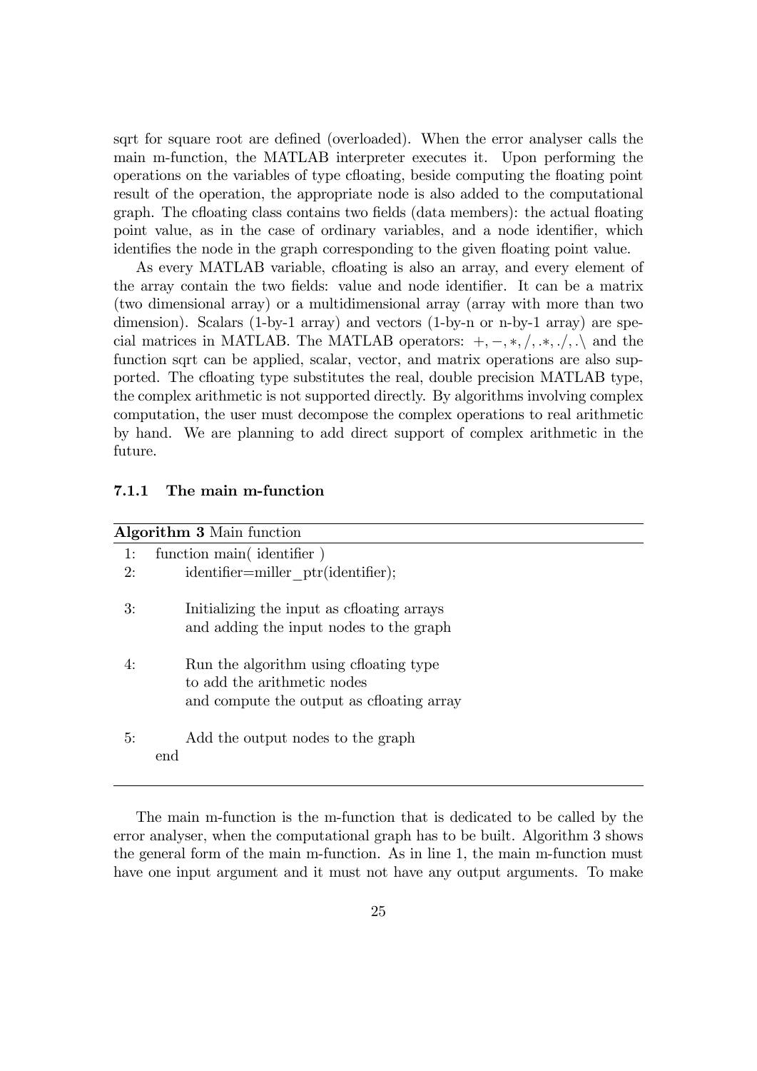sqrt for square root are defined (overloaded). When the error analyser calls the main m-function, the MATLAB interpreter executes it. Upon performing the operations on the variables of type cfloating, beside computing the floating point result of the operation, the appropriate node is also added to the computational graph. The cfloating class contains two fields (data members): the actual floating point value, as in the case of ordinary variables, and a node identifier, which identifies the node in the graph corresponding to the given floating point value.

As every MATLAB variable, cfloating is also an array, and every element of the array contain the two fields: value and node identifier. It can be a matrix (two dimensional array) or a multidimensional array (array with more than two dimension). Scalars (1-by-1 array) and vectors (1-by-n or n-by-1 array) are special matrices in MATLAB. The MATLAB operators: $+, -, *, /, .*, ./, .\backslash$ and the function sqrt can be applied, scalar, vector, and matrix operations are also supported. The cfloating type substitutes the real, double precision MATLAB type, the complex arithmetic is not supported directly. By algorithms involving complex computation, the user must decompose the complex operations to real arithmetic by hand. We are planning to add direct support of complex arithmetic in the future.

### 7.1.1 The main m-function

**Algorithm 3** Main function

```
1:  function main( identifier )
2:      identifier=miller_ptr(identifier);

3:      Initializing the input as cfloating arrays
        and adding the input nodes to the graph

4:      Run the algorithm using cfloating type
        to add the arithmetic nodes
        and compute the output as cfloating array

5:      Add the output nodes to the graph
    end
```

The main m-function is the m-function that is dedicated to be called by the error analyser, when the computational graph has to be built. Algorithm 3 shows the general form of the main m-function. As in line 1, the main m-function must have one input argument and it must not have any output arguments. To make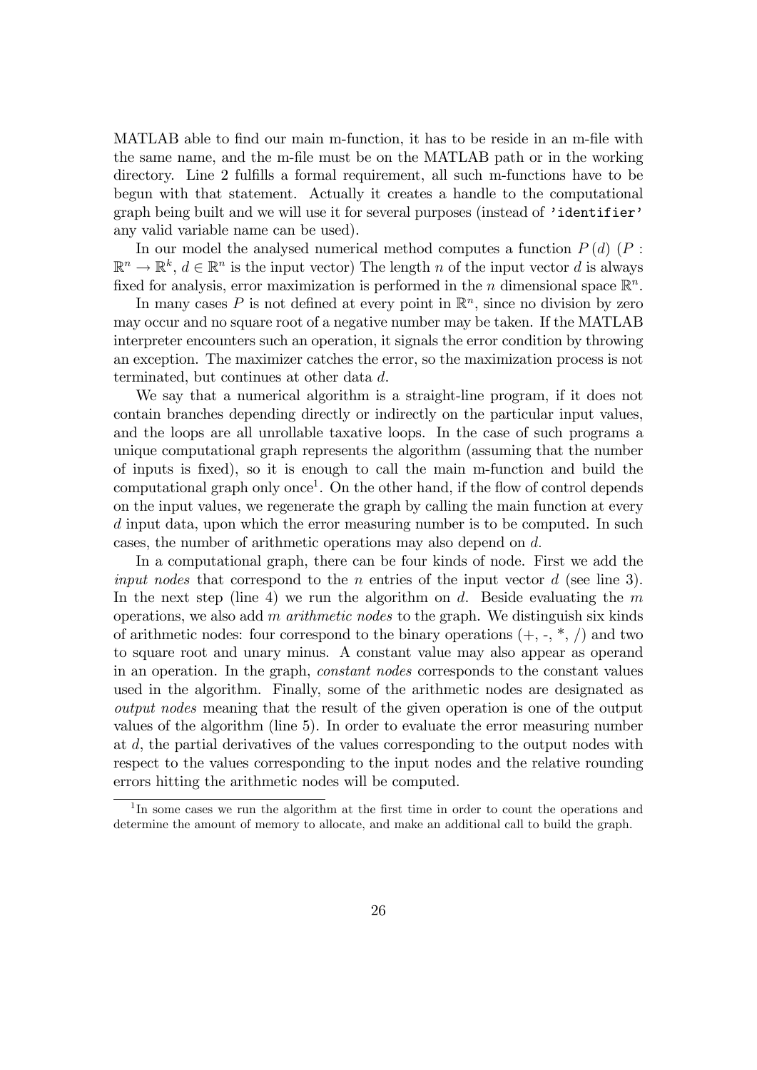MATLAB able to find our main m-function, it has to be reside in an m-file with the same name, and the m-file must be on the MATLAB path or in the working directory. Line 2 fulfills a formal requirement, all such m-functions have to be begun with that statement. Actually it creates a handle to the computational graph being built and we will use it for several purposes (instead of `'identifier'` any valid variable name can be used).

In our model the analysed numerical method computes a function $P(d)$ ($P : \mathbb{R}^n \to \mathbb{R}^k$, $d \in \mathbb{R}^n$ is the input vector) The length $n$ of the input vector $d$ is always fixed for analysis, error maximization is performed in the $n$ dimensional space $\mathbb{R}^n$.

In many cases $P$ is not defined at every point in $\mathbb{R}^n$, since no division by zero may occur and no square root of a negative number may be taken. If the MATLAB interpreter encounters such an operation, it signals the error condition by throwing an exception. The maximizer catches the error, so the maximization process is not terminated, but continues at other data $d$.

We say that a numerical algorithm is a straight-line program, if it does not contain branches depending directly or indirectly on the particular input values, and the loops are all unrollable taxative loops. In the case of such programs a unique computational graph represents the algorithm (assuming that the number of inputs is fixed), so it is enough to call the main m-function and build the computational graph only once[1]. On the other hand, if the flow of control depends on the input values, we regenerate the graph by calling the main function at every $d$ input data, upon which the error measuring number is to be computed. In such cases, the number of arithmetic operations may also depend on $d$.

In a computational graph, there can be four kinds of node. First we add the *input nodes* that correspond to the $n$ entries of the input vector $d$ (see line 3). In the next step (line 4) we run the algorithm on $d$. Beside evaluating the $m$ operations, we also add $m$ *arithmetic nodes* to the graph. We distinguish six kinds of arithmetic nodes: four correspond to the binary operations (+, -, *, /) and two to square root and unary minus. A constant value may also appear as operand in an operation. In the graph, *constant nodes* corresponds to the constant values used in the algorithm. Finally, some of the arithmetic nodes are designated as *output nodes* meaning that the result of the given operation is one of the output values of the algorithm (line 5). In order to evaluate the error measuring number at $d$, the partial derivatives of the values corresponding to the output nodes with respect to the values corresponding to the input nodes and the relative rounding errors hitting the arithmetic nodes will be computed.

[1] In some cases we run the algorithm at the first time in order to count the operations and determine the amount of memory to allocate, and make an additional call to build the graph.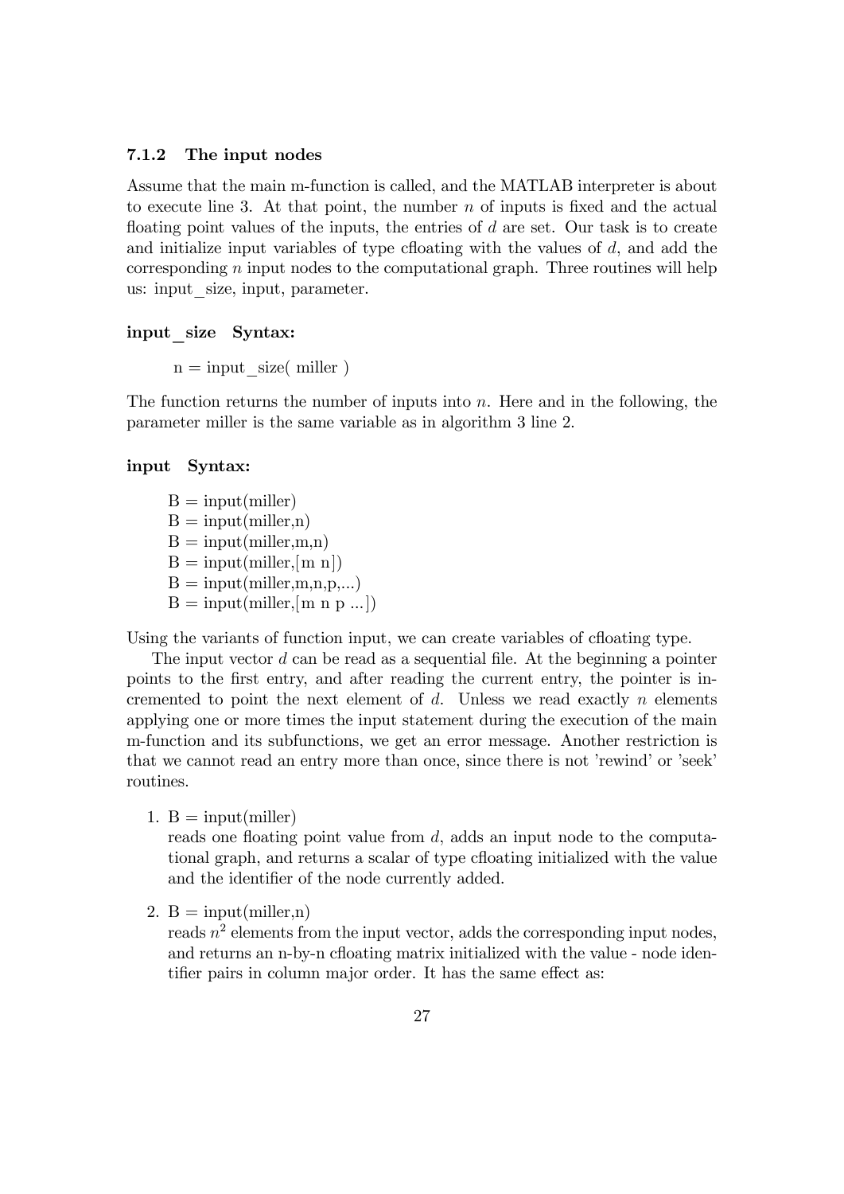### 7.1.2 The input nodes

Assume that the main m-function is called, and the MATLAB interpreter is about to execute line 3. At that point, the number $n$ of inputs is fixed and the actual floating point values of the inputs, the entries of $d$ are set. Our task is to create and initialize input variables of type cfloating with the values of $d$, and add the corresponding $n$ input nodes to the computational graph. Three routines will help us: input_size, input, parameter.

**input_size Syntax:**

n = input_size( miller )

The function returns the number of inputs into $n$. Here and in the following, the parameter miller is the same variable as in algorithm 3 line 2.

**input Syntax:**

B = input(miller)
B = input(miller,n)
B = input(miller,m,n)
B = input(miller,[m n])
B = input(miller,m,n,p,...)
B = input(miller,[m n p ...])

Using the variants of function input, we can create variables of cfloating type.

The input vector $d$ can be read as a sequential file. At the beginning a pointer points to the first entry, and after reading the current entry, the pointer is incremented to point the next element of $d$. Unless we read exactly $n$ elements applying one or more times the input statement during the execution of the main m-function and its subfunctions, we get an error message. Another restriction is that we cannot read an entry more than once, since there is not 'rewind' or 'seek' routines.

1. B = input(miller)
   reads one floating point value from $d$, adds an input node to the computational graph, and returns a scalar of type cfloating initialized with the value and the identifier of the node currently added.

2. B = input(miller,n)
   reads $n^2$ elements from the input vector, adds the corresponding input nodes, and returns an n-by-n cfloating matrix initialized with the value - node identifier pairs in column major order. It has the same effect as: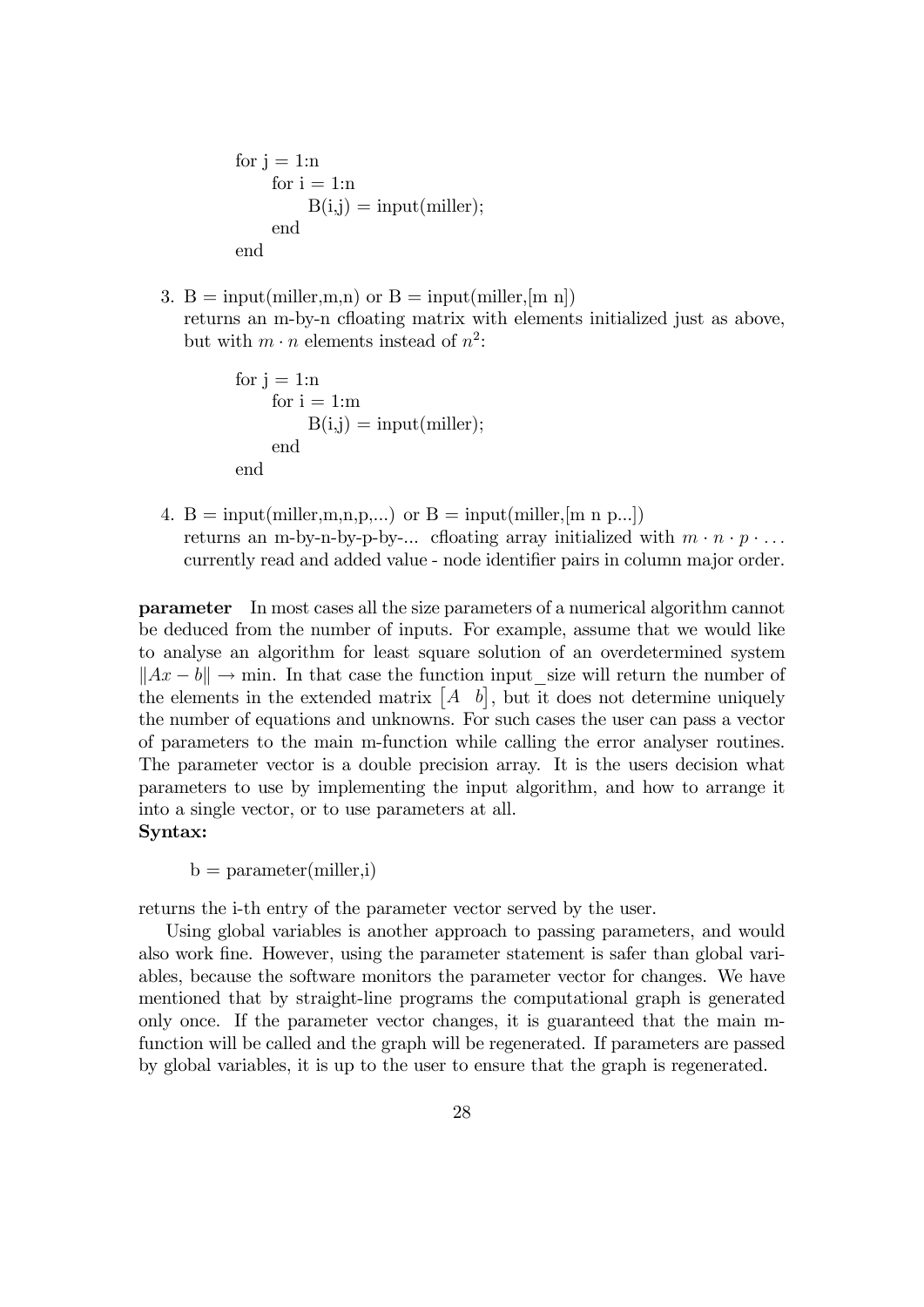```
for j = 1:n
    for i = 1:n
        B(i,j) = input(miller);
    end
end
```

3. B = input(miller,m,n) or B = input(miller,[m n])
   returns an m-by-n cfloating matrix with elements initialized just as above, but with $m \cdot n$ elements instead of $n^2$:

   ```
   for j = 1:n
       for i = 1:m
           B(i,j) = input(miller);
       end
   end
   ```

4. B = input(miller,m,n,p,...) or B = input(miller,[m n p...])
   returns an m-by-n-by-p-by-... cfloating array initialized with $m \cdot n \cdot p \cdot \ldots$ currently read and added value - node identifier pairs in column major order.

**parameter** In most cases all the size parameters of a numerical algorithm cannot be deduced from the number of inputs. For example, assume that we would like to analyse an algorithm for least square solution of an overdetermined system $\|Ax - b\| \to \min$. In that case the function input_size will return the number of the elements in the extended matrix $\begin{bmatrix} A & b \end{bmatrix}$, but it does not determine uniquely the number of equations and unknowns. For such cases the user can pass a vector of parameters to the main m-function while calling the error analyser routines. The parameter vector is a double precision array. It is the users decision what parameters to use by implementing the input algorithm, and how to arrange it into a single vector, or to use parameters at all.

**Syntax:**

```
b = parameter(miller,i)
```

returns the i-th entry of the parameter vector served by the user.

Using global variables is another approach to passing parameters, and would also work fine. However, using the parameter statement is safer than global variables, because the software monitors the parameter vector for changes. We have mentioned that by straight-line programs the computational graph is generated only once. If the parameter vector changes, it is guaranteed that the main m-function will be called and the graph will be regenerated. If parameters are passed by global variables, it is up to the user to ensure that the graph is regenerated.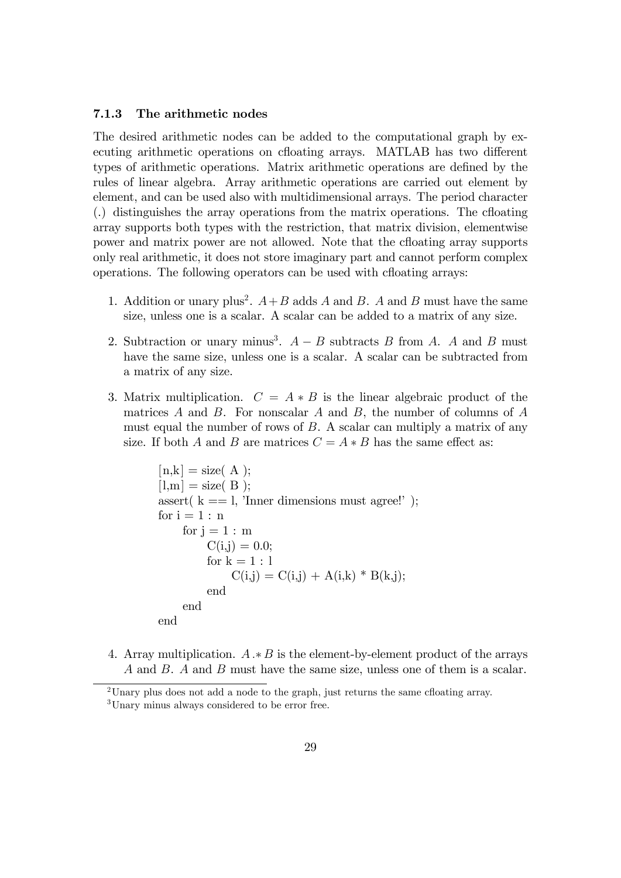### 7.1.3 The arithmetic nodes

The desired arithmetic nodes can be added to the computational graph by executing arithmetic operations on cfloating arrays. MATLAB has two different types of arithmetic operations. Matrix arithmetic operations are defined by the rules of linear algebra. Array arithmetic operations are carried out element by element, and can be used also with multidimensional arrays. The period character (.) distinguishes the array operations from the matrix operations. The cfloating array supports both types with the restriction, that matrix division, elementwise power and matrix power are not allowed. Note that the cfloating array supports only real arithmetic, it does not store imaginary part and cannot perform complex operations. The following operators can be used with cfloating arrays:

1. Addition or unary plus[2]. $A+B$ adds $A$ and $B$. $A$ and $B$ must have the same size, unless one is a scalar. A scalar can be added to a matrix of any size.

2. Subtraction or unary minus[3]. $A-B$ subtracts $B$ from $A$. $A$ and $B$ must have the same size, unless one is a scalar. A scalar can be subtracted from a matrix of any size.

3. Matrix multiplication. $C = A * B$ is the linear algebraic product of the matrices $A$ and $B$. For nonscalar $A$ and $B$, the number of columns of $A$ must equal the number of rows of $B$. A scalar can multiply a matrix of any size. If both $A$ and $B$ are matrices $C = A * B$ has the same effect as:

```
[n,k] = size( A );
[l,m] = size( B );
assert( k == l, 'Inner dimensions must agree!' );
for i = 1 : n
    for j = 1 : m
        C(i,j) = 0.0;
        for k = 1 : l
            C(i,j) = C(i,j) + A(i,k) * B(k,j);
        end
    end
end
```

4. Array multiplication. $A .* B$ is the element-by-element product of the arrays $A$ and $B$. $A$ and $B$ must have the same size, unless one of them is a scalar.

---

[2] Unary plus does not add a node to the graph, just returns the same cfloating array.

[3] Unary minus always considered to be error free.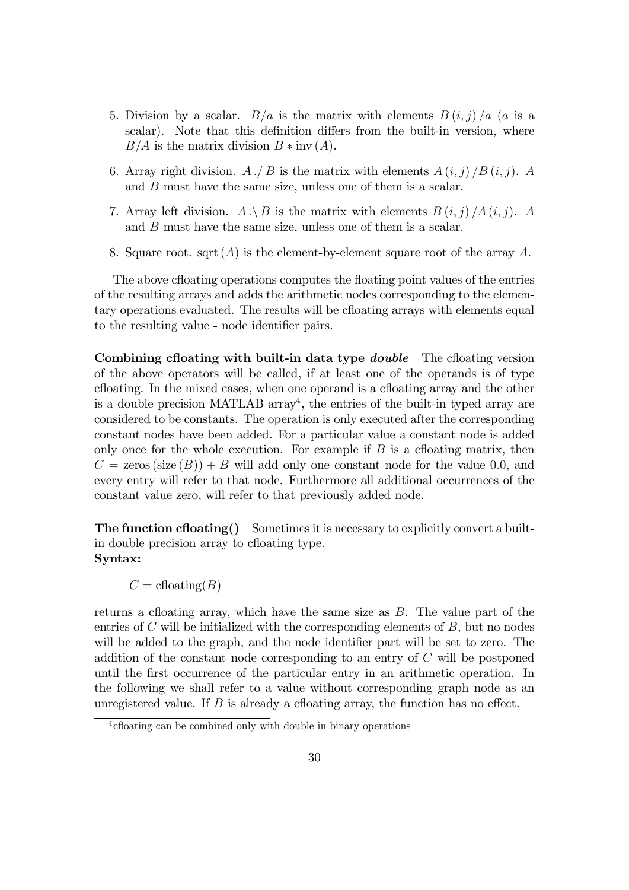5. Division by a scalar. $B/a$ is the matrix with elements $B(i,j)/a$ ($a$ is a scalar). Note that this definition differs from the built-in version, where $B/A$ is the matrix division $B * \text{inv}(A)$.

6. Array right division. $A./B$ is the matrix with elements $A(i,j)/B(i,j)$. $A$ and $B$ must have the same size, unless one of them is a scalar.

7. Array left division. $A.\backslash B$ is the matrix with elements $B(i,j)/A(i,j)$. $A$ and $B$ must have the same size, unless one of them is a scalar.

8. Square root. $\text{sqrt}(A)$ is the element-by-element square root of the array $A$.

The above cfloating operations computes the floating point values of the entries of the resulting arrays and adds the arithmetic nodes corresponding to the elementary operations evaluated. The results will be cfloating arrays with elements equal to the resulting value - node identifier pairs.

**Combining cfloating with built-in data type *double*** The cfloating version of the above operators will be called, if at least one of the operands is of type cfloating. In the mixed cases, when one operand is a cfloating array and the other is a double precision MATLAB array[4], the entries of the built-in typed array are considered to be constants. The operation is only executed after the corresponding constant nodes have been added. For a particular value a constant node is added only once for the whole execution. For example if $B$ is a cfloating matrix, then $C = \text{zeros}(\text{size}(B)) + B$ will add only one constant node for the value 0.0, and every entry will refer to that node. Furthermore all additional occurrences of the constant value zero, will refer to that previously added node.

**The function cfloating()** Sometimes it is necessary to explicitly convert a built-in double precision array to cfloating type.
**Syntax:**

$C = \text{cfloating}(B)$

returns a cfloating array, which have the same size as $B$. The value part of the entries of $C$ will be initialized with the corresponding elements of $B$, but no nodes will be added to the graph, and the node identifier part will be set to zero. The addition of the constant node corresponding to an entry of $C$ will be postponed until the first occurrence of the particular entry in an arithmetic operation. In the following we shall refer to a value without corresponding graph node as an unregistered value. If $B$ is already a cfloating array, the function has no effect.

[4] cfloating can be combined only with double in binary operations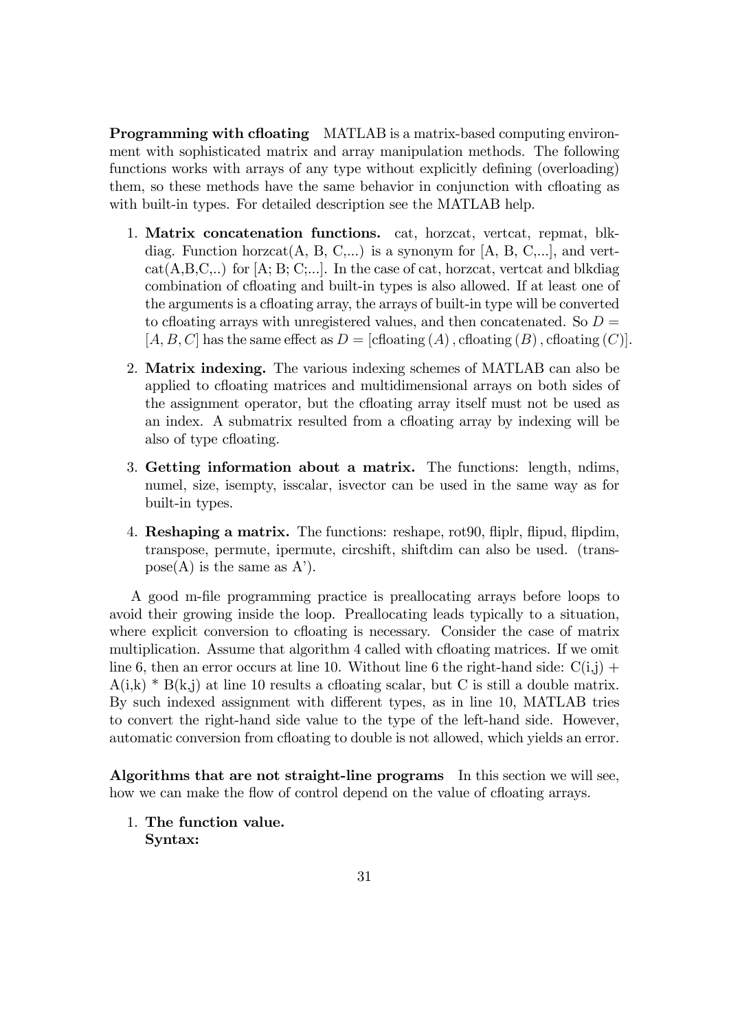**Programming with cfloating** MATLAB is a matrix-based computing environment with sophisticated matrix and array manipulation methods. The following functions works with arrays of any type without explicitly defining (overloading) them, so these methods have the same behavior in conjunction with cfloating as with built-in types. For detailed description see the MATLAB help.

1. **Matrix concatenation functions.** cat, horzcat, vertcat, repmat, blkdiag. Function horzcat(A, B, C,...) is a synonym for [A, B, C,...], and vertcat(A,B,C,..) for [A; B; C;...]. In the case of cat, horzcat, vertcat and blkdiag combination of cfloating and built-in types is also allowed. If at least one of the arguments is a cfloating array, the arrays of built-in type will be converted to cfloating arrays with unregistered values, and then concatenated. So $D = [A, B, C]$ has the same effect as $D = [\text{cfloating}\,(A)\,, \text{cfloating}\,(B)\,, \text{cfloating}\,(C)]$.

2. **Matrix indexing.** The various indexing schemes of MATLAB can also be applied to cfloating matrices and multidimensional arrays on both sides of the assignment operator, but the cfloating array itself must not be used as an index. A submatrix resulted from a cfloating array by indexing will be also of type cfloating.

3. **Getting information about a matrix.** The functions: length, ndims, numel, size, isempty, isscalar, isvector can be used in the same way as for built-in types.

4. **Reshaping a matrix.** The functions: reshape, rot90, fliplr, flipud, flipdim, transpose, permute, ipermute, circshift, shiftdim can also be used. (transpose(A) is the same as A').

A good m-file programming practice is preallocating arrays before loops to avoid their growing inside the loop. Preallocating leads typically to a situation, where explicit conversion to cfloating is necessary. Consider the case of matrix multiplication. Assume that algorithm 4 called with cfloating matrices. If we omit line 6, then an error occurs at line 10. Without line 6 the right-hand side: C(i,j) + A(i,k) * B(k,j) at line 10 results a cfloating scalar, but C is still a double matrix. By such indexed assignment with different types, as in line 10, MATLAB tries to convert the right-hand side value to the type of the left-hand side. However, automatic conversion from cfloating to double is not allowed, which yields an error.

**Algorithms that are not straight-line programs** In this section we will see, how we can make the flow of control depend on the value of cfloating arrays.

1. **The function value.**
   **Syntax:**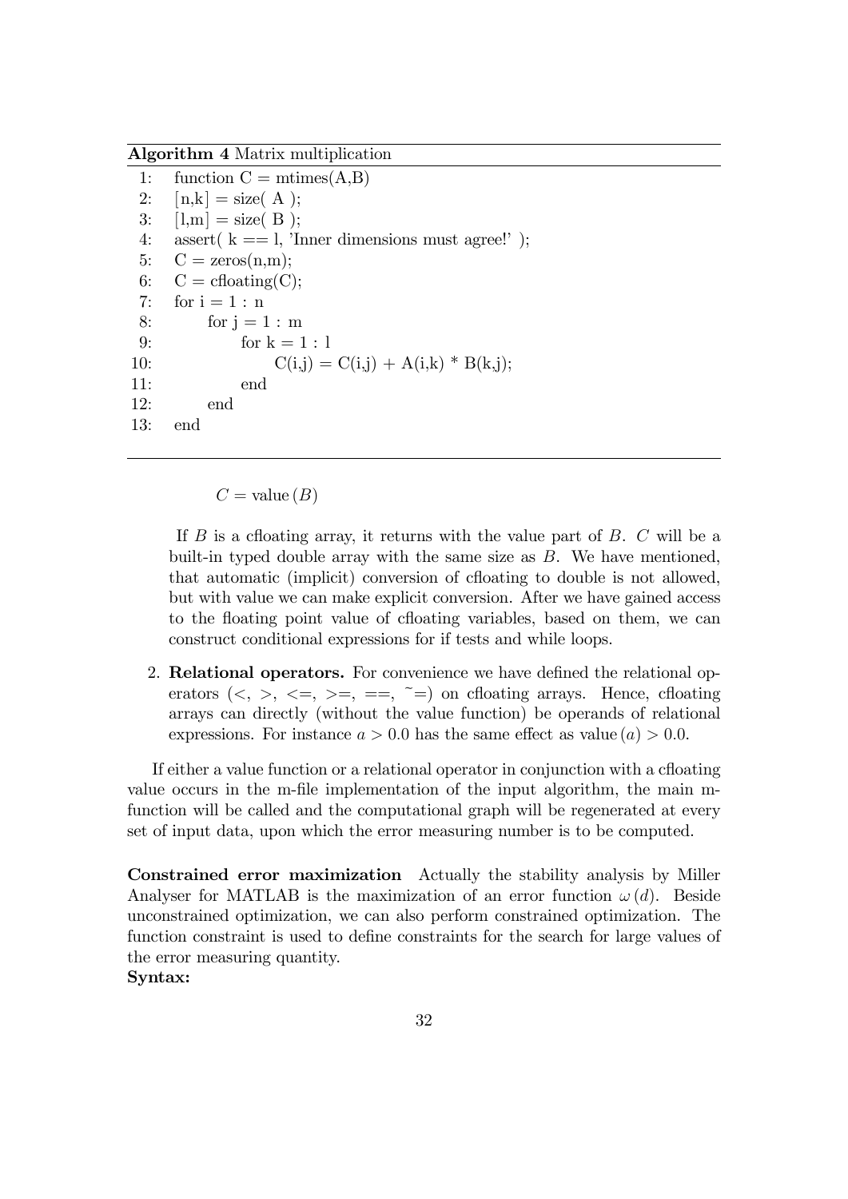**Algorithm 4** Matrix multiplication

```
1:  function C = mtimes(A,B)
2:  [n,k] = size( A );
3:  [l,m] = size( B );
4:  assert( k == l, 'Inner dimensions must agree!' );
5:  C = zeros(n,m);
6:  C = cfloating(C);
7:  for i = 1 : n
8:       for j = 1 : m
9:            for k = 1 : l
10:                C(i,j) = C(i,j) + A(i,k) * B(k,j);
11:           end
12:      end
13: end
```

$$C = \text{value}\,(B)$$

If $B$ is a cfloating array, it returns with the value part of $B$. $C$ will be a built-in typed double array with the same size as $B$. We have mentioned, that automatic (implicit) conversion of cfloating to double is not allowed, but with value we can make explicit conversion. After we have gained access to the floating point value of cfloating variables, based on them, we can construct conditional expressions for if tests and while loops.

2. **Relational operators.** For convenience we have defined the relational operators (<, >, <=, >=, ==, ~=) on cfloating arrays. Hence, cfloating arrays can directly (without the value function) be operands of relational expressions. For instance $a > 0.0$ has the same effect as $\text{value}\,(a) > 0.0$.

If either a value function or a relational operator in conjunction with a cfloating value occurs in the m-file implementation of the input algorithm, the main m-function will be called and the computational graph will be regenerated at every set of input data, upon which the error measuring number is to be computed.

**Constrained error maximization** Actually the stability analysis by Miller Analyser for MATLAB is the maximization of an error function $\omega\,(d)$. Beside unconstrained optimization, we can also perform constrained optimization. The function constraint is used to define constraints for the search for large values of the error measuring quantity.

**Syntax:**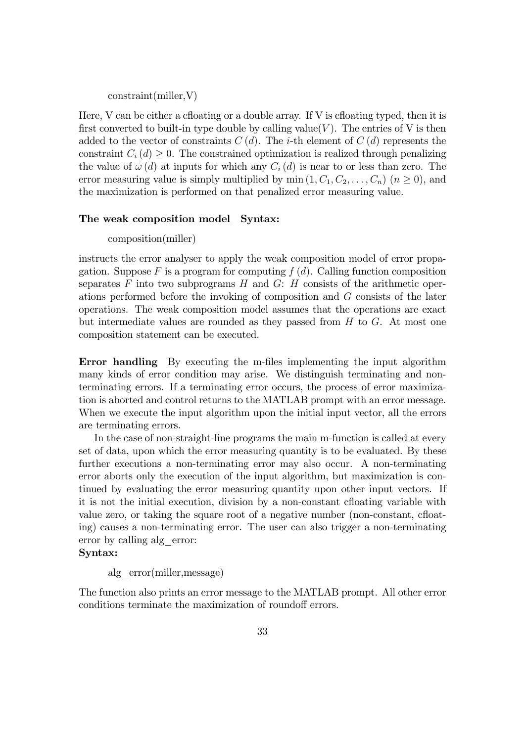```
constraint(miller,V)
```

Here, V can be either a cfloating or a double array. If V is cfloating typed, then it is first converted to built-in type double by calling value$(V)$. The entries of V is then added to the vector of constraints $C(d)$. The $i$-th element of $C(d)$ represents the constraint $C_i(d) \geq 0$. The constrained optimization is realized through penalizing the value of $\omega(d)$ at inputs for which any $C_i(d)$ is near to or less than zero. The error measuring value is simply multiplied by $\min(1, C_1, C_2, \ldots, C_n)$ $(n \geq 0)$, and the maximization is performed on that penalized error measuring value.

**The weak composition model Syntax:**

```
composition(miller)
```

instructs the error analyser to apply the weak composition model of error propagation. Suppose $F$ is a program for computing $f(d)$. Calling function composition separates $F$ into two subprograms $H$ and $G$: $H$ consists of the arithmetic operations performed before the invoking of composition and $G$ consists of the later operations. The weak composition model assumes that the operations are exact but intermediate values are rounded as they passed from $H$ to $G$. At most one composition statement can be executed.

**Error handling** By executing the m-files implementing the input algorithm many kinds of error condition may arise. We distinguish terminating and non-terminating errors. If a terminating error occurs, the process of error maximization is aborted and control returns to the MATLAB prompt with an error message. When we execute the input algorithm upon the initial input vector, all the errors are terminating errors.

In the case of non-straight-line programs the main m-function is called at every set of data, upon which the error measuring quantity is to be evaluated. By these further executions a non-terminating error may also occur. A non-terminating error aborts only the execution of the input algorithm, but maximization is continued by evaluating the error measuring quantity upon other input vectors. If it is not the initial execution, division by a non-constant cfloating variable with value zero, or taking the square root of a negative number (non-constant, cfloating) causes a non-terminating error. The user can also trigger a non-terminating error by calling alg_error:

**Syntax:**

```
alg_error(miller,message)
```

The function also prints an error message to the MATLAB prompt. All other error conditions terminate the maximization of roundoff errors.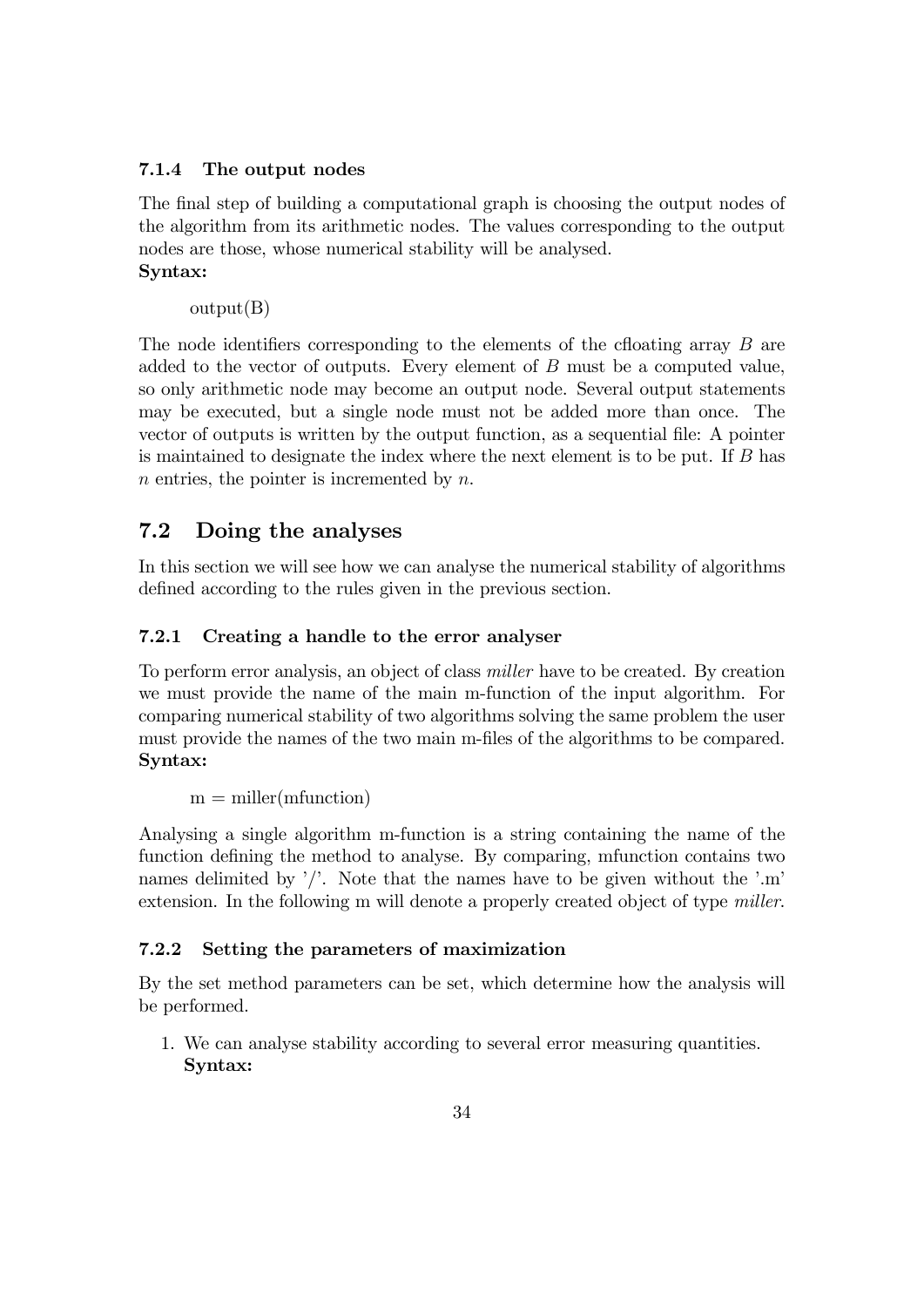### 7.1.4 The output nodes

The final step of building a computational graph is choosing the output nodes of the algorithm from its arithmetic nodes. The values corresponding to the output nodes are those, whose numerical stability will be analysed.
**Syntax:**

output(B)

The node identifiers corresponding to the elements of the cfloating array $B$ are added to the vector of outputs. Every element of $B$ must be a computed value, so only arithmetic node may become an output node. Several output statements may be executed, but a single node must not be added more than once. The vector of outputs is written by the output function, as a sequential file: A pointer is maintained to designate the index where the next element is to be put. If $B$ has $n$ entries, the pointer is incremented by $n$.

## 7.2 Doing the analyses

In this section we will see how we can analyse the numerical stability of algorithms defined according to the rules given in the previous section.

### 7.2.1 Creating a handle to the error analyser

To perform error analysis, an object of class *miller* have to be created. By creation we must provide the name of the main m-function of the input algorithm. For comparing numerical stability of two algorithms solving the same problem the user must provide the names of the two main m-files of the algorithms to be compared.
**Syntax:**

m = miller(mfunction)

Analysing a single algorithm m-function is a string containing the name of the function defining the method to analyse. By comparing, mfunction contains two names delimited by '/'. Note that the names have to be given without the '.m' extension. In the following m will denote a properly created object of type *miller*.

### 7.2.2 Setting the parameters of maximization

By the set method parameters can be set, which determine how the analysis will be performed.

1. We can analyse stability according to several error measuring quantities.
   **Syntax:**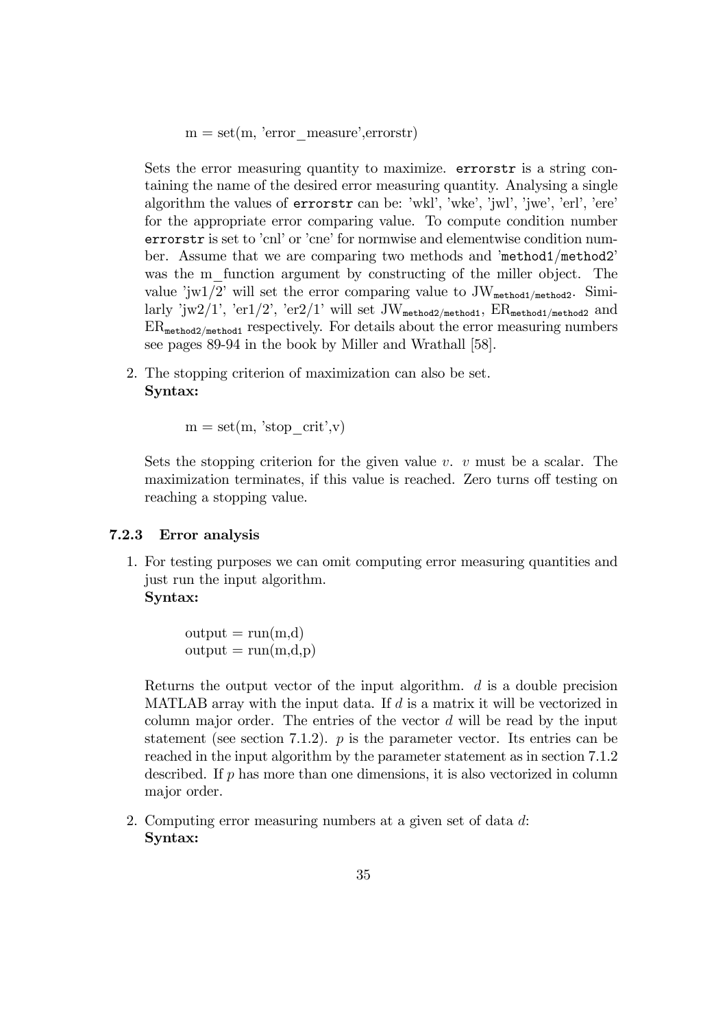m = set(m, 'error_measure',errorstr)

Sets the error measuring quantity to maximize. `errorstr` is a string containing the name of the desired error measuring quantity. Analysing a single algorithm the values of `errorstr` can be: 'wkl', 'wke', 'jwl', 'jwe', 'erl', 'ere' for the appropriate error comparing value. To compute condition number `errorstr` is set to 'cnl' or 'cne' for normwise and elementwise condition number. Assume that we are comparing two methods and '`method1/method2`' was the m_function argument by constructing of the miller object. The value 'jw1/2' will set the error comparing value to $\mathrm{JW}_{\texttt{method1/method2}}$. Similarly 'jw2/1', 'er1/2', 'er2/1' will set $\mathrm{JW}_{\texttt{method2/method1}}$, $\mathrm{ER}_{\texttt{method1/method2}}$ and $\mathrm{ER}_{\texttt{method2/method1}}$ respectively. For details about the error measuring numbers see pages 89-94 in the book by Miller and Wrathall [58].

2. The stopping criterion of maximization can also be set.
   **Syntax:**

   m = set(m, 'stop_crit',v)

   Sets the stopping criterion for the given value $v$. $v$ must be a scalar. The maximization terminates, if this value is reached. Zero turns off testing on reaching a stopping value.

### 7.2.3 Error analysis

1. For testing purposes we can omit computing error measuring quantities and just run the input algorithm.
   **Syntax:**

   output = run(m,d)
   output = run(m,d,p)

   Returns the output vector of the input algorithm. $d$ is a double precision MATLAB array with the input data. If $d$ is a matrix it will be vectorized in column major order. The entries of the vector $d$ will be read by the input statement (see section 7.1.2). $p$ is the parameter vector. Its entries can be reached in the input algorithm by the parameter statement as in section 7.1.2 described. If $p$ has more than one dimensions, it is also vectorized in column major order.

2. Computing error measuring numbers at a given set of data $d$:
   **Syntax:**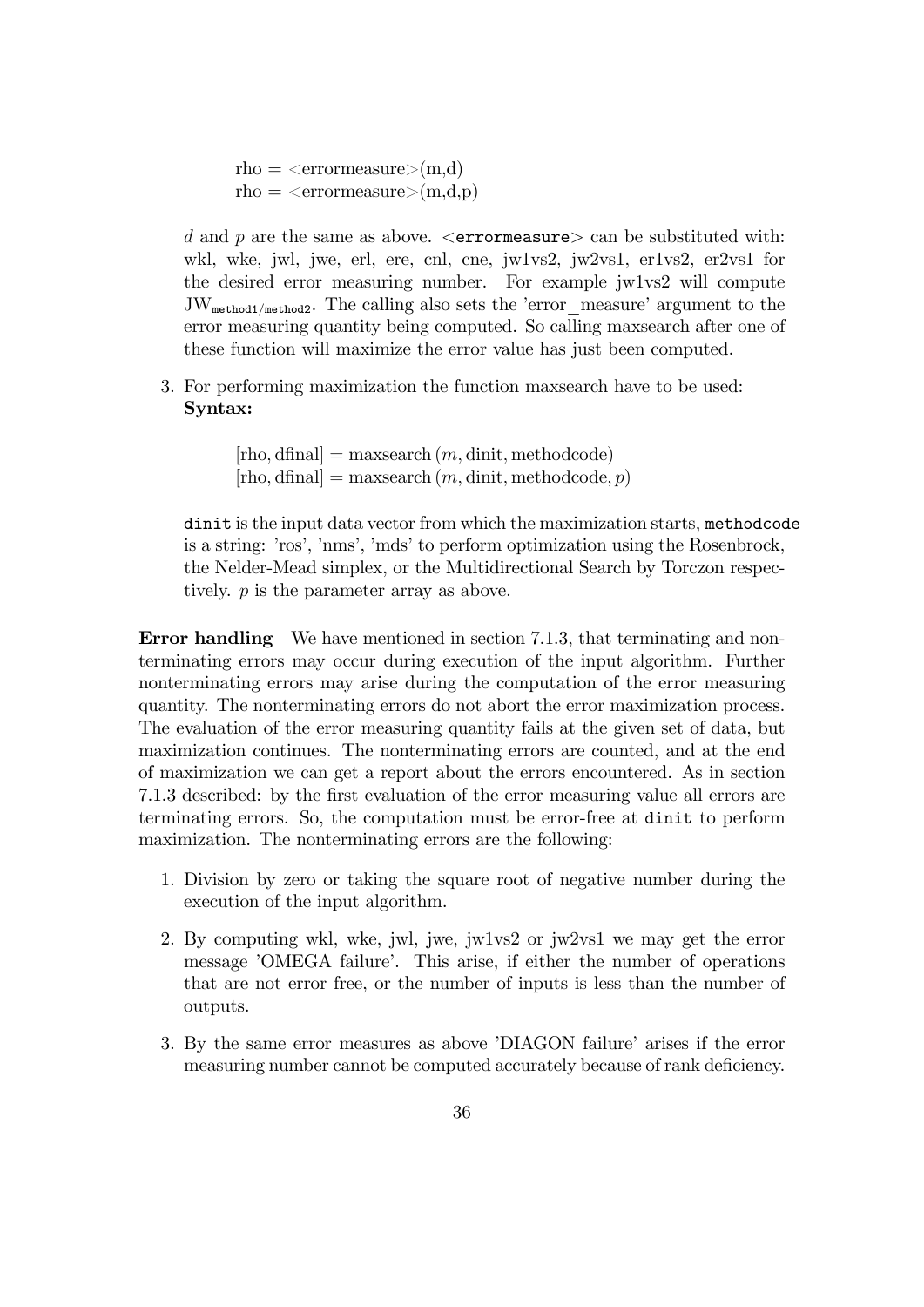rho = <errormeasure>(m,d)
rho = <errormeasure>(m,d,p)

$d$ and $p$ are the same as above. `<errormeasure>` can be substituted with: wkl, wke, jwl, jwe, erl, ere, cnl, cne, jw1vs2, jw2vs1, er1vs2, er2vs1 for the desired error measuring number. For example jw1vs2 will compute $\mathrm{JW}_{\mathtt{method1/method2}}$. The calling also sets the 'error_measure' argument to the error measuring quantity being computed. So calling maxsearch after one of these function will maximize the error value has just been computed.

3. For performing maximization the function maxsearch have to be used:
   **Syntax:**

   $[\mathrm{rho}, \mathrm{dfinal}] = \mathrm{maxsearch}\,(m, \mathrm{dinit}, \mathrm{methodcode})$
   $[\mathrm{rho}, \mathrm{dfinal}] = \mathrm{maxsearch}\,(m, \mathrm{dinit}, \mathrm{methodcode}, p)$

   `dinit` is the input data vector from which the maximization starts, `methodcode` is a string: 'ros', 'nms', 'mds' to perform optimization using the Rosenbrock, the Nelder-Mead simplex, or the Multidirectional Search by Torczon respectively. $p$ is the parameter array as above.

**Error handling** We have mentioned in section 7.1.3, that terminating and nonterminating errors may occur during execution of the input algorithm. Further nonterminating errors may arise during the computation of the error measuring quantity. The nonterminating errors do not abort the error maximization process. The evaluation of the error measuring quantity fails at the given set of data, but maximization continues. The nonterminating errors are counted, and at the end of maximization we can get a report about the errors encountered. As in section 7.1.3 described: by the first evaluation of the error measuring value all errors are terminating errors. So, the computation must be error-free at `dinit` to perform maximization. The nonterminating errors are the following:

1. Division by zero or taking the square root of negative number during the execution of the input algorithm.
2. By computing wkl, wke, jwl, jwe, jw1vs2 or jw2vs1 we may get the error message 'OMEGA failure'. This arise, if either the number of operations that are not error free, or the number of inputs is less than the number of outputs.
3. By the same error measures as above 'DIAGON failure' arises if the error measuring number cannot be computed accurately because of rank deficiency.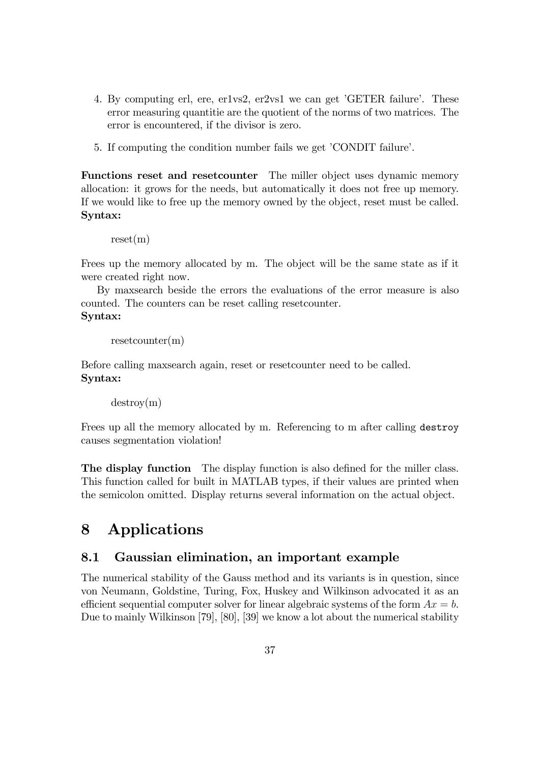4. By computing erl, ere, er1vs2, er2vs1 we can get 'GETER failure'. These error measuring quantitie are the quotient of the norms of two matrices. The error is encountered, if the divisor is zero.

5. If computing the condition number fails we get 'CONDIT failure'.

**Functions reset and resetcounter** The miller object uses dynamic memory allocation: it grows for the needs, but automatically it does not free up memory. If we would like to free up the memory owned by the object, reset must be called.
**Syntax:**

```
reset(m)
```

Frees up the memory allocated by m. The object will be the same state as if it were created right now.

By maxsearch beside the errors the evaluations of the error measure is also counted. The counters can be reset calling resetcounter.
**Syntax:**

```
resetcounter(m)
```

Before calling maxsearch again, reset or resetcounter need to be called.
**Syntax:**

```
destroy(m)
```

Frees up all the memory allocated by m. Referencing to m after calling `destroy` causes segmentation violation!

**The display function** The display function is also defined for the miller class. This function called for built in MATLAB types, if their values are printed when the semicolon omitted. Display returns several information on the actual object.

# 8 Applications

## 8.1 Gaussian elimination, an important example

The numerical stability of the Gauss method and its variants is in question, since von Neumann, Goldstine, Turing, Fox, Huskey and Wilkinson advocated it as an efficient sequential computer solver for linear algebraic systems of the form $Ax = b$. Due to mainly Wilkinson [79], [80], [39] we know a lot about the numerical stability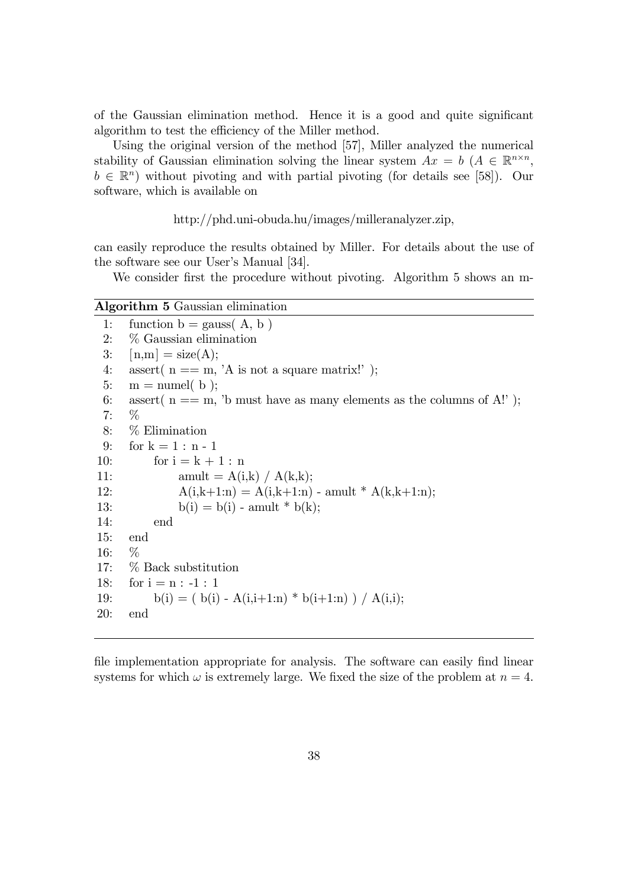of the Gaussian elimination method. Hence it is a good and quite significant algorithm to test the efficiency of the Miller method.

Using the original version of the method [57], Miller analyzed the numerical stability of Gaussian elimination solving the linear system $Ax = b$ ($A \in \mathbb{R}^{n \times n}$, $b \in \mathbb{R}^n$) without pivoting and with partial pivoting (for details see [58]). Our software, which is available on

http://phd.uni-obuda.hu/images/milleranalyzer.zip,

can easily reproduce the results obtained by Miller. For details about the use of the software see our User's Manual [34].

We consider first the procedure without pivoting. Algorithm 5 shows an m-

**Algorithm 5** Gaussian elimination

```
1:  function b = gauss( A, b )
2:  % Gaussian elimination
3:  [n,m] = size(A);
4:  assert( n == m, 'A is not a square matrix!' );
5:  m = numel( b );
6:  assert( n == m, 'b must have as many elements as the columns of A!' );
7:  %
8:  % Elimination
9:  for k = 1 : n - 1
10:     for i = k + 1 : n
11:         amult = A(i,k) / A(k,k);
12:         A(i,k+1:n) = A(i,k+1:n) - amult * A(k,k+1:n);
13:         b(i) = b(i) - amult * b(k);
14:     end
15: end
16: %
17: % Back substitution
18: for i = n : -1 : 1
19:     b(i) = ( b(i) - A(i,i+1:n) * b(i+1:n) ) / A(i,i);
20: end
```

file implementation appropriate for analysis. The software can easily find linear systems for which $\omega$ is extremely large. We fixed the size of the problem at $n = 4$.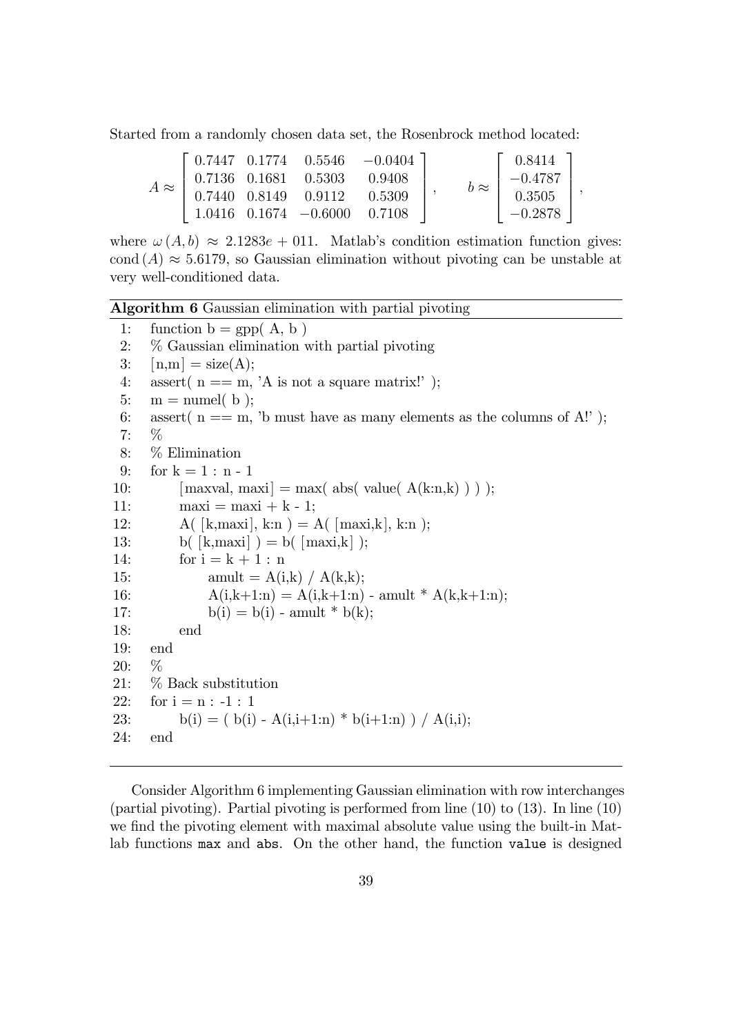Started from a randomly chosen data set, the Rosenbrock method located:

$$A \approx \begin{bmatrix} 0.7447 & 0.1774 & 0.5546 & -0.0404 \\ 0.7136 & 0.1681 & 0.5303 & 0.9408 \\ 0.7440 & 0.8149 & 0.9112 & 0.5309 \\ 1.0416 & 0.1674 & -0.6000 & 0.7108 \end{bmatrix}, \qquad b \approx \begin{bmatrix} 0.8414 \\ -0.4787 \\ 0.3505 \\ -0.2878 \end{bmatrix},$$

where $\omega(A, b) \approx 2.1283e + 011$. Matlab's condition estimation function gives: $\mathrm{cond}(A) \approx 5.6179$, so Gaussian elimination without pivoting can be unstable at very well-conditioned data.

**Algorithm 6** Gaussian elimination with partial pivoting

```
1:  function b = gpp( A, b )
2:  % Gaussian elimination with partial pivoting
3:  [n,m] = size(A);
4:  assert( n == m, 'A is not a square matrix!' );
5:  m = numel( b );
6:  assert( n == m, 'b must have as many elements as the columns of A!' );
7:  %
8:  % Elimination
9:  for k = 1 : n - 1
10:      [maxval, maxi] = max( abs( value( A(k:n,k) ) ) );
11:      maxi = maxi + k - 1;
12:      A( [k,maxi], k:n ) = A( [maxi,k], k:n );
13:      b( [k,maxi] ) = b( [maxi,k] );
14:      for i = k + 1 : n
15:          amult = A(i,k) / A(k,k);
16:          A(i,k+1:n) = A(i,k+1:n) - amult * A(k,k+1:n);
17:          b(i) = b(i) - amult * b(k);
18:      end
19: end
20: %
21: % Back substitution
22: for i = n : -1 : 1
23:      b(i) = ( b(i) - A(i,i+1:n) * b(i+1:n) ) / A(i,i);
24: end
```

Consider Algorithm 6 implementing Gaussian elimination with row interchanges (partial pivoting). Partial pivoting is performed from line (10) to (13). In line (10) we find the pivoting element with maximal absolute value using the built-in Matlab functions `max` and `abs`. On the other hand, the function `value` is designed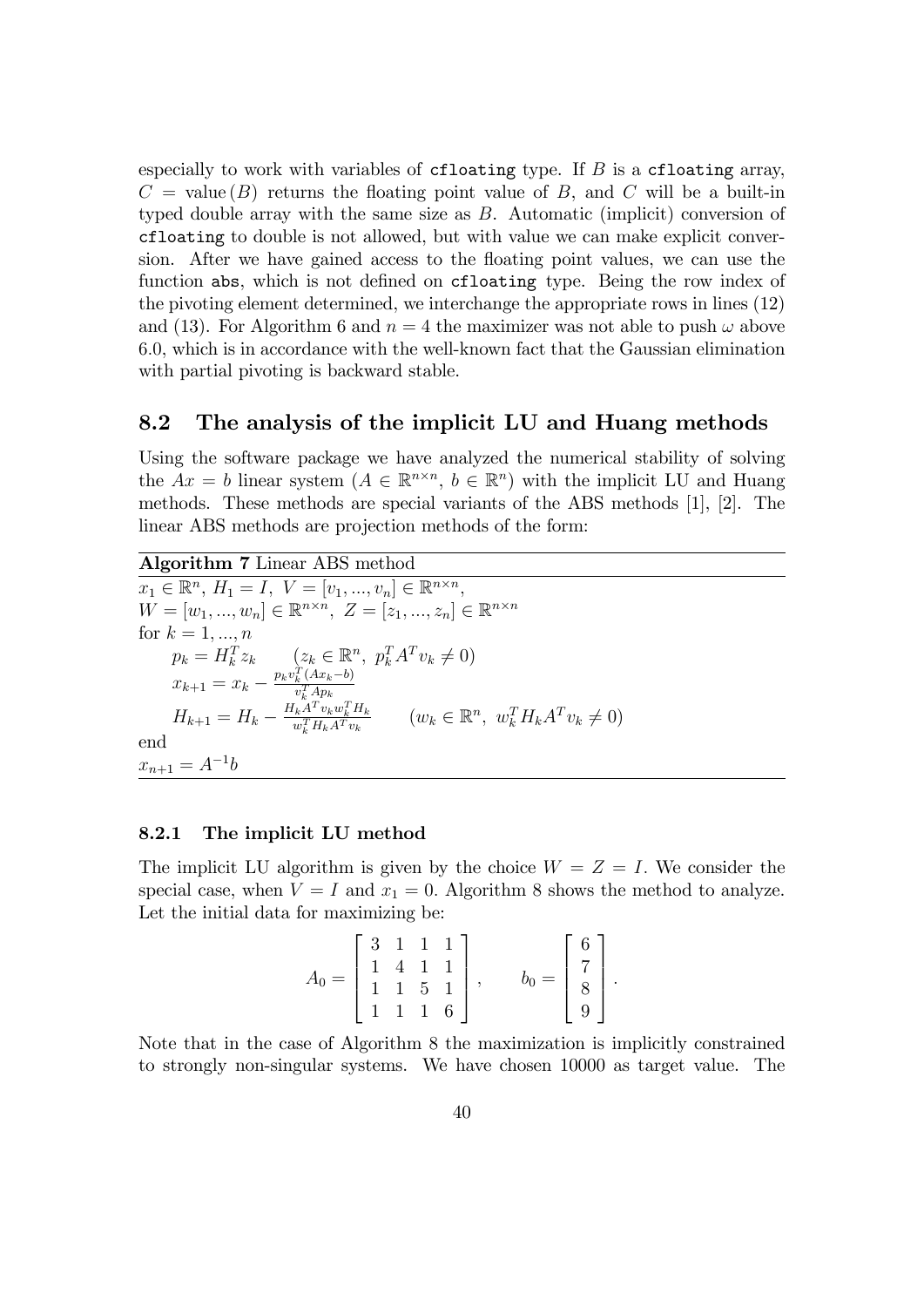especially to work with variables of `cfloating` type. If $B$ is a `cfloating` array, $C = \text{value}(B)$ returns the floating point value of $B$, and $C$ will be a built-in typed double array with the same size as $B$. Automatic (implicit) conversion of `cfloating` to double is not allowed, but with value we can make explicit conversion. After we have gained access to the floating point values, we can use the function `abs`, which is not defined on `cfloating` type. Being the row index of the pivoting element determined, we interchange the appropriate rows in lines (12) and (13). For Algorithm 6 and $n = 4$ the maximizer was not able to push $\omega$ above 6.0, which is in accordance with the well-known fact that the Gaussian elimination with partial pivoting is backward stable.

## 8.2 The analysis of the implicit LU and Huang methods

Using the software package we have analyzed the numerical stability of solving the $Ax = b$ linear system ($A \in \mathbb{R}^{n\times n}$, $b \in \mathbb{R}^n$) with the implicit LU and Huang methods. These methods are special variants of the ABS methods [1], [2]. The linear ABS methods are projection methods of the form:

**Algorithm 7** Linear ABS method

$x_1 \in \mathbb{R}^n,\ H_1 = I,\ V = [v_1, ..., v_n] \in \mathbb{R}^{n\times n},$

$W = [w_1, ..., w_n] \in \mathbb{R}^{n\times n},\ Z = [z_1, ..., z_n] \in \mathbb{R}^{n\times n}$

for $k = 1, ..., n$

$\quad p_k = H_k^T z_k \qquad (z_k \in \mathbb{R}^n,\ p_k^T A^T v_k \neq 0)$

$\quad x_{k+1} = x_k - \frac{p_k v_k^T (A x_k - b)}{v_k^T A p_k}$

$\quad H_{k+1} = H_k - \frac{H_k A^T v_k w_k^T H_k}{w_k^T H_k A^T v_k} \qquad (w_k \in \mathbb{R}^n,\ w_k^T H_k A^T v_k \neq 0)$

end

$x_{n+1} = A^{-1} b$

### 8.2.1 The implicit LU method

The implicit LU algorithm is given by the choice $W = Z = I$. We consider the special case, when $V = I$ and $x_1 = 0$. Algorithm 8 shows the method to analyze. Let the initial data for maximizing be:

$$
A_0 = \begin{bmatrix} 3 & 1 & 1 & 1 \\ 1 & 4 & 1 & 1 \\ 1 & 1 & 5 & 1 \\ 1 & 1 & 1 & 6 \end{bmatrix}, \qquad b_0 = \begin{bmatrix} 6 \\ 7 \\ 8 \\ 9 \end{bmatrix}.
$$

Note that in the case of Algorithm 8 the maximization is implicitly constrained to strongly non-singular systems. We have chosen 10000 as target value. The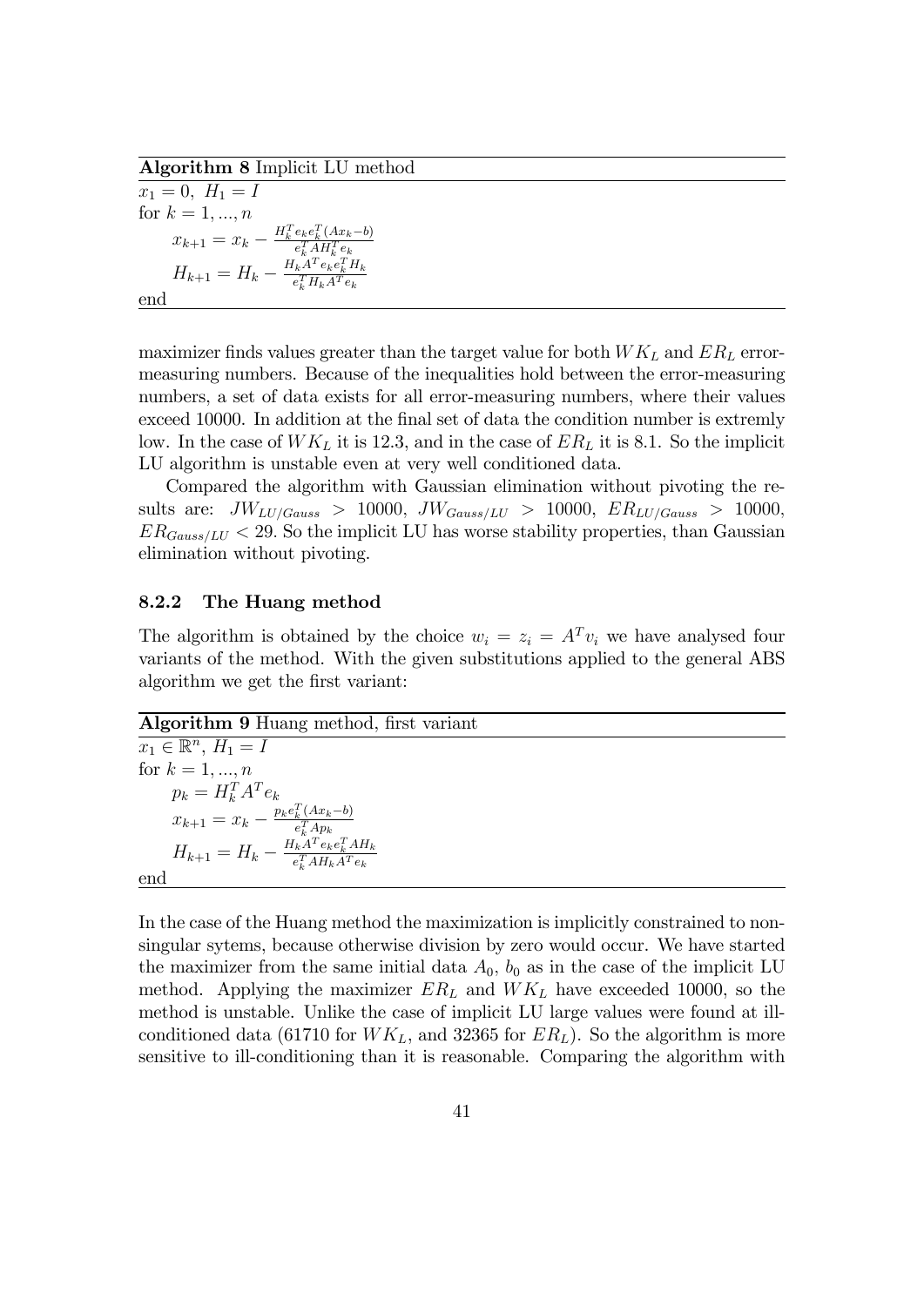**Algorithm 8** Implicit LU method

$x_1 = 0, \ H_1 = I$
for $k = 1, ..., n$
$\quad x_{k+1} = x_k - \frac{H_k^T e_k e_k^T (Ax_k - b)}{e_k^T A H_k^T e_k}$
$\quad H_{k+1} = H_k - \frac{H_k A^T e_k e_k^T H_k}{e_k^T H_k A^T e_k}$
end

maximizer finds values greater than the target value for both $WK_L$ and $ER_L$ error-measuring numbers. Because of the inequalities hold between the error-measuring numbers, a set of data exists for all error-measuring numbers, where their values exceed 10000. In addition at the final set of data the condition number is extremly low. In the case of $WK_L$ it is 12.3, and in the case of $ER_L$ it is 8.1. So the implicit LU algorithm is unstable even at very well conditioned data.

Compared the algorithm with Gaussian elimination without pivoting the results are: $JW_{LU/Gauss} > 10000$, $JW_{Gauss/LU} > 10000$, $ER_{LU/Gauss} > 10000$, $ER_{Gauss/LU} < 29$. So the implicit LU has worse stability properties, than Gaussian elimination without pivoting.

### 8.2.2 The Huang method

The algorithm is obtained by the choice $w_i = z_i = A^T v_i$ we have analysed four variants of the method. With the given substitutions applied to the general ABS algorithm we get the first variant:

**Algorithm 9** Huang method, first variant

$x_1 \in \mathbb{R}^n, \ H_1 = I$
for $k = 1, ..., n$
$\quad p_k = H_k^T A^T e_k$
$\quad x_{k+1} = x_k - \frac{p_k e_k^T (Ax_k - b)}{e_k^T A p_k}$
$\quad H_{k+1} = H_k - \frac{H_k A^T e_k e_k^T A H_k}{e_k^T A H_k A^T e_k}$
end

In the case of the Huang method the maximization is implicitly constrained to nonsingular sytems, because otherwise division by zero would occur. We have started the maximizer from the same initial data $A_0$, $b_0$ as in the case of the implicit LU method. Applying the maximizer $ER_L$ and $WK_L$ have exceeded 10000, so the method is unstable. Unlike the case of implicit LU large values were found at ill-conditioned data (61710 for $WK_L$, and 32365 for $ER_L$). So the algorithm is more sensitive to ill-conditioning than it is reasonable. Comparing the algorithm with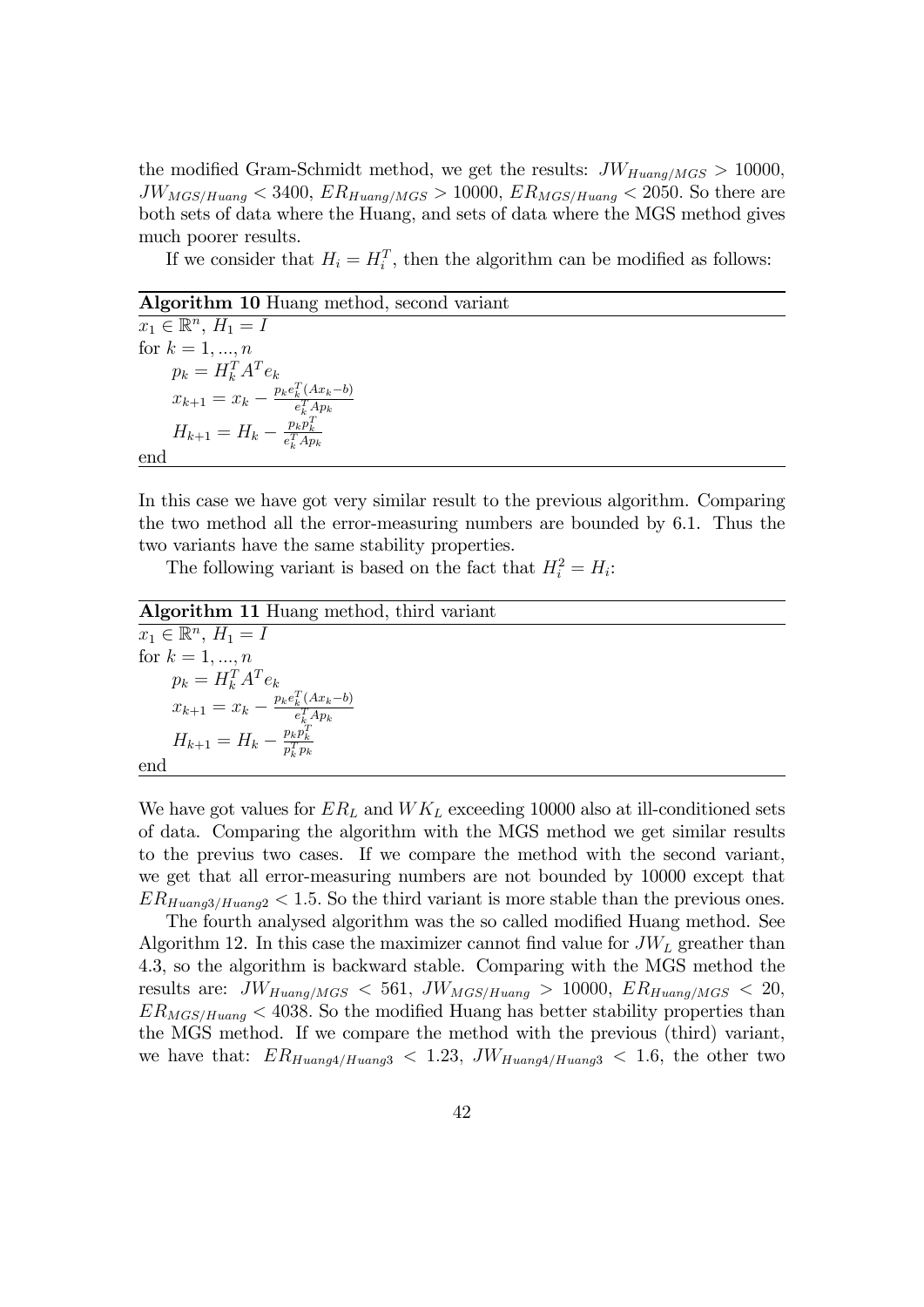the modified Gram-Schmidt method, we get the results: $JW_{Huang/MGS} > 10000$, $JW_{MGS/Huang} < 3400$, $ER_{Huang/MGS} > 10000$, $ER_{MGS/Huang} < 2050$. So there are both sets of data where the Huang, and sets of data where the MGS method gives much poorer results.

If we consider that $H_i = H_i^T$, then the algorithm can be modified as follows:

**Algorithm 10** Huang method, second variant

$x_1 \in \mathbb{R}^n$, $H_1 = I$
for $k = 1, ..., n$
  $p_k = H_k^T A^T e_k$
  $x_{k+1} = x_k - \frac{p_k e_k^T (Ax_k - b)}{e_k^T A p_k}$
  $H_{k+1} = H_k - \frac{p_k p_k^T}{e_k^T A p_k}$
end

In this case we have got very similar result to the previous algorithm. Comparing the two method all the error-measuring numbers are bounded by 6.1. Thus the two variants have the same stability properties.

The following variant is based on the fact that $H_i^2 = H_i$:

**Algorithm 11** Huang method, third variant

$x_1 \in \mathbb{R}^n$, $H_1 = I$
for $k = 1, ..., n$
  $p_k = H_k^T A^T e_k$
  $x_{k+1} = x_k - \frac{p_k e_k^T (Ax_k - b)}{e_k^T A p_k}$
  $H_{k+1} = H_k - \frac{p_k p_k^T}{p_k^T p_k}$
end

We have got values for $ER_L$ and $WK_L$ exceeding 10000 also at ill-conditioned sets of data. Comparing the algorithm with the MGS method we get similar results to the previus two cases. If we compare the method with the second variant, we get that all error-measuring numbers are not bounded by 10000 except that $ER_{Huang3/Huang2} < 1.5$. So the third variant is more stable than the previous ones.

The fourth analysed algorithm was the so called modified Huang method. See Algorithm 12. In this case the maximizer cannot find value for $JW_L$ greather than 4.3, so the algorithm is backward stable. Comparing with the MGS method the results are: $JW_{Huang/MGS} < 561$, $JW_{MGS/Huang} > 10000$, $ER_{Huang/MGS} < 20$, $ER_{MGS/Huang} < 4038$. So the modified Huang has better stability properties than the MGS method. If we compare the method with the previous (third) variant, we have that: $ER_{Huang4/Huang3} < 1.23$, $JW_{Huang4/Huang3} < 1.6$, the other two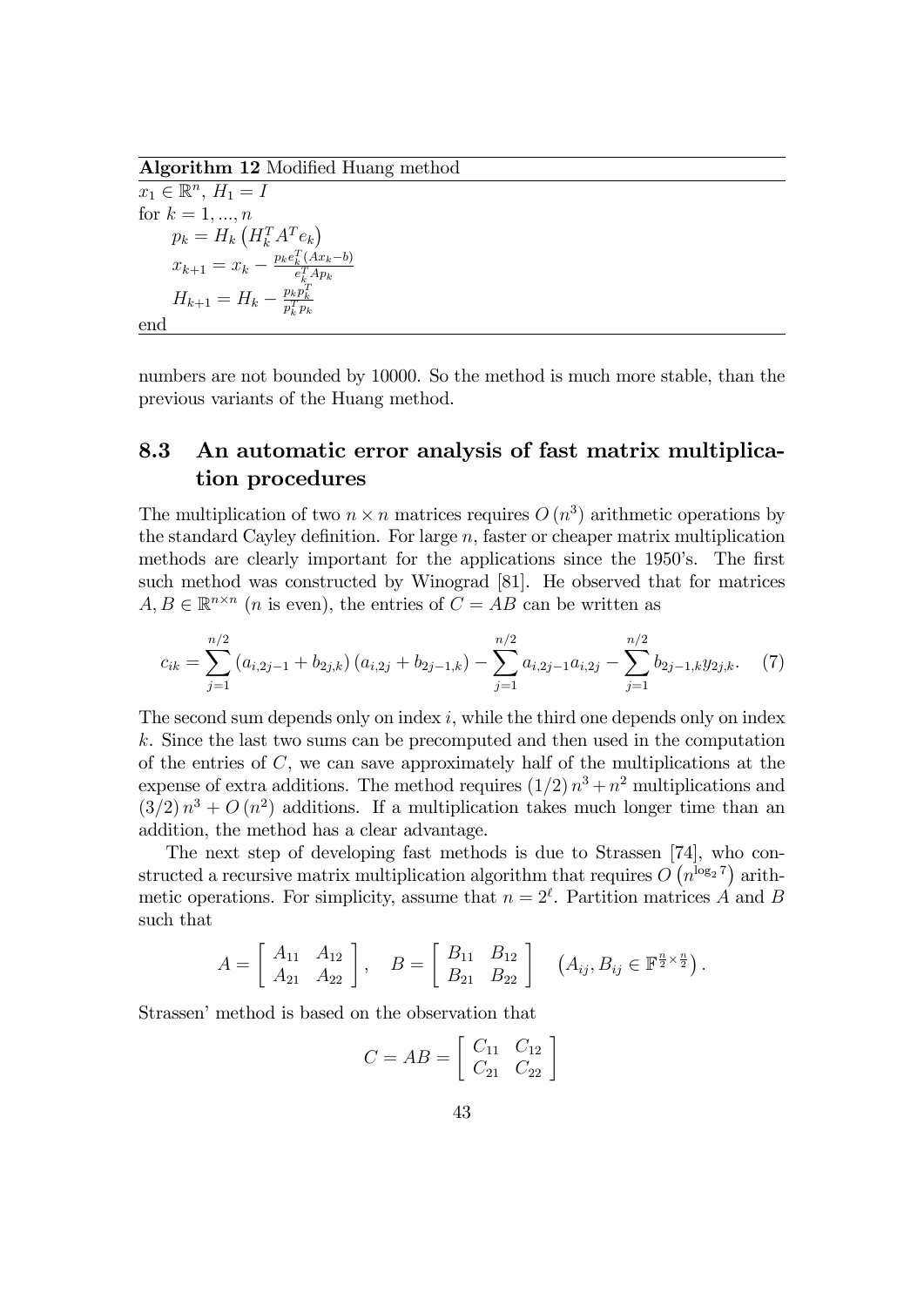**Algorithm 12** Modified Huang method

$x_1 \in \mathbb{R}^n$, $H_1 = I$
for $k = 1, ..., n$
  $p_k = H_k \left(H_k^T A^T e_k\right)$
  $x_{k+1} = x_k - \frac{p_k e_k^T (Ax_k - b)}{e_k^T A p_k}$
  $H_{k+1} = H_k - \frac{p_k p_k^T}{p_k^T p_k}$
end

numbers are not bounded by 10000. So the method is much more stable, than the previous variants of the Huang method.

## 8.3 An automatic error analysis of fast matrix multiplication procedures

The multiplication of two $n \times n$ matrices requires $O\left(n^3\right)$ arithmetic operations by the standard Cayley definition. For large $n$, faster or cheaper matrix multiplication methods are clearly important for the applications since the 1950's. The first such method was constructed by Winograd [81]. He observed that for matrices $A, B \in \mathbb{R}^{n\times n}$ ($n$ is even), the entries of $C = AB$ can be written as

$$c_{ik} = \sum_{j=1}^{n/2} \left(a_{i,2j-1} + b_{2j,k}\right)\left(a_{i,2j} + b_{2j-1,k}\right) - \sum_{j=1}^{n/2} a_{i,2j-1} a_{i,2j} - \sum_{j=1}^{n/2} b_{2j-1,k} y_{2j,k}. \quad (7)$$

The second sum depends only on index $i$, while the third one depends only on index $k$. Since the last two sums can be precomputed and then used in the computation of the entries of $C$, we can save approximately half of the multiplications at the expense of extra additions. The method requires $(1/2)\, n^3 + n^2$ multiplications and $(3/2)\, n^3 + O\left(n^2\right)$ additions. If a multiplication takes much longer time than an addition, the method has a clear advantage.

The next step of developing fast methods is due to Strassen [74], who constructed a recursive matrix multiplication algorithm that requires $O\left(n^{\log_2 7}\right)$ arithmetic operations. For simplicity, assume that $n = 2^\ell$. Partition matrices $A$ and $B$ such that

$$A = \begin{bmatrix} A_{11} & A_{12} \\ A_{21} & A_{22} \end{bmatrix}, \quad B = \begin{bmatrix} B_{11} & B_{12} \\ B_{21} & B_{22} \end{bmatrix} \quad \left(A_{ij}, B_{ij} \in \mathbb{F}^{\frac{n}{2}\times\frac{n}{2}}\right).$$

Strassen' method is based on the observation that

$$C = AB = \begin{bmatrix} C_{11} & C_{12} \\ C_{21} & C_{22} \end{bmatrix}$$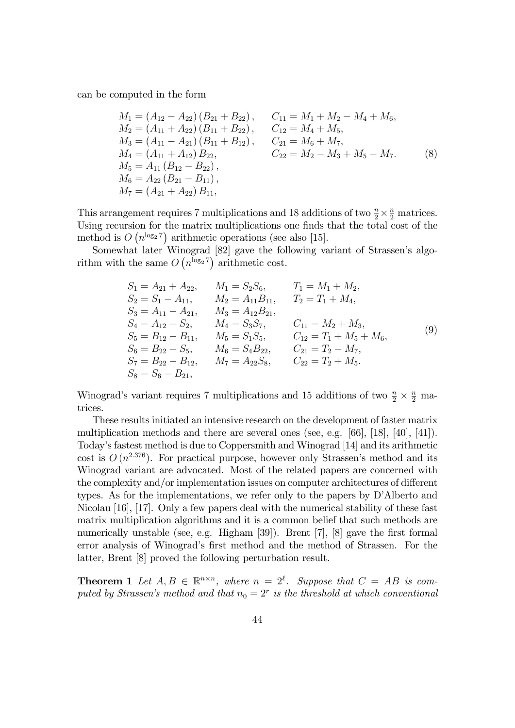can be computed in the form

$$
\begin{array}{ll}
M_1 = (A_{12} - A_{22})(B_{21} + B_{22}), & C_{11} = M_1 + M_2 - M_4 + M_6, \\
M_2 = (A_{11} + A_{22})(B_{11} + B_{22}), & C_{12} = M_4 + M_5, \\
M_3 = (A_{11} - A_{21})(B_{11} + B_{12}), & C_{21} = M_6 + M_7, \\
M_4 = (A_{11} + A_{12}) B_{22}, & C_{22} = M_2 - M_3 + M_5 - M_7. \\
M_5 = A_{11}(B_{12} - B_{22}), & \\
M_6 = A_{22}(B_{21} - B_{11}), & \\
M_7 = (A_{21} + A_{22}) B_{11}, &
\end{array}
\tag{8}
$$

This arrangement requires 7 multiplications and 18 additions of two $\frac{n}{2} \times \frac{n}{2}$ matrices. Using recursion for the matrix multiplications one finds that the total cost of the method is $O\left(n^{\log_2 7}\right)$ arithmetic operations (see also [15].

Somewhat later Winograd [82] gave the following variant of Strassen's algorithm with the same $O\left(n^{\log_2 7}\right)$ arithmetic cost.

$$
\begin{array}{lll}
S_1 = A_{21} + A_{22}, & M_1 = S_2 S_6, & T_1 = M_1 + M_2, \\
S_2 = S_1 - A_{11}, & M_2 = A_{11} B_{11}, & T_2 = T_1 + M_4, \\
S_3 = A_{11} - A_{21}, & M_3 = A_{12} B_{21}, & \\
S_4 = A_{12} - S_2, & M_4 = S_3 S_7, & C_{11} = M_2 + M_3, \\
S_5 = B_{12} - B_{11}, & M_5 = S_1 S_5, & C_{12} = T_1 + M_5 + M_6, \\
S_6 = B_{22} - S_5, & M_6 = S_4 B_{22}, & C_{21} = T_2 - M_7, \\
S_7 = B_{22} - B_{12}, & M_7 = A_{22} S_8, & C_{22} = T_2 + M_5. \\
S_8 = S_6 - B_{21}, & &
\end{array}
\tag{9}
$$

Winograd's variant requires 7 multiplications and 15 additions of two $\frac{n}{2} \times \frac{n}{2}$ matrices.

These results initiated an intensive research on the development of faster matrix multiplication methods and there are several ones (see, e.g. [66], [18], [40], [41]). Today's fastest method is due to Coppersmith and Winograd [14] and its arithmetic cost is $O\left(n^{2.376}\right)$. For practical purpose, however only Strassen's method and its Winograd variant are advocated. Most of the related papers are concerned with the complexity and/or implementation issues on computer architectures of different types. As for the implementations, we refer only to the papers by D'Alberto and Nicolau [16], [17]. Only a few papers deal with the numerical stability of these fast matrix multiplication algorithms and it is a common belief that such methods are numerically unstable (see, e.g. Higham [39]). Brent [7], [8] gave the first formal error analysis of Winograd's first method and the method of Strassen. For the latter, Brent [8] proved the following perturbation result.

**Theorem 1** *Let $A, B \in \mathbb{R}^{n \times n}$, where $n = 2^{\ell}$. Suppose that $C = AB$ is computed by Strassen's method and that $n_0 = 2^r$ is the threshold at which conventional*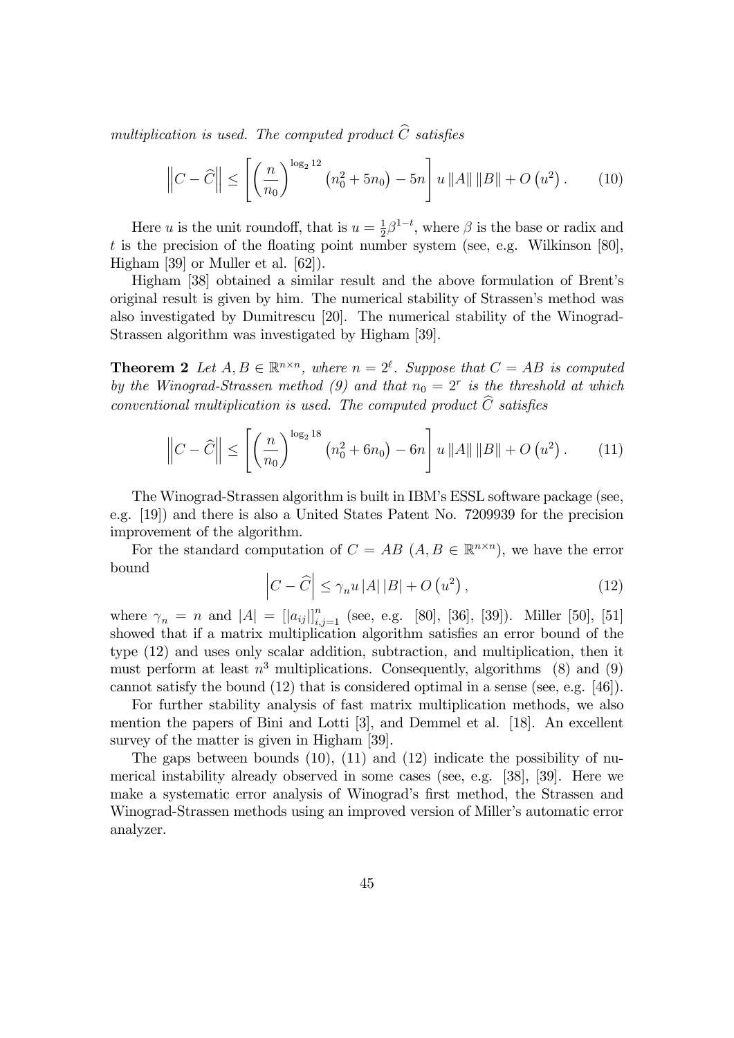*multiplication is used. The computed product $\widehat{C}$ satisfies*

$$\left\|C-\widehat{C}\right\| \leq \left[\left(\frac{n}{n_0}\right)^{\log_2 12}\left(n_0^2+5n_0\right)-5n\right] u \left\|A\right\| \left\|B\right\| + O\left(u^2\right). \tag{10}$$

Here $u$ is the unit roundoff, that is $u = \frac{1}{2}\beta^{1-t}$, where $\beta$ is the base or radix and $t$ is the precision of the floating point number system (see, e.g. Wilkinson [80], Higham [39] or Muller et al. [62]).

Higham [38] obtained a similar result and the above formulation of Brent's original result is given by him. The numerical stability of Strassen's method was also investigated by Dumitrescu [20]. The numerical stability of the Winograd-Strassen algorithm was investigated by Higham [39].

**Theorem 2** *Let $A, B \in \mathbb{R}^{n\times n}$, where $n = 2^\ell$. Suppose that $C = AB$ is computed by the Winograd-Strassen method (9) and that $n_0 = 2^r$ is the threshold at which conventional multiplication is used. The computed product $\widehat{C}$ satisfies*

$$\left\|C-\widehat{C}\right\| \leq \left[\left(\frac{n}{n_0}\right)^{\log_2 18}\left(n_0^2+6n_0\right)-6n\right] u \left\|A\right\| \left\|B\right\| + O\left(u^2\right). \tag{11}$$

The Winograd-Strassen algorithm is built in IBM's ESSL software package (see, e.g. [19]) and there is also a United States Patent No. 7209939 for the precision improvement of the algorithm.

For the standard computation of $C = AB$ ($A, B \in \mathbb{R}^{n\times n}$), we have the error bound

$$\left|C-\widehat{C}\right| \leq \gamma_n u \left|A\right| \left|B\right| + O\left(u^2\right), \tag{12}$$

where $\gamma_n = n$ and $|A| = [|a_{ij}|]_{i,j=1}^{n}$ (see, e.g. [80], [36], [39]). Miller [50], [51] showed that if a matrix multiplication algorithm satisfies an error bound of the type (12) and uses only scalar addition, subtraction, and multiplication, then it must perform at least $n^3$ multiplications. Consequently, algorithms (8) and (9) cannot satisfy the bound (12) that is considered optimal in a sense (see, e.g. [46]).

For further stability analysis of fast matrix multiplication methods, we also mention the papers of Bini and Lotti [3], and Demmel et al. [18]. An excellent survey of the matter is given in Higham [39].

The gaps between bounds (10), (11) and (12) indicate the possibility of numerical instability already observed in some cases (see, e.g. [38], [39]. Here we make a systematic error analysis of Winograd's first method, the Strassen and Winograd-Strassen methods using an improved version of Miller's automatic error analyzer.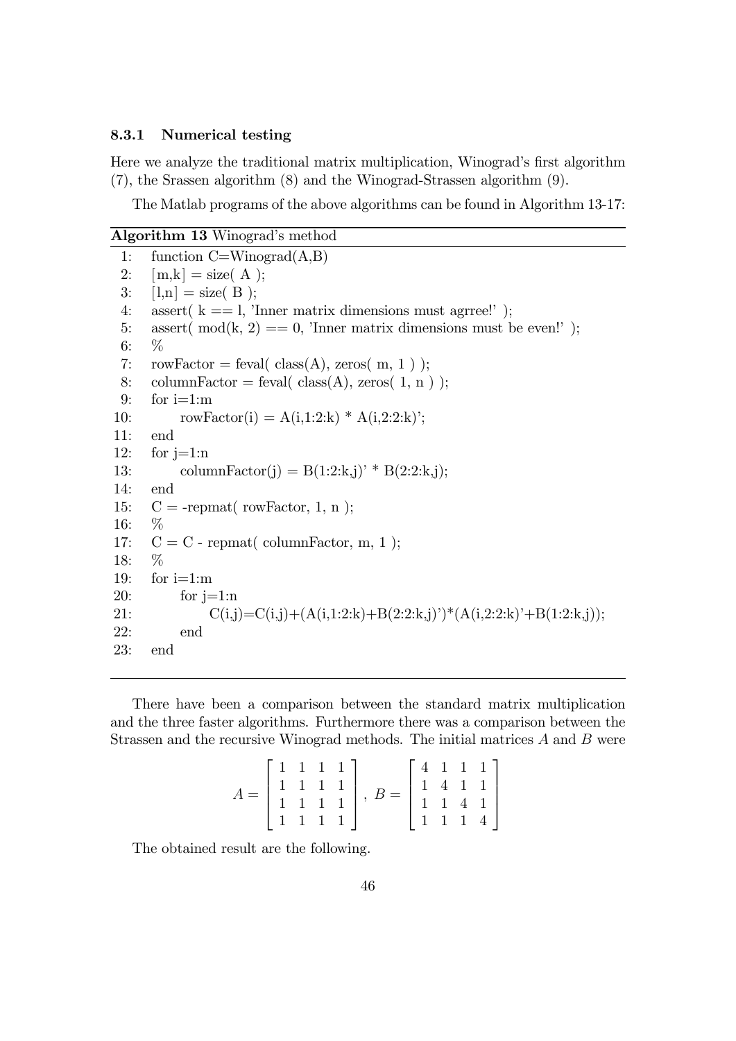### 8.3.1 Numerical testing

Here we analyze the traditional matrix multiplication, Winograd's first algorithm (7), the Srassen algorithm (8) and the Winograd-Strassen algorithm (9).

The Matlab programs of the above algorithms can be found in Algorithm 13-17:

**Algorithm 13** Winograd's method

```
1:  function C=Winograd(A,B)
2:  [m,k] = size( A );
3:  [l,n] = size( B );
4:  assert( k == l, 'Inner matrix dimensions must agrree!' );
5:  assert( mod(k, 2) == 0, 'Inner matrix dimensions must be even!' );
6:  %
7:  rowFactor = feval( class(A), zeros( m, 1 ) );
8:  columnFactor = feval( class(A), zeros( 1, n ) );
9:  for i=1:m
10:     rowFactor(i) = A(i,1:2:k) * A(i,2:2:k)';
11: end
12: for j=1:n
13:     columnFactor(j) = B(1:2:k,j)' * B(2:2:k,j);
14: end
15: C = -repmat( rowFactor, 1, n );
16: %
17: C = C - repmat( columnFactor, m, 1 );
18: %
19: for i=1:m
20:     for j=1:n
21:         C(i,j)=C(i,j)+(A(i,1:2:k)+B(2:2:k,j)')*(A(i,2:2:k)'+B(1:2:k,j));
22:     end
23: end
```

There have been a comparison between the standard matrix multiplication and the three faster algorithms. Furthermore there was a comparison between the Strassen and the recursive Winograd methods. The initial matrices $A$ and $B$ were

$$A = \begin{bmatrix} 1 & 1 & 1 & 1 \\ 1 & 1 & 1 & 1 \\ 1 & 1 & 1 & 1 \\ 1 & 1 & 1 & 1 \end{bmatrix}, \; B = \begin{bmatrix} 4 & 1 & 1 & 1 \\ 1 & 4 & 1 & 1 \\ 1 & 1 & 4 & 1 \\ 1 & 1 & 1 & 4 \end{bmatrix}$$

The obtained result are the following.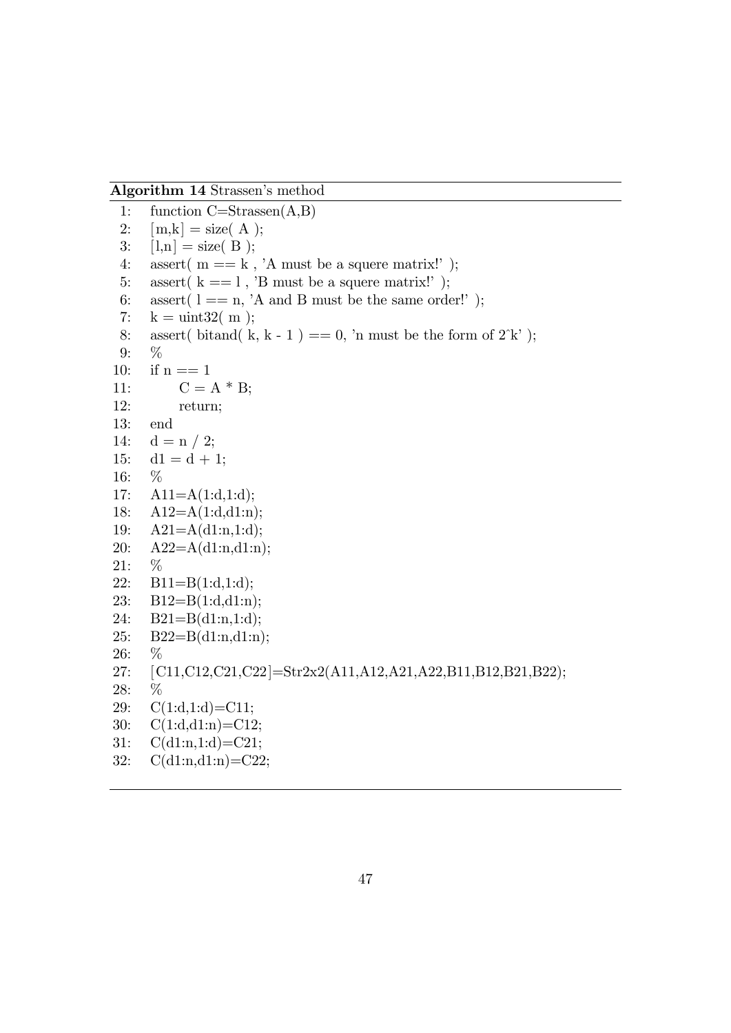**Algorithm 14** Strassen's method

```
1:  function C=Strassen(A,B)
2:  [m,k] = size( A );
3:  [l,n] = size( B );
4:  assert( m == k , 'A must be a squere matrix!' );
5:  assert( k == l , 'B must be a squere matrix!' );
6:  assert( l == n, 'A and B must be the same order!' );
7:  k = uint32( m );
8:  assert( bitand( k, k - 1 ) == 0, 'n must be the form of 2^k' );
9:  %
10: if n == 1
11:     C = A * B;
12:     return;
13: end
14: d = n / 2;
15: d1 = d + 1;
16: %
17: A11=A(1:d,1:d);
18: A12=A(1:d,d1:n);
19: A21=A(d1:n,1:d);
20: A22=A(d1:n,d1:n);
21: %
22: B11=B(1:d,1:d);
23: B12=B(1:d,d1:n);
24: B21=B(d1:n,1:d);
25: B22=B(d1:n,d1:n);
26: %
27: [C11,C12,C21,C22]=Str2x2(A11,A12,A21,A22,B11,B12,B21,B22);
28: %
29: C(1:d,1:d)=C11;
30: C(1:d,d1:n)=C12;
31: C(d1:n,1:d)=C21;
32: C(d1:n,d1:n)=C22;
```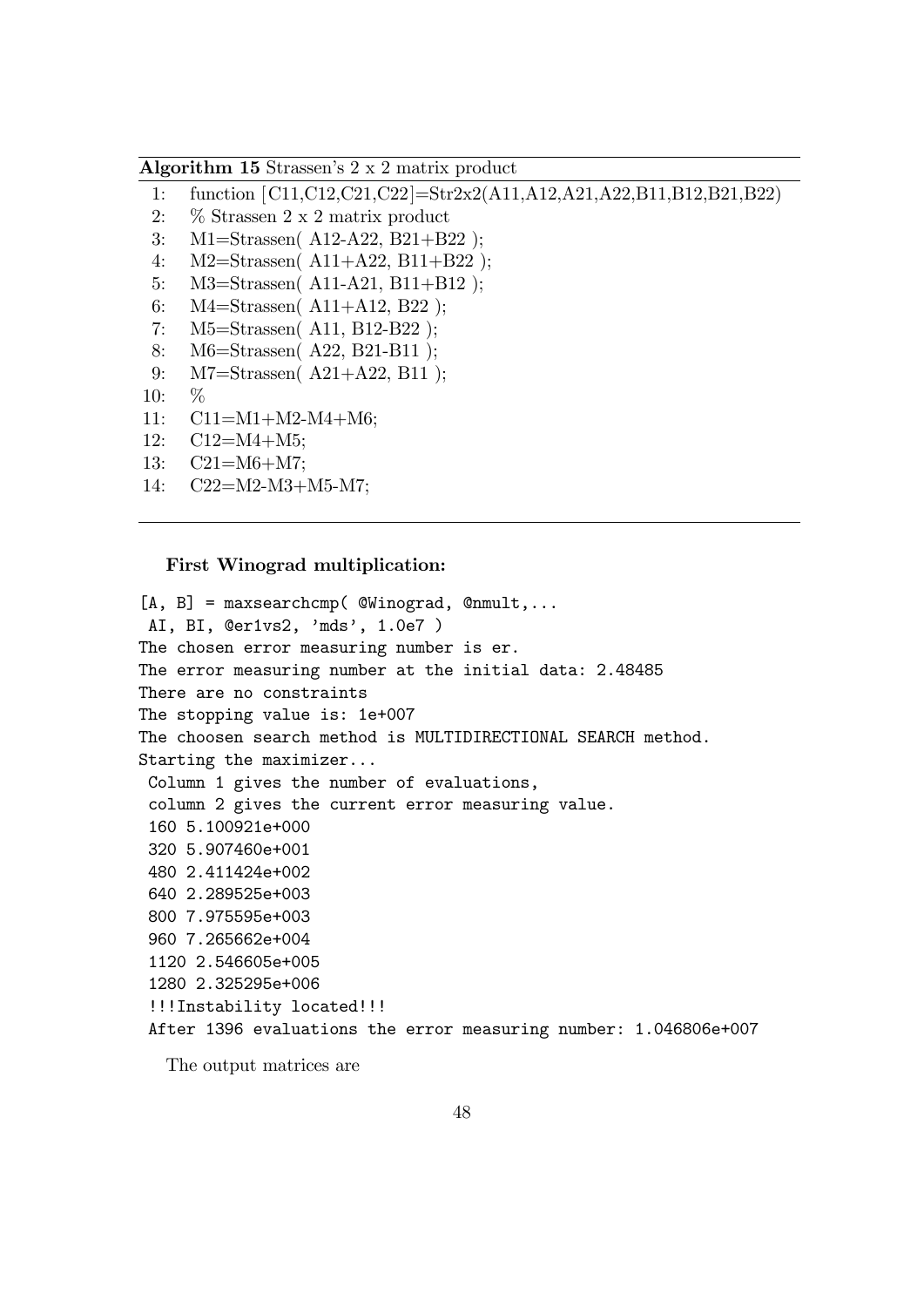**Algorithm 15** Strassen's 2 x 2 matrix product

```
1:  function [C11,C12,C21,C22]=Str2x2(A11,A12,A21,A22,B11,B12,B21,B22)
2:  % Strassen 2 x 2 matrix product
3:  M1=Strassen( A12-A22, B21+B22 );
4:  M2=Strassen( A11+A22, B11+B22 );
5:  M3=Strassen( A11-A21, B11+B12 );
6:  M4=Strassen( A11+A12, B22 );
7:  M5=Strassen( A11, B12-B22 );
8:  M6=Strassen( A22, B21-B11 );
9:  M7=Strassen( A21+A22, B11 );
10: %
11: C11=M1+M2-M4+M6;
12: C12=M4+M5;
13: C21=M6+M7;
14: C22=M2-M3+M5-M7;
```

**First Winograd multiplication:**

```
[A, B] = maxsearchcmp( @Winograd, @nmult,...
 AI, BI, @er1vs2, 'mds', 1.0e7 )
The chosen error measuring number is er.
The error measuring number at the initial data: 2.48485
There are no constraints
The stopping value is: 1e+007
The choosen search method is MULTIDIRECTIONAL SEARCH method.
Starting the maximizer...
 Column 1 gives the number of evaluations,
 column 2 gives the current error measuring value.
 160 5.100921e+000
 320 5.907460e+001
 480 2.411424e+002
 640 2.289525e+003
 800 7.975595e+003
 960 7.265662e+004
 1120 2.546605e+005
 1280 2.325295e+006
 !!!Instability located!!!
 After 1396 evaluations the error measuring number: 1.046806e+007
```

The output matrices are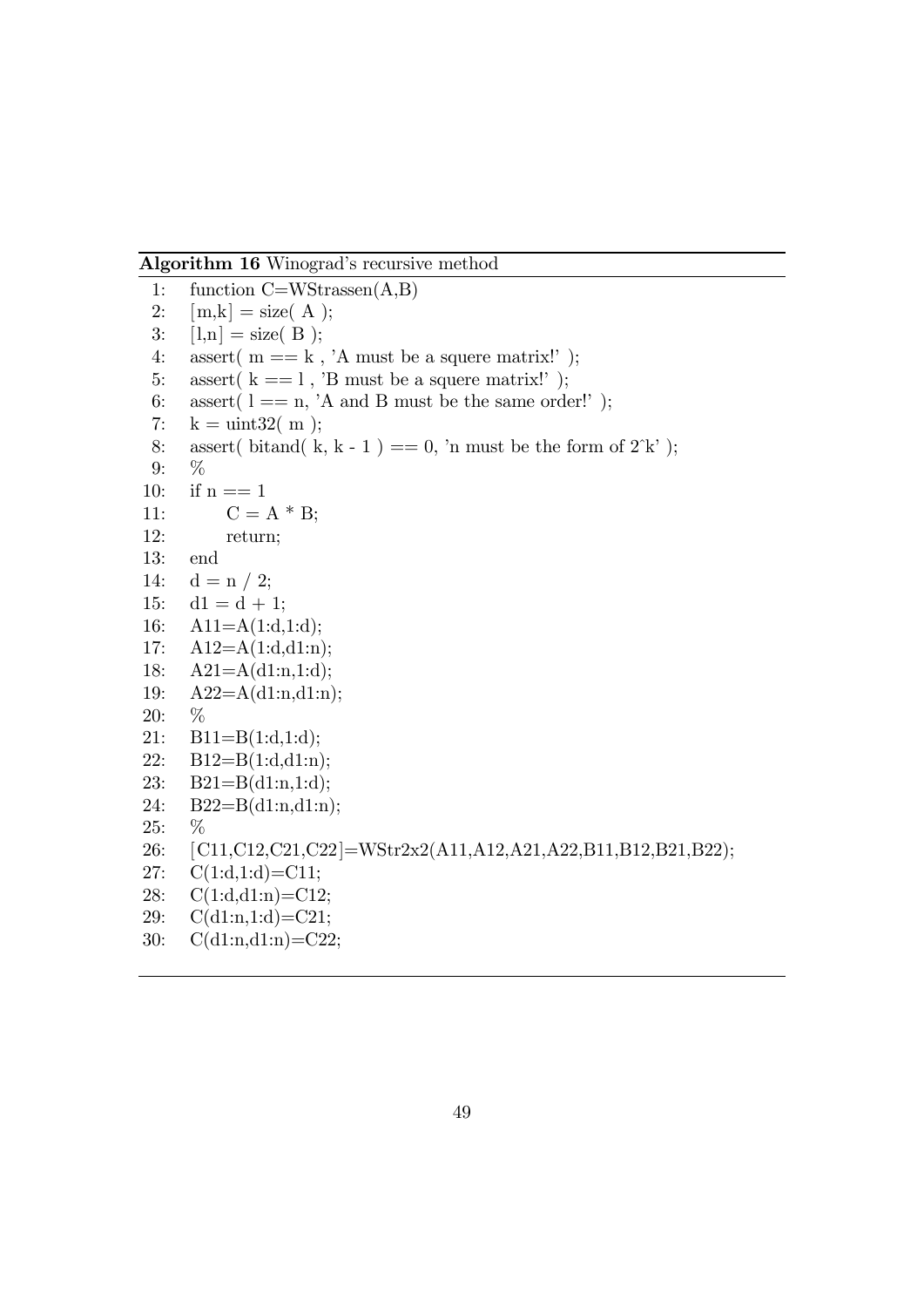**Algorithm 16** Winograd's recursive method

```
1:  function C=WStrassen(A,B)
2:  [m,k] = size( A );
3:  [l,n] = size( B );
4:  assert( m == k , 'A must be a squere matrix!' );
5:  assert( k == l , 'B must be a squere matrix!' );
6:  assert( l == n, 'A and B must be the same order!' );
7:  k = uint32( m );
8:  assert( bitand( k, k - 1 ) == 0, 'n must be the form of 2^k' );
9:  %
10: if n == 1
11:     C = A * B;
12:     return;
13: end
14: d = n / 2;
15: d1 = d + 1;
16: A11=A(1:d,1:d);
17: A12=A(1:d,d1:n);
18: A21=A(d1:n,1:d);
19: A22=A(d1:n,d1:n);
20: %
21: B11=B(1:d,1:d);
22: B12=B(1:d,d1:n);
23: B21=B(d1:n,1:d);
24: B22=B(d1:n,d1:n);
25: %
26: [C11,C12,C21,C22]=WStr2x2(A11,A12,A21,A22,B11,B12,B21,B22);
27: C(1:d,1:d)=C11;
28: C(1:d,d1:n)=C12;
29: C(d1:n,1:d)=C21;
30: C(d1:n,d1:n)=C22;
```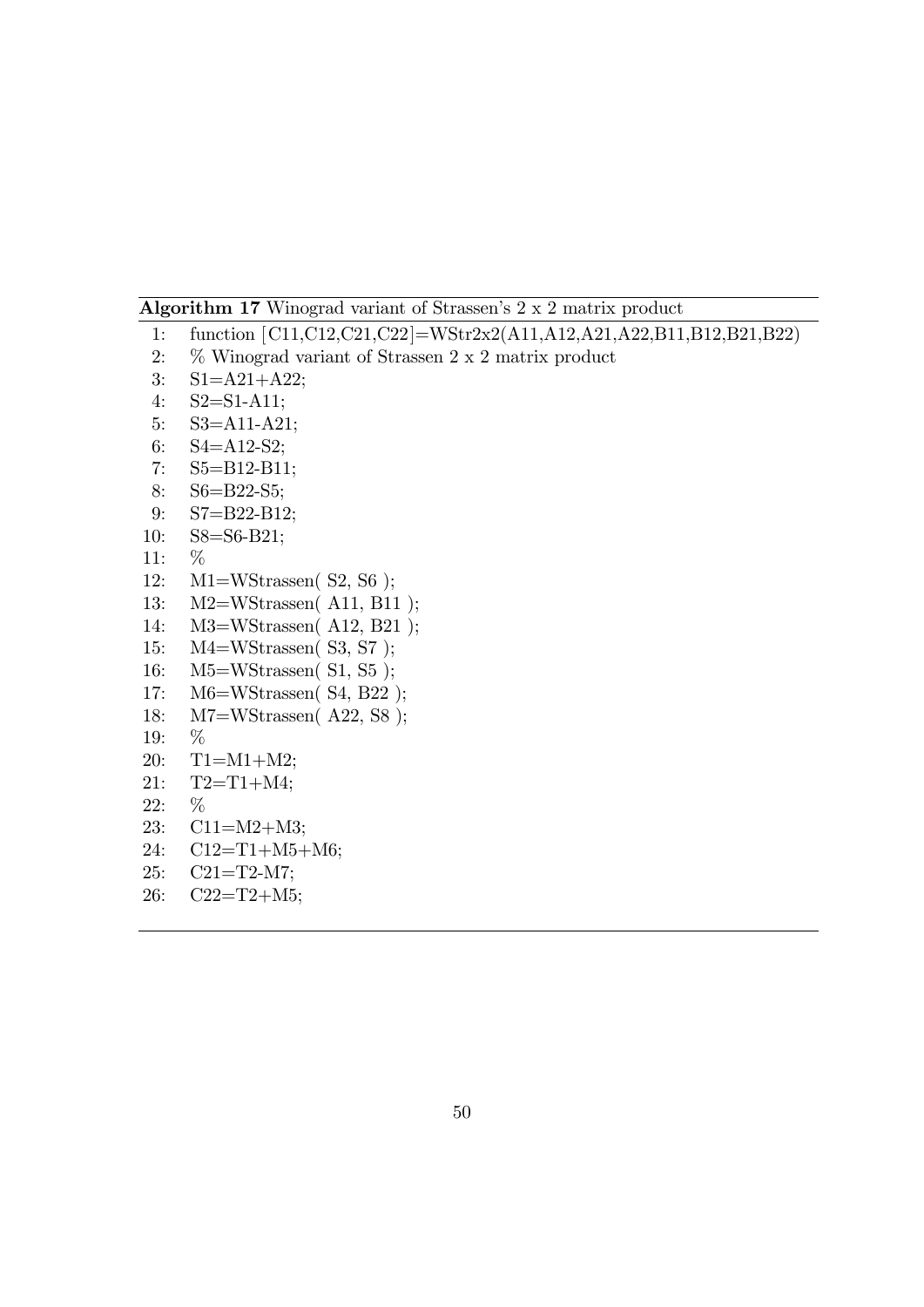**Algorithm 17** Winograd variant of Strassen's 2 x 2 matrix product

```
1:  function [C11,C12,C21,C22]=WStr2x2(A11,A12,A21,A22,B11,B12,B21,B22)
2:  % Winograd variant of Strassen 2 x 2 matrix product
3:  S1=A21+A22;
4:  S2=S1-A11;
5:  S3=A11-A21;
6:  S4=A12-S2;
7:  S5=B12-B11;
8:  S6=B22-S5;
9:  S7=B22-B12;
10: S8=S6-B21;
11: %
12: M1=WStrassen( S2, S6 );
13: M2=WStrassen( A11, B11 );
14: M3=WStrassen( A12, B21 );
15: M4=WStrassen( S3, S7 );
16: M5=WStrassen( S1, S5 );
17: M6=WStrassen( S4, B22 );
18: M7=WStrassen( A22, S8 );
19: %
20: T1=M1+M2;
21: T2=T1+M4;
22: %
23: C11=M2+M3;
24: C12=T1+M5+M6;
25: C21=T2-M7;
26: C22=T2+M5;
```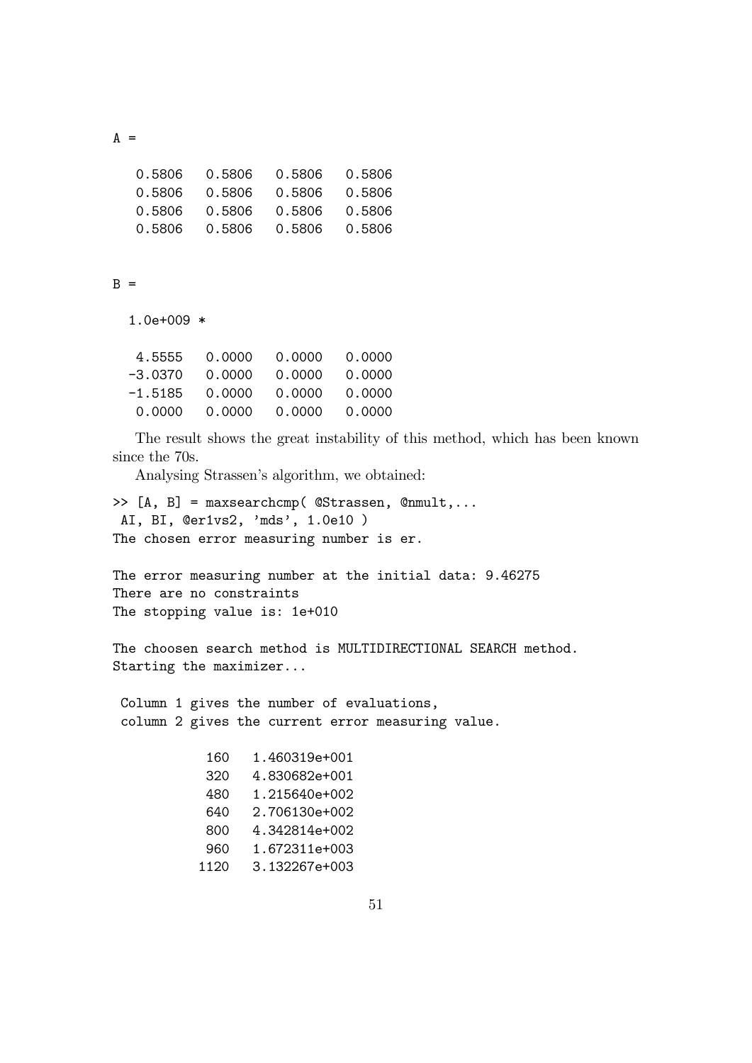```
A =

   0.5806   0.5806   0.5806   0.5806
   0.5806   0.5806   0.5806   0.5806
   0.5806   0.5806   0.5806   0.5806
   0.5806   0.5806   0.5806   0.5806


B =

  1.0e+009 *

   4.5555   0.0000   0.0000   0.0000
  -3.0370   0.0000   0.0000   0.0000
  -1.5185   0.0000   0.0000   0.0000
   0.0000   0.0000   0.0000   0.0000
```

The result shows the great instability of this method, which has been known since the 70s.

Analysing Strassen's algorithm, we obtained:

```
>> [A, B] = maxsearchcmp( @Strassen, @nmult,...
 AI, BI, @er1vs2, 'mds', 1.0e10 )
The chosen error measuring number is er.

The error measuring number at the initial data: 9.46275
There are no constraints
The stopping value is: 1e+010

The choosen search method is MULTIDIRECTIONAL SEARCH method.
Starting the maximizer...

 Column 1 gives the number of evaluations,
 column 2 gives the current error measuring value.

           160   1.460319e+001
           320   4.830682e+001
           480   1.215640e+002
           640   2.706130e+002
           800   4.342814e+002
           960   1.672311e+003
          1120   3.132267e+003
```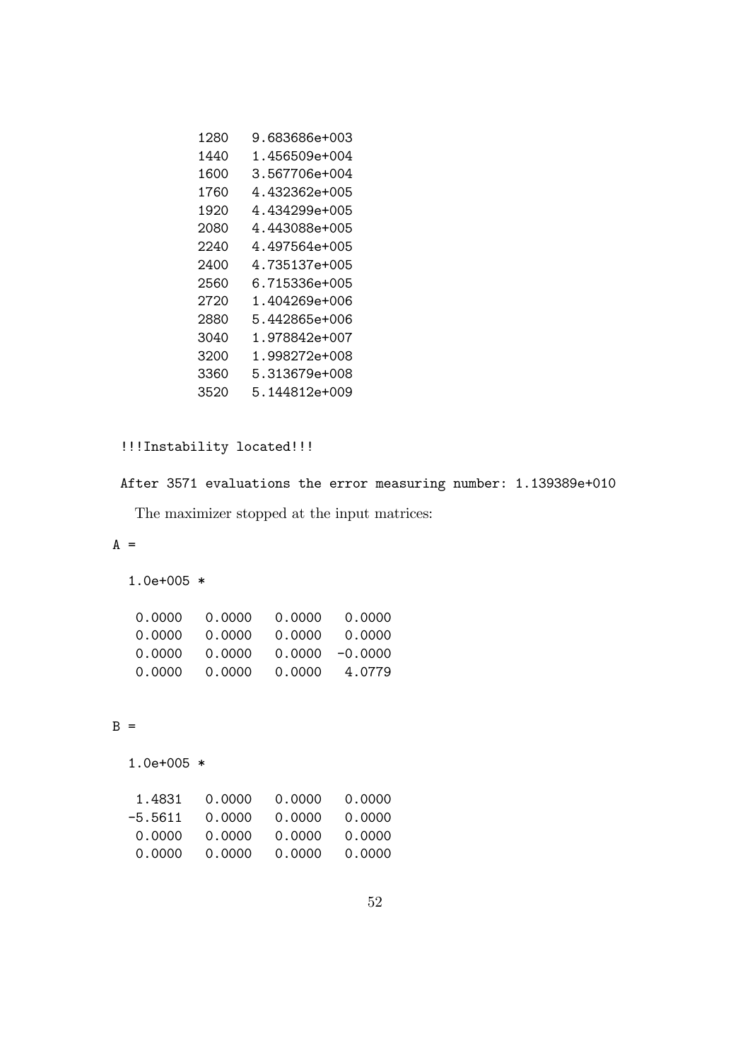```
1280   9.683686e+003
1440   1.456509e+004
1600   3.567706e+004
1760   4.432362e+005
1920   4.434299e+005
2080   4.443088e+005
2240   4.497564e+005
2400   4.735137e+005
2560   6.715336e+005
2720   1.404269e+006
2880   5.442865e+006
3040   1.978842e+007
3200   1.998272e+008
3360   5.313679e+008
3520   5.144812e+009
```

```
!!!Instability located!!!

After 3571 evaluations the error measuring number: 1.139389e+010
```

The maximizer stopped at the input matrices:

```
A =

  1.0e+005 *

   0.0000   0.0000   0.0000   0.0000
   0.0000   0.0000   0.0000   0.0000
   0.0000   0.0000   0.0000  -0.0000
   0.0000   0.0000   0.0000   4.0779


B =

  1.0e+005 *

   1.4831   0.0000   0.0000   0.0000
  -5.5611   0.0000   0.0000   0.0000
   0.0000   0.0000   0.0000   0.0000
   0.0000   0.0000   0.0000   0.0000
```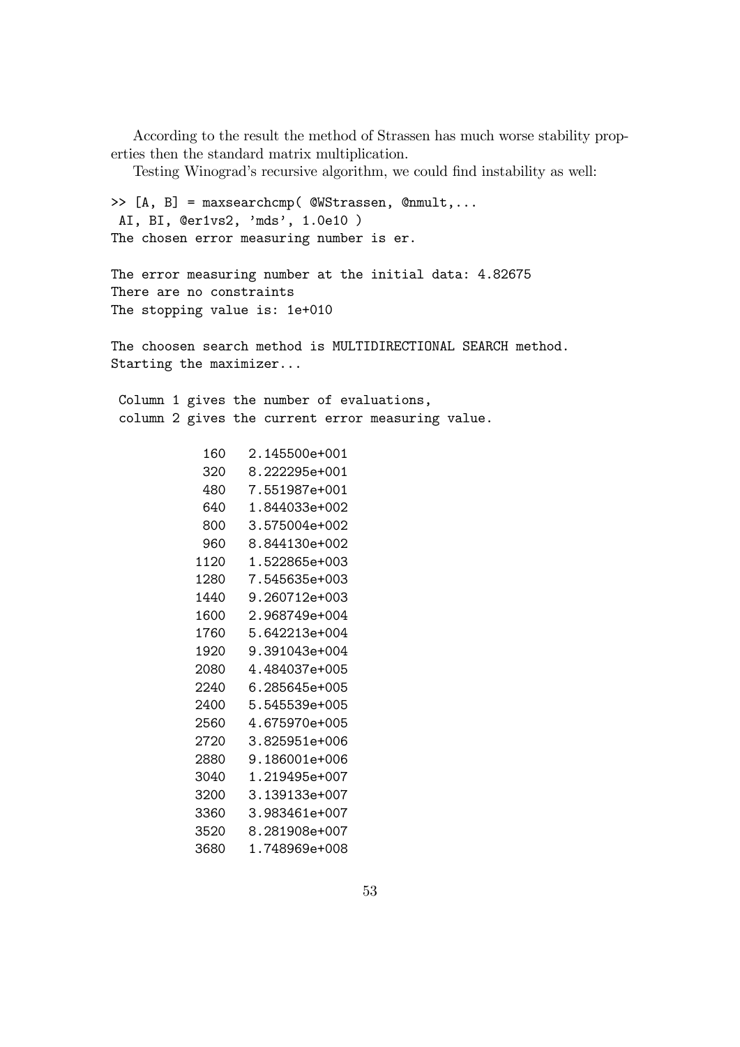According to the result the method of Strassen has much worse stability properties then the standard matrix multiplication.

Testing Winograd's recursive algorithm, we could find instability as well:

```
>> [A, B] = maxsearchcmp( @WStrassen, @nmult,...
 AI, BI, @er1vs2, 'mds', 1.0e10 )
The chosen error measuring number is er.

The error measuring number at the initial data: 4.82675
There are no constraints
The stopping value is: 1e+010

The choosen search method is MULTIDIRECTIONAL SEARCH method.
Starting the maximizer...

 Column 1 gives the number of evaluations,
 column 2 gives the current error measuring value.

          160   2.145500e+001
          320   8.222295e+001
          480   7.551987e+001
          640   1.844033e+002
          800   3.575004e+002
          960   8.844130e+002
         1120   1.522865e+003
         1280   7.545635e+003
         1440   9.260712e+003
         1600   2.968749e+004
         1760   5.642213e+004
         1920   9.391043e+004
         2080   4.484037e+005
         2240   6.285645e+005
         2400   5.545539e+005
         2560   4.675970e+005
         2720   3.825951e+006
         2880   9.186001e+006
         3040   1.219495e+007
         3200   3.139133e+007
         3360   3.983461e+007
         3520   8.281908e+007
         3680   1.748969e+008
```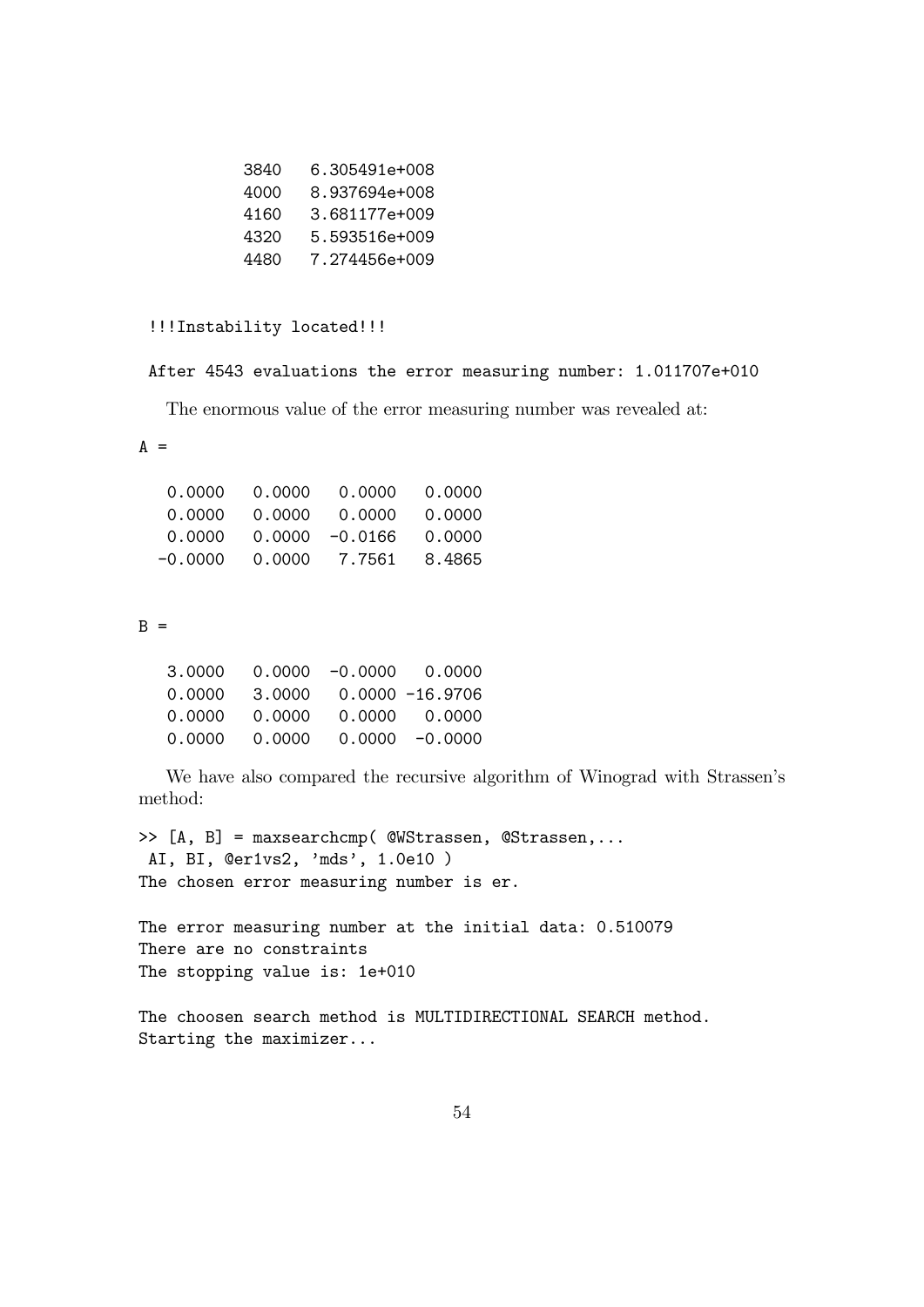```
3840   6.305491e+008
4000   8.937694e+008
4160   3.681177e+009
4320   5.593516e+009
4480   7.274456e+009


!!!Instability located!!!

After 4543 evaluations the error measuring number: 1.011707e+010
```

The enormous value of the error measuring number was revealed at:

```
A =

   0.0000    0.0000    0.0000    0.0000
   0.0000    0.0000    0.0000    0.0000
   0.0000    0.0000   -0.0166    0.0000
  -0.0000    0.0000    7.7561    8.4865


B =

   3.0000    0.0000   -0.0000    0.0000
   0.0000    3.0000    0.0000  -16.9706
   0.0000    0.0000    0.0000    0.0000
   0.0000    0.0000    0.0000   -0.0000
```

We have also compared the recursive algorithm of Winograd with Strassen's method:

```
>> [A, B] = maxsearchcmp( @WStrassen, @Strassen,...
 AI, BI, @er1vs2, 'mds', 1.0e10 )
The chosen error measuring number is er.

The error measuring number at the initial data: 0.510079
There are no constraints
The stopping value is: 1e+010

The choosen search method is MULTIDIRECTIONAL SEARCH method.
Starting the maximizer...
```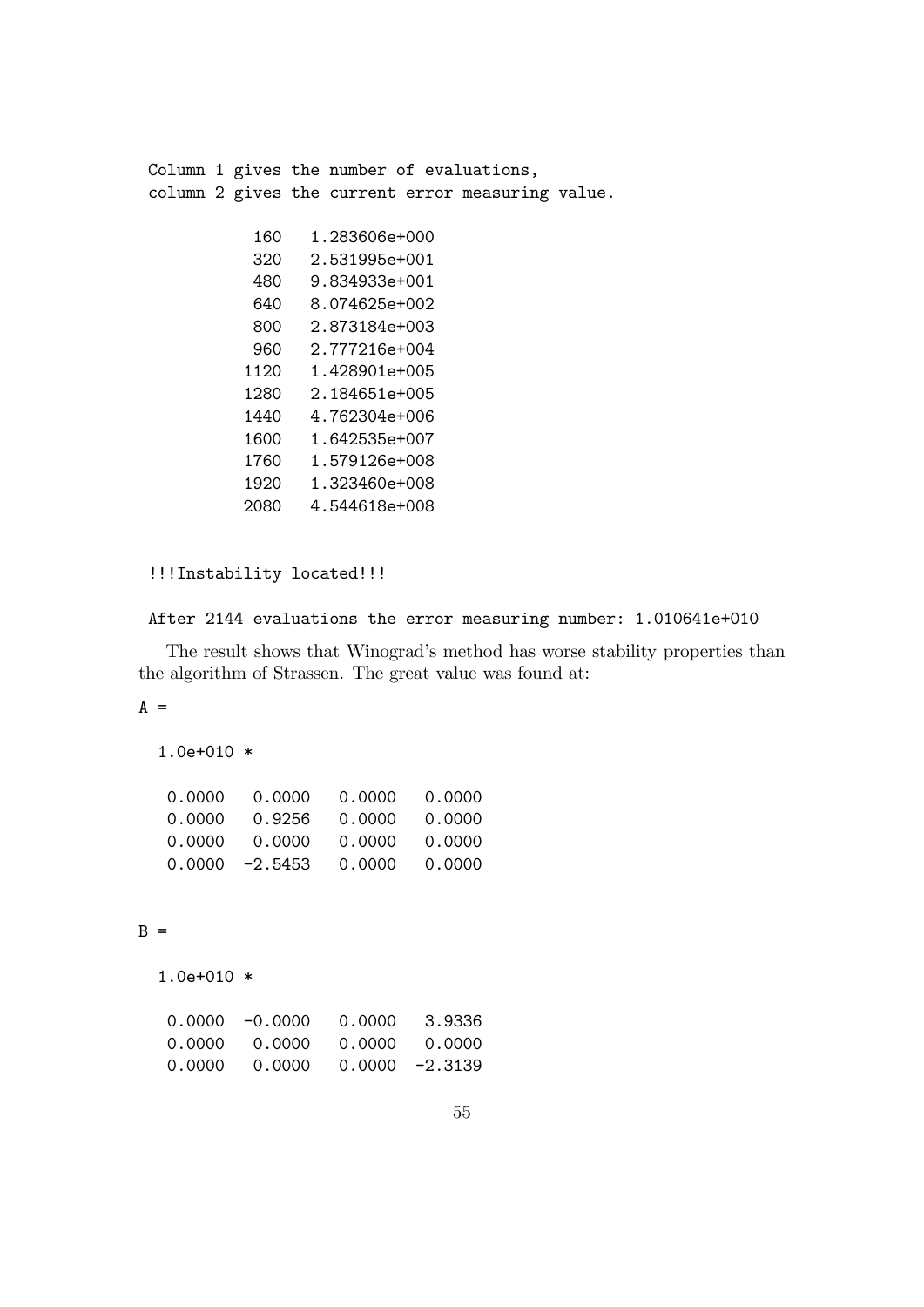```
Column 1 gives the number of evaluations,
column 2 gives the current error measuring value.

         160   1.283606e+000
         320   2.531995e+001
         480   9.834933e+001
         640   8.074625e+002
         800   2.873184e+003
         960   2.777216e+004
        1120   1.428901e+005
        1280   2.184651e+005
        1440   4.762304e+006
        1600   1.642535e+007
        1760   1.579126e+008
        1920   1.323460e+008
        2080   4.544618e+008


!!!Instability located!!!

After 2144 evaluations the error measuring number: 1.010641e+010
```

The result shows that Winograd's method has worse stability properties than the algorithm of Strassen. The great value was found at:

```
A =

  1.0e+010 *

   0.0000    0.0000    0.0000    0.0000
   0.0000    0.9256    0.0000    0.0000
   0.0000    0.0000    0.0000    0.0000
   0.0000   -2.5453    0.0000    0.0000


B =

  1.0e+010 *

   0.0000   -0.0000    0.0000    3.9336
   0.0000    0.0000    0.0000    0.0000
   0.0000    0.0000    0.0000   -2.3139
```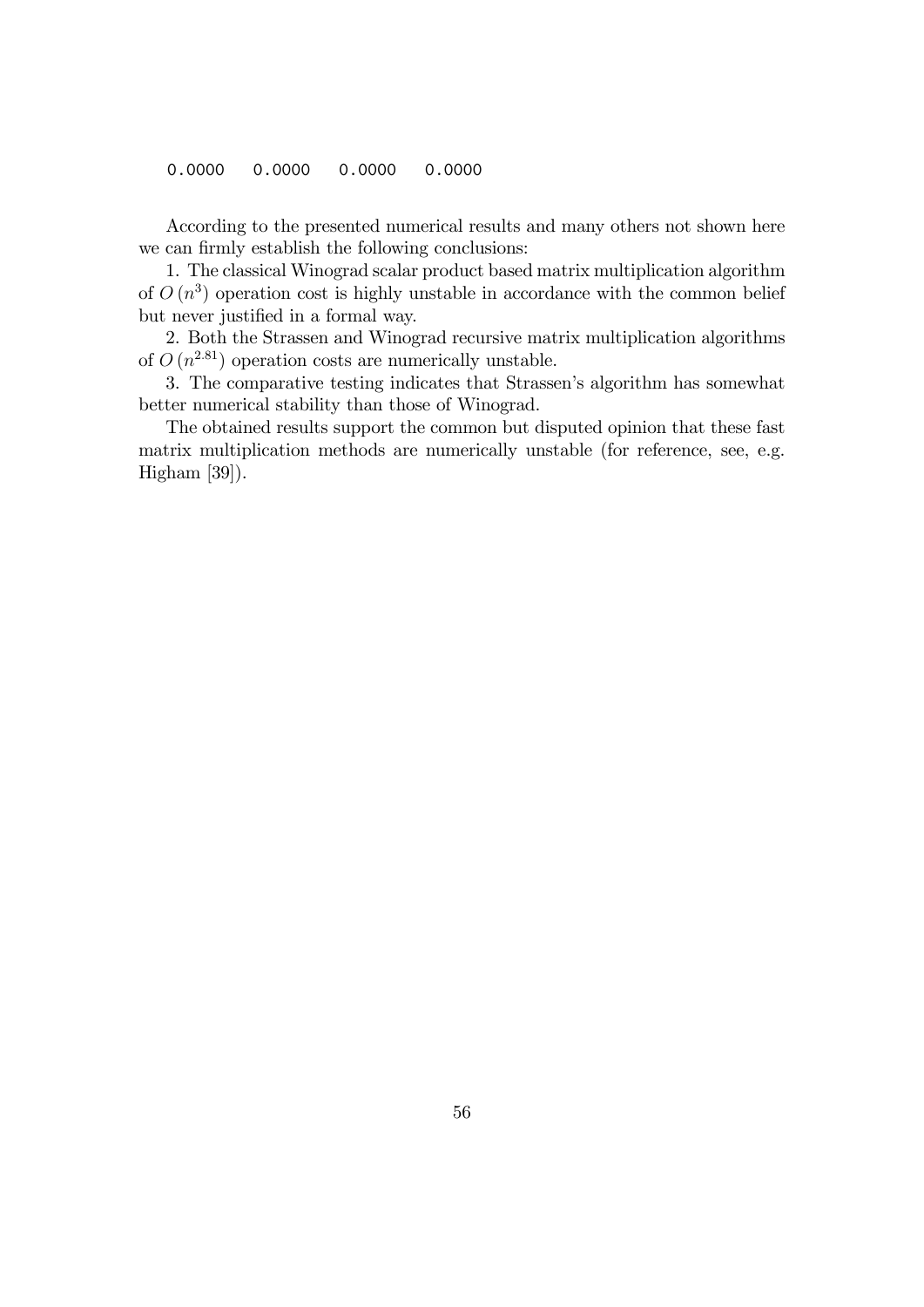```
0.0000   0.0000   0.0000   0.0000
```

According to the presented numerical results and many others not shown here we can firmly establish the following conclusions:

1. The classical Winograd scalar product based matrix multiplication algorithm of $O(n^3)$ operation cost is highly unstable in accordance with the common belief but never justified in a formal way.

2. Both the Strassen and Winograd recursive matrix multiplication algorithms of $O(n^{2.81})$ operation costs are numerically unstable.

3. The comparative testing indicates that Strassen's algorithm has somewhat better numerical stability than those of Winograd.

The obtained results support the common but disputed opinion that these fast matrix multiplication methods are numerically unstable (for reference, see, e.g. Higham [39]).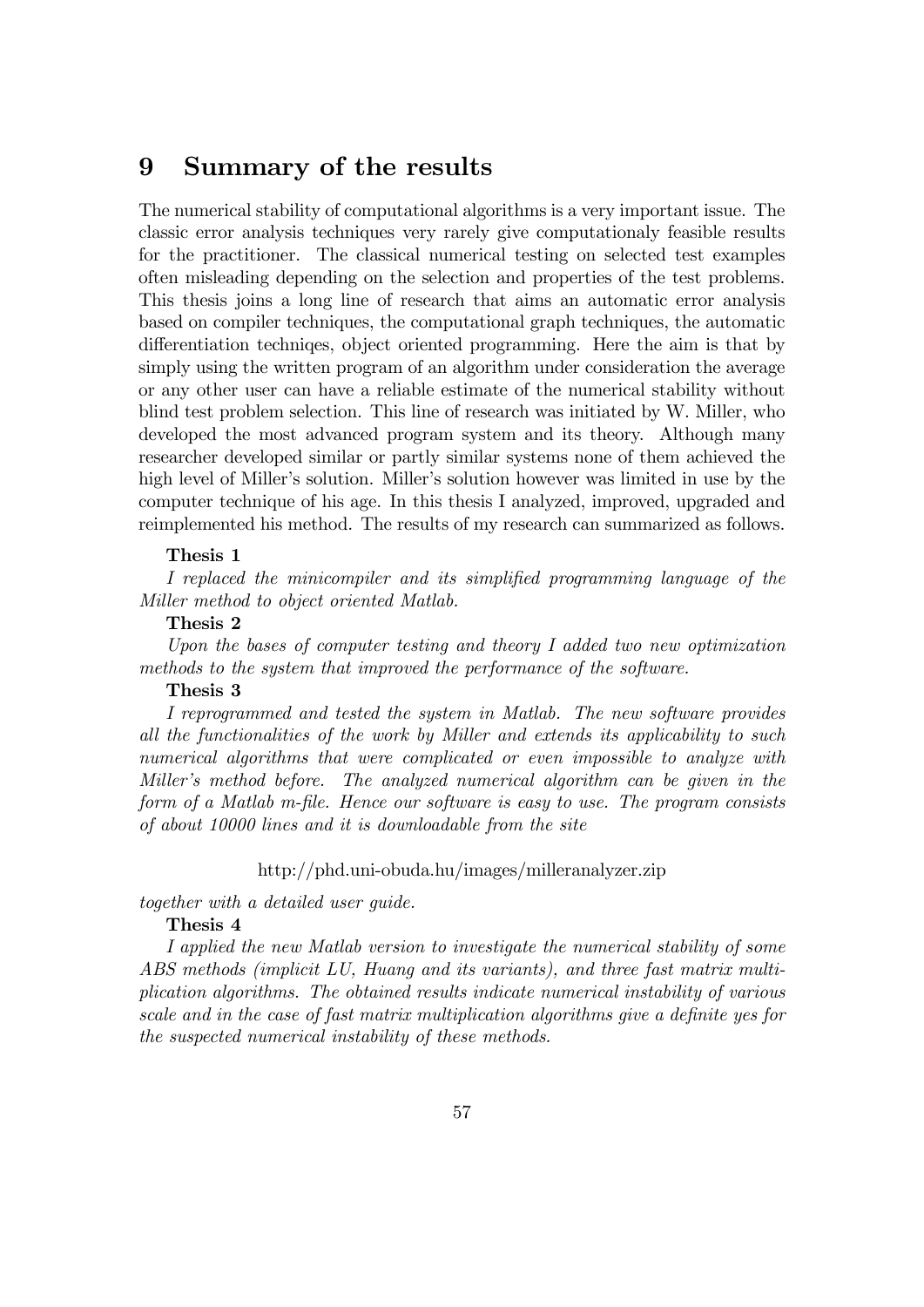# 9 Summary of the results

The numerical stability of computational algorithms is a very important issue. The classic error analysis techniques very rarely give computationaly feasible results for the practitioner. The classical numerical testing on selected test examples often misleading depending on the selection and properties of the test problems. This thesis joins a long line of research that aims an automatic error analysis based on compiler techniques, the computational graph techniques, the automatic differentiation techniqes, object oriented programming. Here the aim is that by simply using the written program of an algorithm under consideration the average or any other user can have a reliable estimate of the numerical stability without blind test problem selection. This line of research was initiated by W. Miller, who developed the most advanced program system and its theory. Although many researcher developed similar or partly similar systems none of them achieved the high level of Miller's solution. Miller's solution however was limited in use by the computer technique of his age. In this thesis I analyzed, improved, upgraded and reimplemented his method. The results of my research can summarized as follows.

**Thesis 1**

*I replaced the minicompiler and its simplified programming language of the Miller method to object oriented Matlab.*

**Thesis 2**

*Upon the bases of computer testing and theory I added two new optimization methods to the system that improved the performance of the software.*

**Thesis 3**

*I reprogrammed and tested the system in Matlab. The new software provides all the functionalities of the work by Miller and extends its applicability to such numerical algorithms that were complicated or even impossible to analyze with Miller's method before. The analyzed numerical algorithm can be given in the form of a Matlab m-file. Hence our software is easy to use. The program consists of about 10000 lines and it is downloadable from the site*

http://phd.uni-obuda.hu/images/milleranalyzer.zip

*together with a detailed user guide.*

**Thesis 4**

*I applied the new Matlab version to investigate the numerical stability of some ABS methods (implicit LU, Huang and its variants), and three fast matrix multiplication algorithms. The obtained results indicate numerical instability of various scale and in the case of fast matrix multiplication algorithms give a definite yes for the suspected numerical instability of these methods.*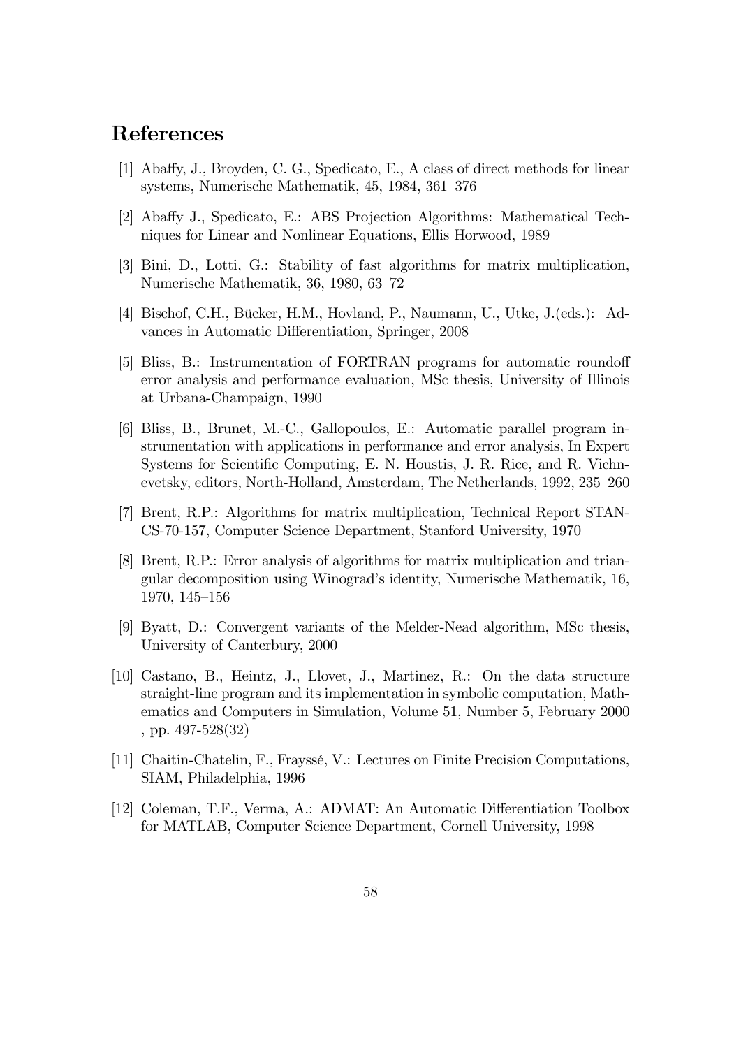# References

[1] Abaffy, J., Broyden, C. G., Spedicato, E., A class of direct methods for linear systems, Numerische Mathematik, 45, 1984, 361–376

[2] Abaffy J., Spedicato, E.: ABS Projection Algorithms: Mathematical Techniques for Linear and Nonlinear Equations, Ellis Horwood, 1989

[3] Bini, D., Lotti, G.: Stability of fast algorithms for matrix multiplication, Numerische Mathematik, 36, 1980, 63–72

[4] Bischof, C.H., Bücker, H.M., Hovland, P., Naumann, U., Utke, J.(eds.): Advances in Automatic Differentiation, Springer, 2008

[5] Bliss, B.: Instrumentation of FORTRAN programs for automatic roundoff error analysis and performance evaluation, MSc thesis, University of Illinois at Urbana-Champaign, 1990

[6] Bliss, B., Brunet, M.-C., Gallopoulos, E.: Automatic parallel program instrumentation with applications in performance and error analysis, In Expert Systems for Scientific Computing, E. N. Houstis, J. R. Rice, and R. Vichnevetsky, editors, North-Holland, Amsterdam, The Netherlands, 1992, 235–260

[7] Brent, R.P.: Algorithms for matrix multiplication, Technical Report STAN-CS-70-157, Computer Science Department, Stanford University, 1970

[8] Brent, R.P.: Error analysis of algorithms for matrix multiplication and triangular decomposition using Winograd's identity, Numerische Mathematik, 16, 1970, 145–156

[9] Byatt, D.: Convergent variants of the Melder-Nead algorithm, MSc thesis, University of Canterbury, 2000

[10] Castano, B., Heintz, J., Llovet, J., Martinez, R.: On the data structure straight-line program and its implementation in symbolic computation, Mathematics and Computers in Simulation, Volume 51, Number 5, February 2000 , pp. 497-528(32)

[11] Chaitin-Chatelin, F., Frayssé, V.: Lectures on Finite Precision Computations, SIAM, Philadelphia, 1996

[12] Coleman, T.F., Verma, A.: ADMAT: An Automatic Differentiation Toolbox for MATLAB, Computer Science Department, Cornell University, 1998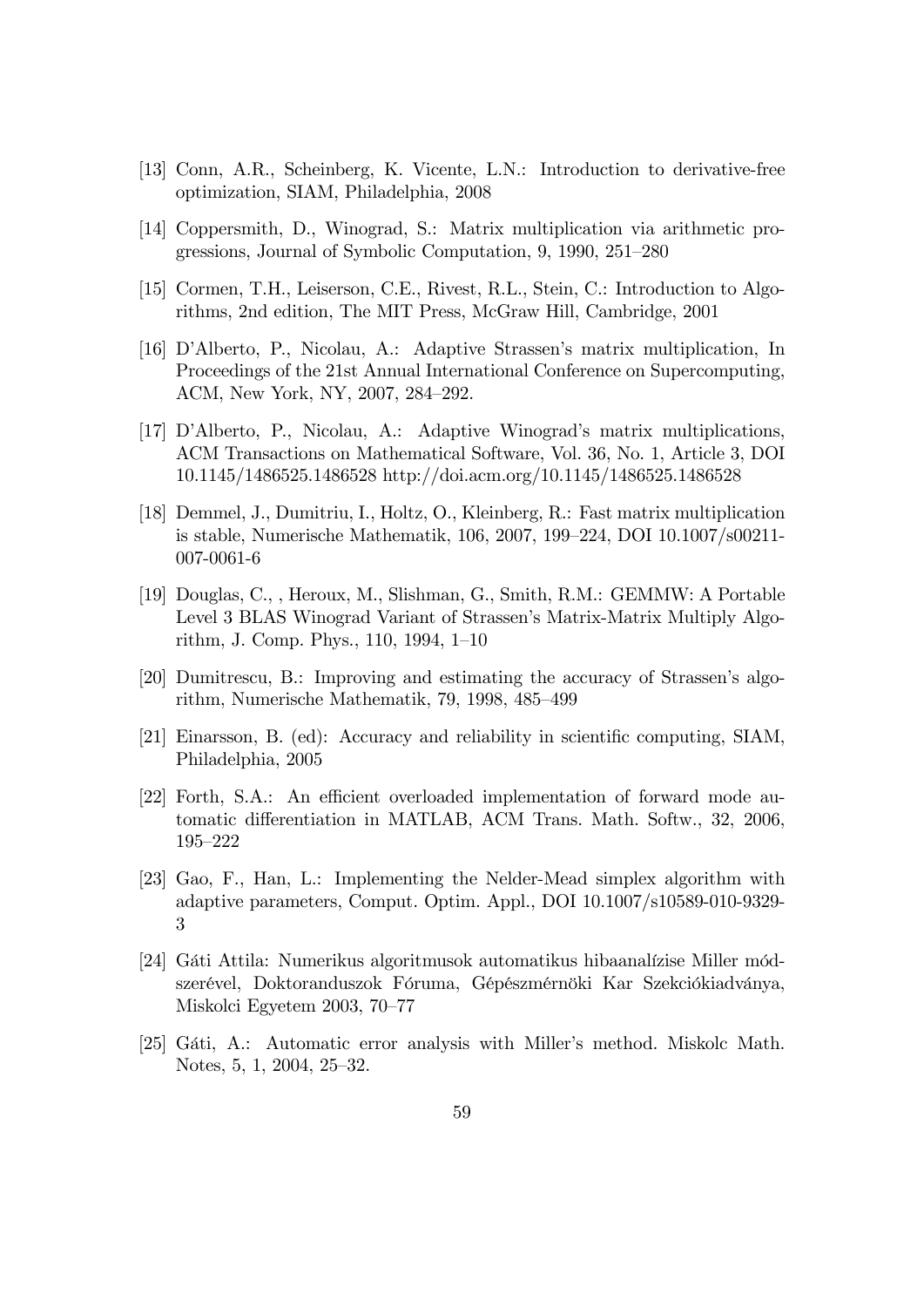[13] Conn, A.R., Scheinberg, K. Vicente, L.N.: Introduction to derivative-free optimization, SIAM, Philadelphia, 2008

[14] Coppersmith, D., Winograd, S.: Matrix multiplication via arithmetic progressions, Journal of Symbolic Computation, 9, 1990, 251–280

[15] Cormen, T.H., Leiserson, C.E., Rivest, R.L., Stein, C.: Introduction to Algorithms, 2nd edition, The MIT Press, McGraw Hill, Cambridge, 2001

[16] D'Alberto, P., Nicolau, A.: Adaptive Strassen's matrix multiplication, In Proceedings of the 21st Annual International Conference on Supercomputing, ACM, New York, NY, 2007, 284–292.

[17] D'Alberto, P., Nicolau, A.: Adaptive Winograd's matrix multiplications, ACM Transactions on Mathematical Software, Vol. 36, No. 1, Article 3, DOI 10.1145/1486525.1486528 http://doi.acm.org/10.1145/1486525.1486528

[18] Demmel, J., Dumitriu, I., Holtz, O., Kleinberg, R.: Fast matrix multiplication is stable, Numerische Mathematik, 106, 2007, 199–224, DOI 10.1007/s00211-007-0061-6

[19] Douglas, C., , Heroux, M., Slishman, G., Smith, R.M.: GEMMW: A Portable Level 3 BLAS Winograd Variant of Strassen's Matrix-Matrix Multiply Algorithm, J. Comp. Phys., 110, 1994, 1–10

[20] Dumitrescu, B.: Improving and estimating the accuracy of Strassen's algorithm, Numerische Mathematik, 79, 1998, 485–499

[21] Einarsson, B. (ed): Accuracy and reliability in scientific computing, SIAM, Philadelphia, 2005

[22] Forth, S.A.: An efficient overloaded implementation of forward mode automatic differentiation in MATLAB, ACM Trans. Math. Softw., 32, 2006, 195–222

[23] Gao, F., Han, L.: Implementing the Nelder-Mead simplex algorithm with adaptive parameters, Comput. Optim. Appl., DOI 10.1007/s10589-010-9329-3

[24] Gáti Attila: Numerikus algoritmusok automatikus hibaanalízise Miller módszerével, Doktoranduszok Fóruma, Gépészmérnöki Kar Szekciókiadványa, Miskolci Egyetem 2003, 70–77

[25] Gáti, A.: Automatic error analysis with Miller's method. Miskolc Math. Notes, 5, 1, 2004, 25–32.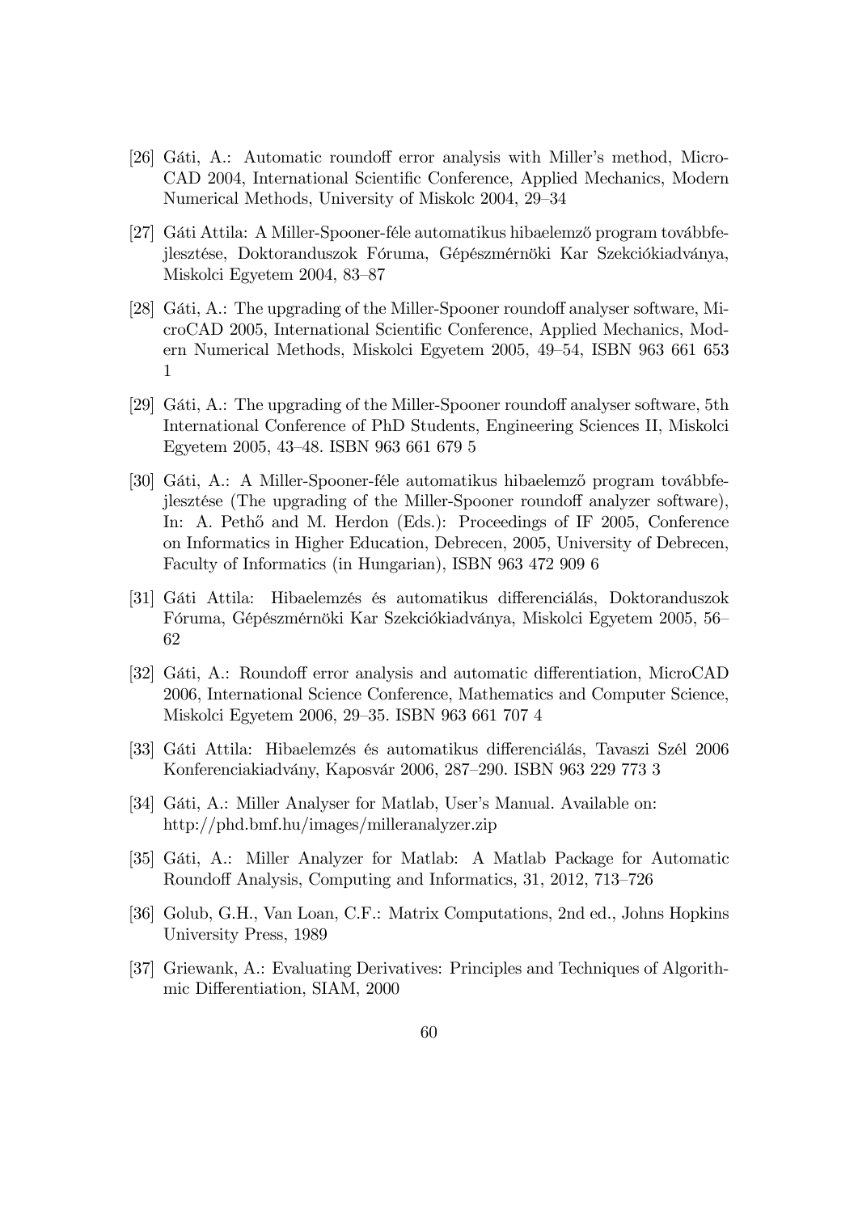[26] Gáti, A.: Automatic roundoff error analysis with Miller's method, MicroCAD 2004, International Scientific Conference, Applied Mechanics, Modern Numerical Methods, University of Miskolc 2004, 29–34

[27] Gáti Attila: A Miller-Spooner-féle automatikus hibaelemző program továbbfejlesztése, Doktoranduszok Fóruma, Gépészmérnöki Kar Szekciókiadványa, Miskolci Egyetem 2004, 83–87

[28] Gáti, A.: The upgrading of the Miller-Spooner roundoff analyser software, MicroCAD 2005, International Scientific Conference, Applied Mechanics, Modern Numerical Methods, Miskolci Egyetem 2005, 49–54, ISBN 963 661 653 1

[29] Gáti, A.: The upgrading of the Miller-Spooner roundoff analyser software, 5th International Conference of PhD Students, Engineering Sciences II, Miskolci Egyetem 2005, 43–48. ISBN 963 661 679 5

[30] Gáti, A.: A Miller-Spooner-féle automatikus hibaelemző program továbbfejlesztése (The upgrading of the Miller-Spooner roundoff analyzer software), In: A. Pethő and M. Herdon (Eds.): Proceedings of IF 2005, Conference on Informatics in Higher Education, Debrecen, 2005, University of Debrecen, Faculty of Informatics (in Hungarian), ISBN 963 472 909 6

[31] Gáti Attila: Hibaelemzés és automatikus differenciálás, Doktoranduszok Fóruma, Gépészmérnöki Kar Szekciókiadványa, Miskolci Egyetem 2005, 56–62

[32] Gáti, A.: Roundoff error analysis and automatic differentiation, MicroCAD 2006, International Science Conference, Mathematics and Computer Science, Miskolci Egyetem 2006, 29–35. ISBN 963 661 707 4

[33] Gáti Attila: Hibaelemzés és automatikus differenciálás, Tavaszi Szél 2006 Konferenciakiadvány, Kaposvár 2006, 287–290. ISBN 963 229 773 3

[34] Gáti, A.: Miller Analyser for Matlab, User's Manual. Available on: http://phd.bmf.hu/images/milleranalyzer.zip

[35] Gáti, A.: Miller Analyzer for Matlab: A Matlab Package for Automatic Roundoff Analysis, Computing and Informatics, 31, 2012, 713–726

[36] Golub, G.H., Van Loan, C.F.: Matrix Computations, 2nd ed., Johns Hopkins University Press, 1989

[37] Griewank, A.: Evaluating Derivatives: Principles and Techniques of Algorithmic Differentiation, SIAM, 2000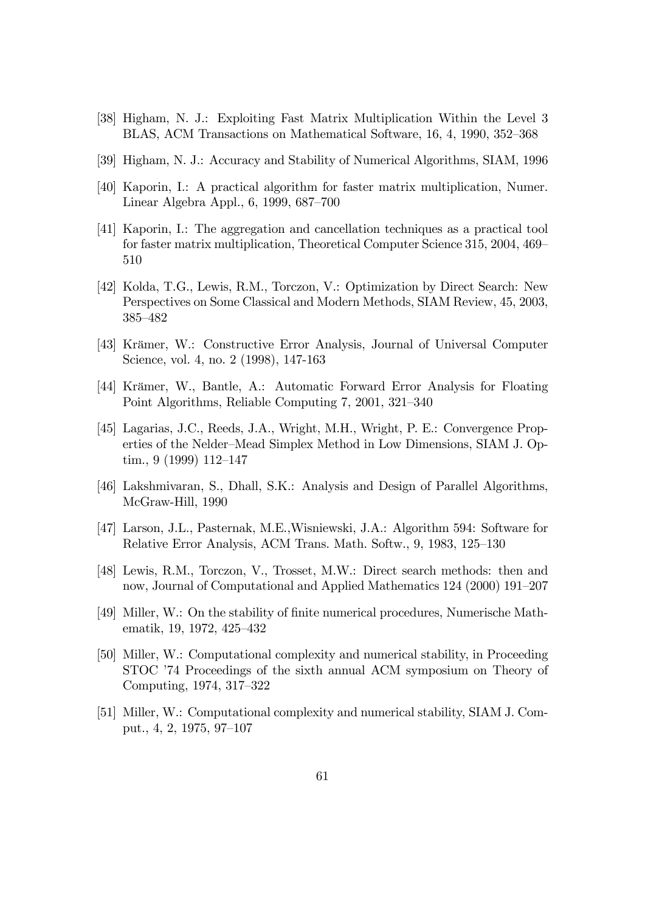[38] Higham, N. J.: Exploiting Fast Matrix Multiplication Within the Level 3 BLAS, ACM Transactions on Mathematical Software, 16, 4, 1990, 352–368

[39] Higham, N. J.: Accuracy and Stability of Numerical Algorithms, SIAM, 1996

[40] Kaporin, I.: A practical algorithm for faster matrix multiplication, Numer. Linear Algebra Appl., 6, 1999, 687–700

[41] Kaporin, I.: The aggregation and cancellation techniques as a practical tool for faster matrix multiplication, Theoretical Computer Science 315, 2004, 469–510

[42] Kolda, T.G., Lewis, R.M., Torczon, V.: Optimization by Direct Search: New Perspectives on Some Classical and Modern Methods, SIAM Review, 45, 2003, 385–482

[43] Krämer, W.: Constructive Error Analysis, Journal of Universal Computer Science, vol. 4, no. 2 (1998), 147-163

[44] Krämer, W., Bantle, A.: Automatic Forward Error Analysis for Floating Point Algorithms, Reliable Computing 7, 2001, 321–340

[45] Lagarias, J.C., Reeds, J.A., Wright, M.H., Wright, P. E.: Convergence Properties of the Nelder–Mead Simplex Method in Low Dimensions, SIAM J. Optim., 9 (1999) 112–147

[46] Lakshmivaran, S., Dhall, S.K.: Analysis and Design of Parallel Algorithms, McGraw-Hill, 1990

[47] Larson, J.L., Pasternak, M.E.,Wisniewski, J.A.: Algorithm 594: Software for Relative Error Analysis, ACM Trans. Math. Softw., 9, 1983, 125–130

[48] Lewis, R.M., Torczon, V., Trosset, M.W.: Direct search methods: then and now, Journal of Computational and Applied Mathematics 124 (2000) 191–207

[49] Miller, W.: On the stability of finite numerical procedures, Numerische Mathematik, 19, 1972, 425–432

[50] Miller, W.: Computational complexity and numerical stability, in Proceeding STOC '74 Proceedings of the sixth annual ACM symposium on Theory of Computing, 1974, 317–322

[51] Miller, W.: Computational complexity and numerical stability, SIAM J. Comput., 4, 2, 1975, 97–107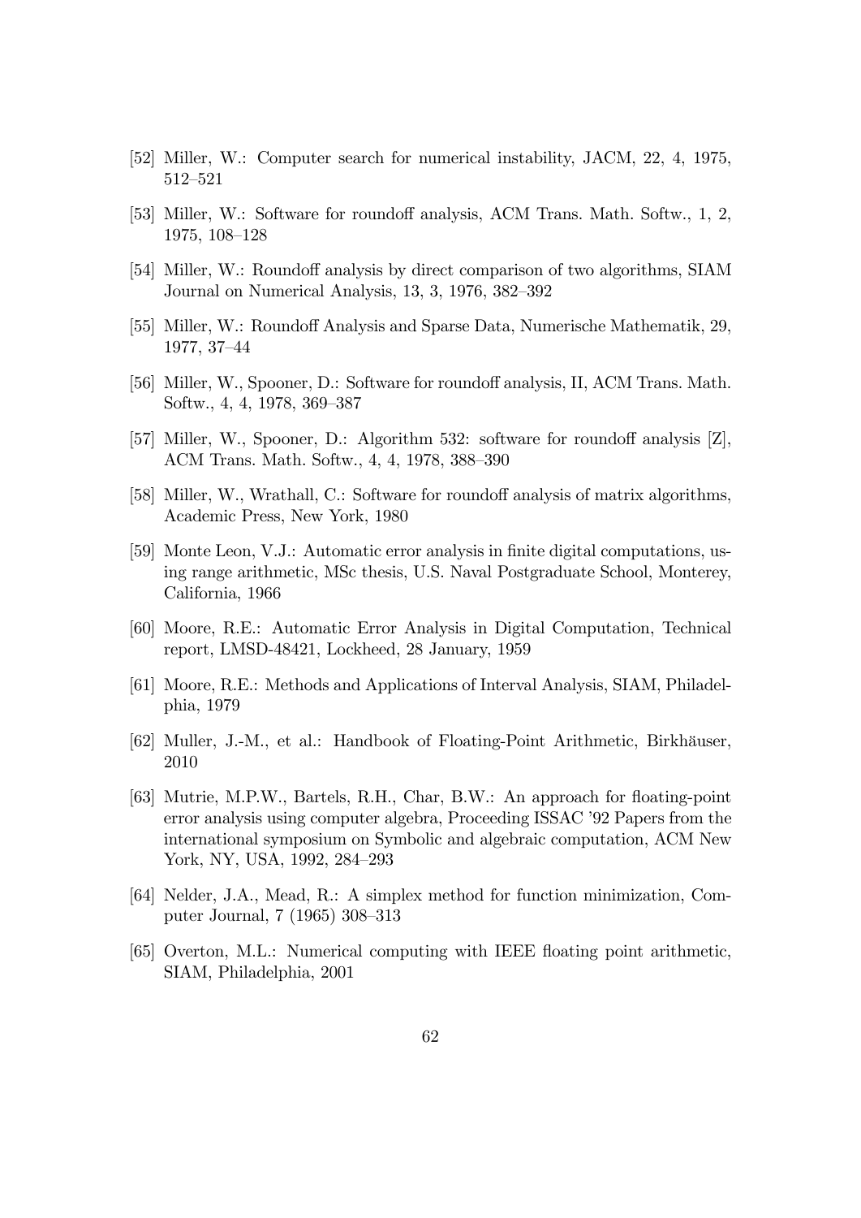[52] Miller, W.: Computer search for numerical instability, JACM, 22, 4, 1975, 512–521

[53] Miller, W.: Software for roundoff analysis, ACM Trans. Math. Softw., 1, 2, 1975, 108–128

[54] Miller, W.: Roundoff analysis by direct comparison of two algorithms, SIAM Journal on Numerical Analysis, 13, 3, 1976, 382–392

[55] Miller, W.: Roundoff Analysis and Sparse Data, Numerische Mathematik, 29, 1977, 37–44

[56] Miller, W., Spooner, D.: Software for roundoff analysis, II, ACM Trans. Math. Softw., 4, 4, 1978, 369–387

[57] Miller, W., Spooner, D.: Algorithm 532: software for roundoff analysis [Z], ACM Trans. Math. Softw., 4, 4, 1978, 388–390

[58] Miller, W., Wrathall, C.: Software for roundoff analysis of matrix algorithms, Academic Press, New York, 1980

[59] Monte Leon, V.J.: Automatic error analysis in finite digital computations, using range arithmetic, MSc thesis, U.S. Naval Postgraduate School, Monterey, California, 1966

[60] Moore, R.E.: Automatic Error Analysis in Digital Computation, Technical report, LMSD-48421, Lockheed, 28 January, 1959

[61] Moore, R.E.: Methods and Applications of Interval Analysis, SIAM, Philadelphia, 1979

[62] Muller, J.-M., et al.: Handbook of Floating-Point Arithmetic, Birkhäuser, 2010

[63] Mutrie, M.P.W., Bartels, R.H., Char, B.W.: An approach for floating-point error analysis using computer algebra, Proceeding ISSAC '92 Papers from the international symposium on Symbolic and algebraic computation, ACM New York, NY, USA, 1992, 284–293

[64] Nelder, J.A., Mead, R.: A simplex method for function minimization, Computer Journal, 7 (1965) 308–313

[65] Overton, M.L.: Numerical computing with IEEE floating point arithmetic, SIAM, Philadelphia, 2001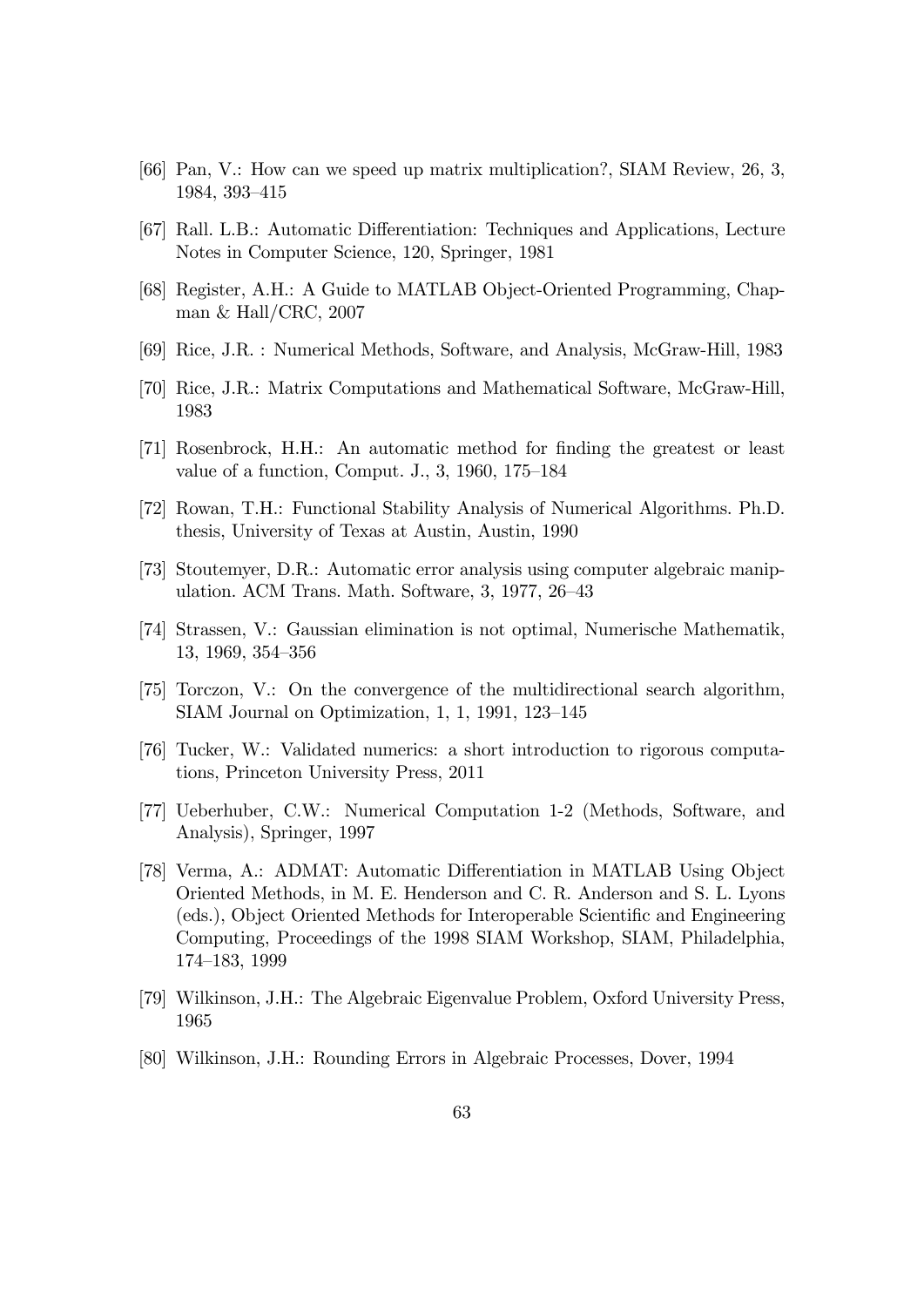[66] Pan, V.: How can we speed up matrix multiplication?, SIAM Review, 26, 3, 1984, 393–415

[67] Rall. L.B.: Automatic Differentiation: Techniques and Applications, Lecture Notes in Computer Science, 120, Springer, 1981

[68] Register, A.H.: A Guide to MATLAB Object-Oriented Programming, Chapman & Hall/CRC, 2007

[69] Rice, J.R. : Numerical Methods, Software, and Analysis, McGraw-Hill, 1983

[70] Rice, J.R.: Matrix Computations and Mathematical Software, McGraw-Hill, 1983

[71] Rosenbrock, H.H.: An automatic method for finding the greatest or least value of a function, Comput. J., 3, 1960, 175–184

[72] Rowan, T.H.: Functional Stability Analysis of Numerical Algorithms. Ph.D. thesis, University of Texas at Austin, Austin, 1990

[73] Stoutemyer, D.R.: Automatic error analysis using computer algebraic manipulation. ACM Trans. Math. Software, 3, 1977, 26–43

[74] Strassen, V.: Gaussian elimination is not optimal, Numerische Mathematik, 13, 1969, 354–356

[75] Torczon, V.: On the convergence of the multidirectional search algorithm, SIAM Journal on Optimization, 1, 1, 1991, 123–145

[76] Tucker, W.: Validated numerics: a short introduction to rigorous computations, Princeton University Press, 2011

[77] Ueberhuber, C.W.: Numerical Computation 1-2 (Methods, Software, and Analysis), Springer, 1997

[78] Verma, A.: ADMAT: Automatic Differentiation in MATLAB Using Object Oriented Methods, in M. E. Henderson and C. R. Anderson and S. L. Lyons (eds.), Object Oriented Methods for Interoperable Scientific and Engineering Computing, Proceedings of the 1998 SIAM Workshop, SIAM, Philadelphia, 174–183, 1999

[79] Wilkinson, J.H.: The Algebraic Eigenvalue Problem, Oxford University Press, 1965

[80] Wilkinson, J.H.: Rounding Errors in Algebraic Processes, Dover, 1994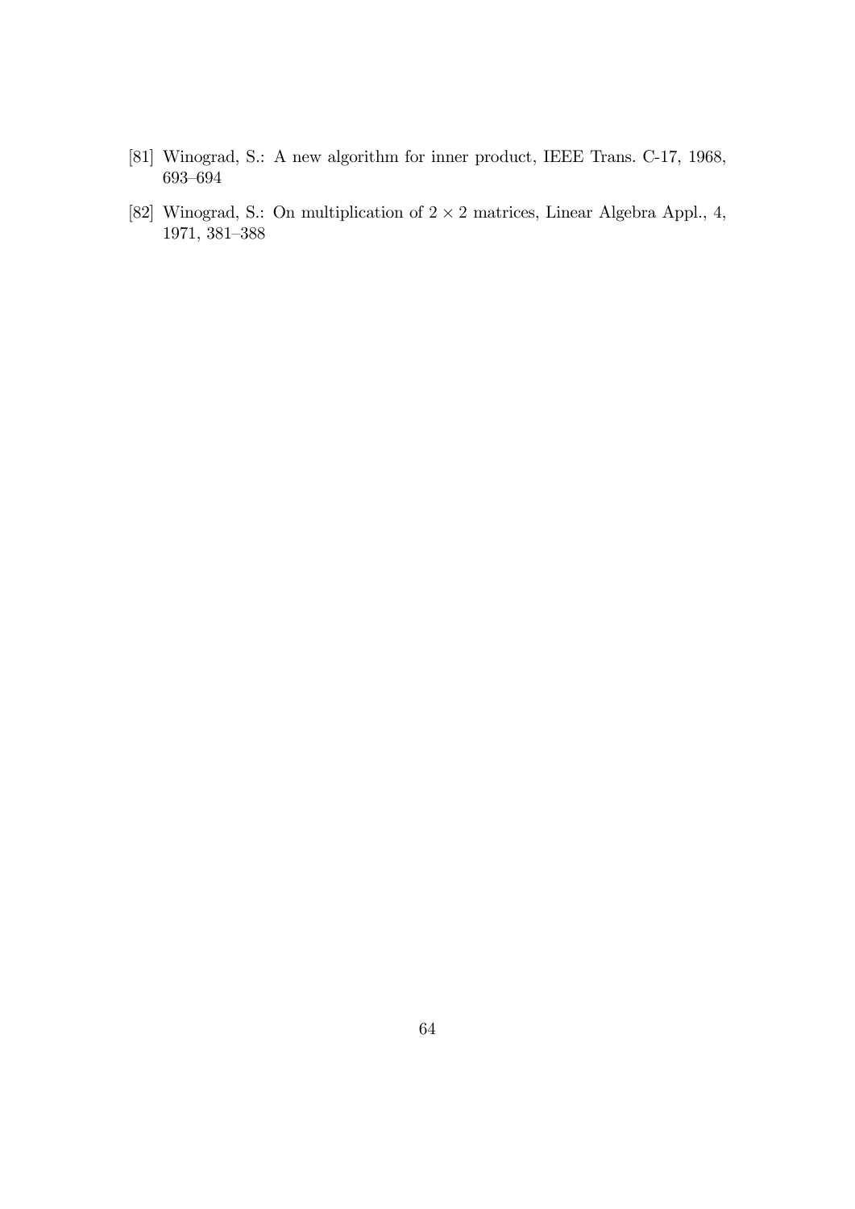[81] Winograd, S.: A new algorithm for inner product, IEEE Trans. C-17, 1968, 693–694

[82] Winograd, S.: On multiplication of $2 \times 2$ matrices, Linear Algebra Appl., 4, 1971, 381–388